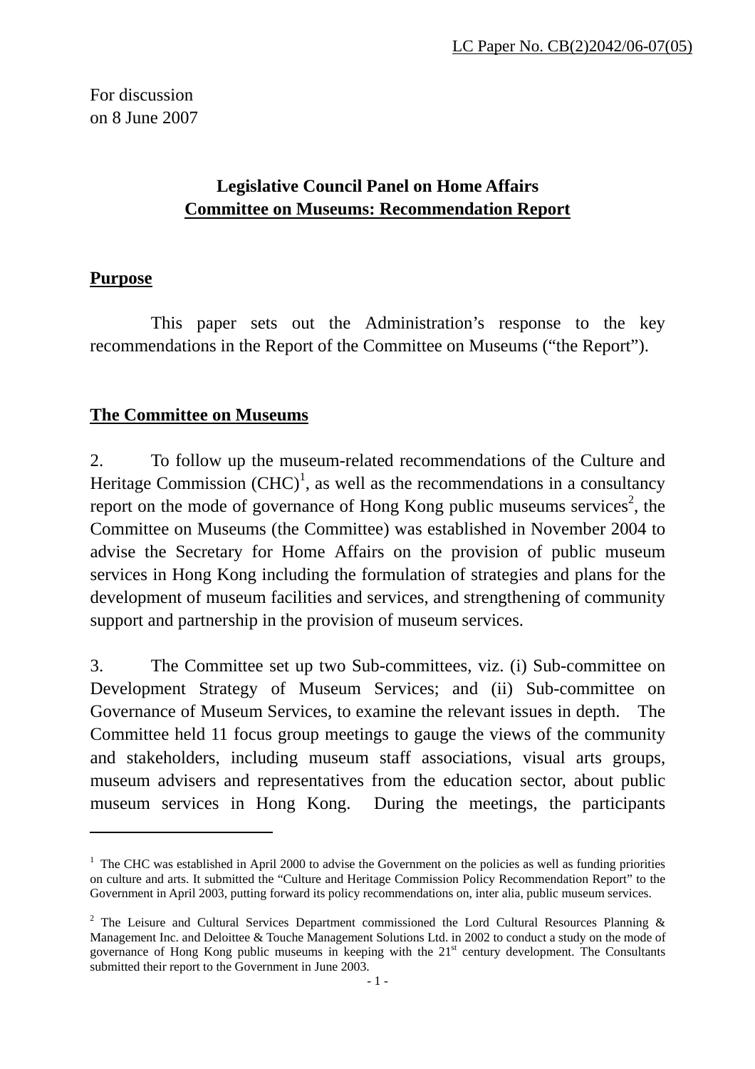LC Paper No. CB(2)2042/06-07(05)

For discussion
on 8 June 2007

# Legislative Council Panel on Home Affairs
# Committee on Museums: Recommendation Report

## Purpose

This paper sets out the Administration's response to the key recommendations in the Report of the Committee on Museums ("the Report").

## The Committee on Museums

2. To follow up the museum-related recommendations of the Culture and Heritage Commission (CHC)[1], as well as the recommendations in a consultancy report on the mode of governance of Hong Kong public museums services[2], the Committee on Museums (the Committee) was established in November 2004 to advise the Secretary for Home Affairs on the provision of public museum services in Hong Kong including the formulation of strategies and plans for the development of museum facilities and services, and strengthening of community support and partnership in the provision of museum services.

3. The Committee set up two Sub-committees, viz. (i) Sub-committee on Development Strategy of Museum Services; and (ii) Sub-committee on Governance of Museum Services, to examine the relevant issues in depth. The Committee held 11 focus group meetings to gauge the views of the community and stakeholders, including museum staff associations, visual arts groups, museum advisers and representatives from the education sector, about public museum services in Hong Kong. During the meetings, the participants

---

[1] The CHC was established in April 2000 to advise the Government on the policies as well as funding priorities on culture and arts. It submitted the "Culture and Heritage Commission Policy Recommendation Report" to the Government in April 2003, putting forward its policy recommendations on, inter alia, public museum services.

[2] The Leisure and Cultural Services Department commissioned the Lord Cultural Resources Planning & Management Inc. and Deloitte & Touche Management Solutions Ltd. in 2002 to conduct a study on the mode of governance of Hong Kong public museums in keeping with the 21st century development. The Consultants submitted their report to the Government in June 2003.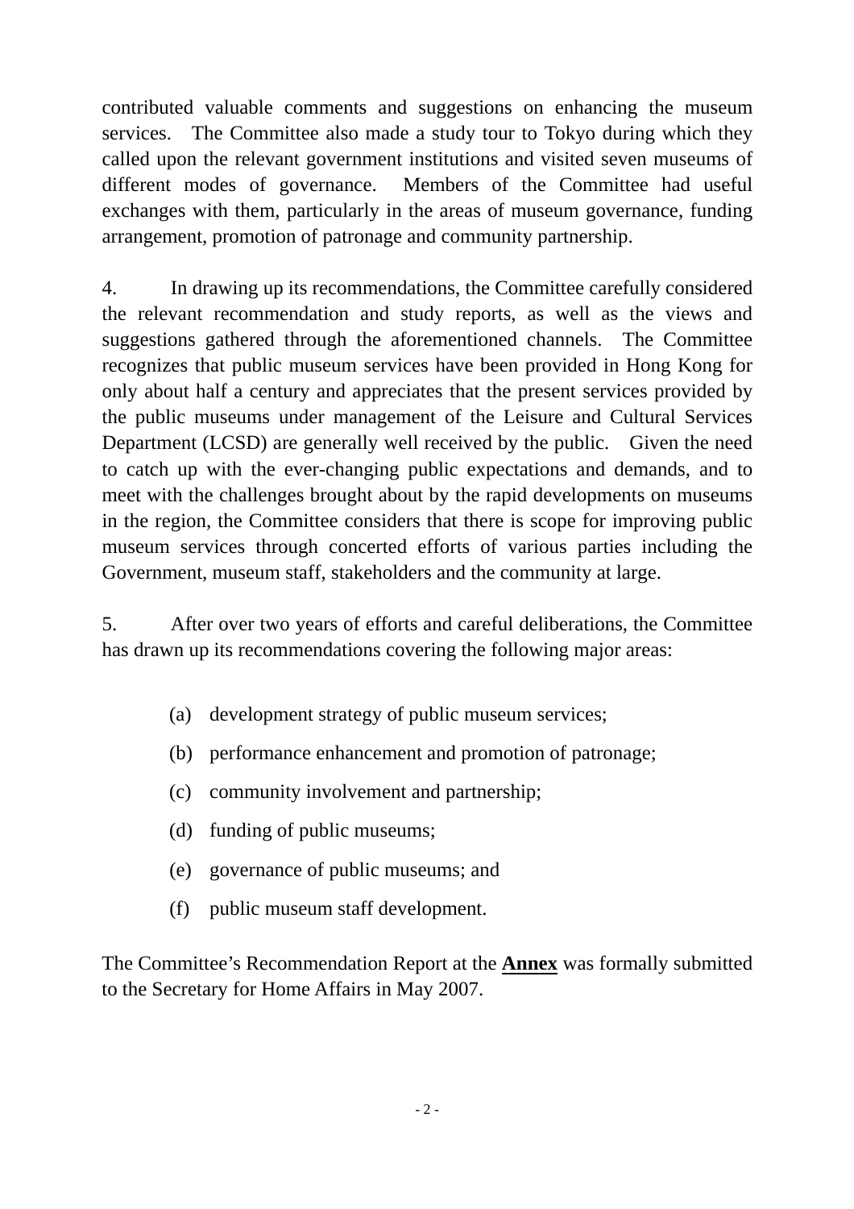contributed valuable comments and suggestions on enhancing the museum services. The Committee also made a study tour to Tokyo during which they called upon the relevant government institutions and visited seven museums of different modes of governance. Members of the Committee had useful exchanges with them, particularly in the areas of museum governance, funding arrangement, promotion of patronage and community partnership.

4. In drawing up its recommendations, the Committee carefully considered the relevant recommendation and study reports, as well as the views and suggestions gathered through the aforementioned channels. The Committee recognizes that public museum services have been provided in Hong Kong for only about half a century and appreciates that the present services provided by the public museums under management of the Leisure and Cultural Services Department (LCSD) are generally well received by the public. Given the need to catch up with the ever-changing public expectations and demands, and to meet with the challenges brought about by the rapid developments on museums in the region, the Committee considers that there is scope for improving public museum services through concerted efforts of various parties including the Government, museum staff, stakeholders and the community at large.

5. After over two years of efforts and careful deliberations, the Committee has drawn up its recommendations covering the following major areas:

(a) development strategy of public museum services;

(b) performance enhancement and promotion of patronage;

(c) community involvement and partnership;

(d) funding of public museums;

(e) governance of public museums; and

(f) public museum staff development.

The Committee's Recommendation Report at the **Annex** was formally submitted to the Secretary for Home Affairs in May 2007.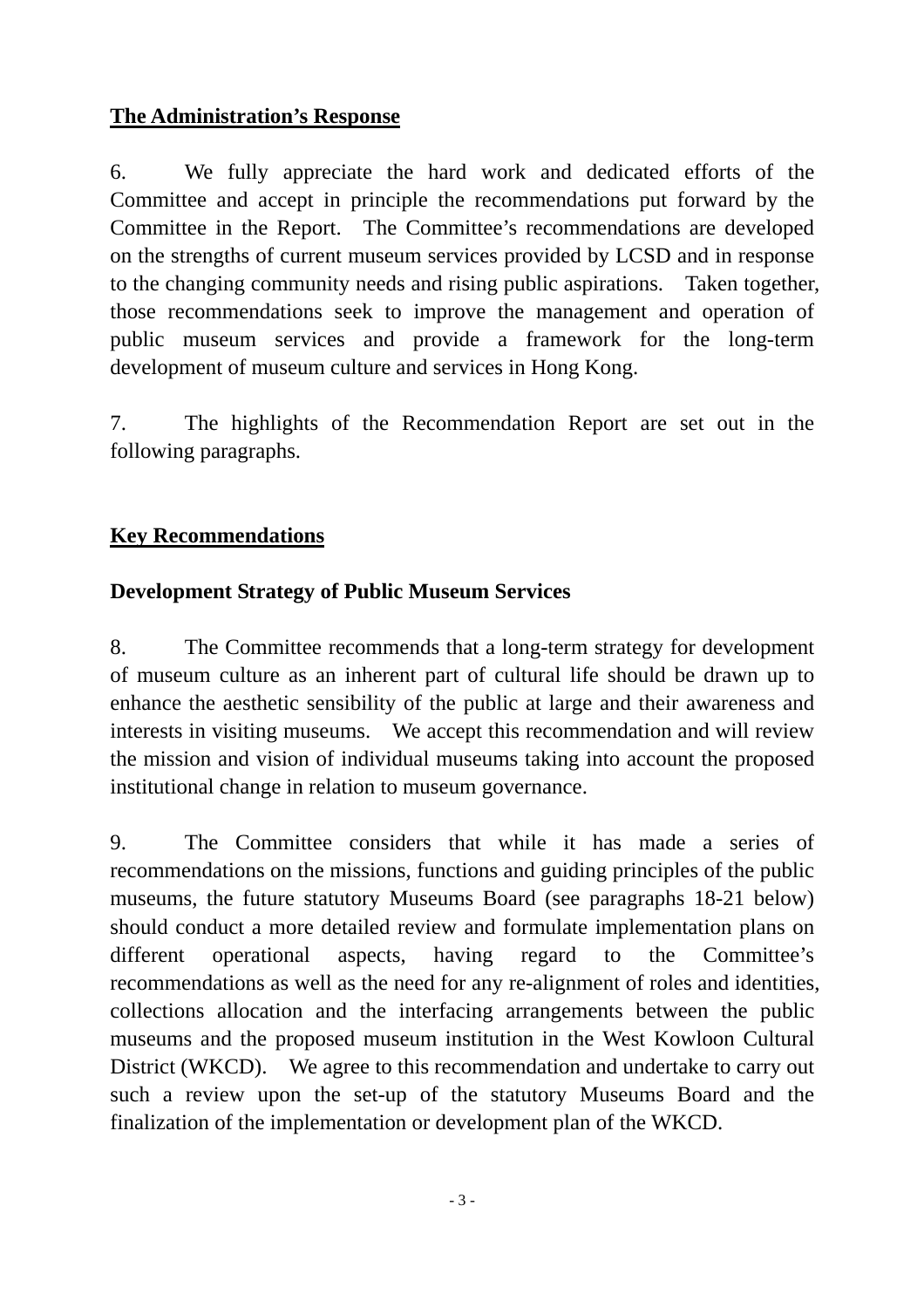**<u>The Administration's Response</u>**

6. We fully appreciate the hard work and dedicated efforts of the Committee and accept in principle the recommendations put forward by the Committee in the Report. The Committee's recommendations are developed on the strengths of current museum services provided by LCSD and in response to the changing community needs and rising public aspirations. Taken together, those recommendations seek to improve the management and operation of public museum services and provide a framework for the long-term development of museum culture and services in Hong Kong.

7. The highlights of the Recommendation Report are set out in the following paragraphs.

**<u>Key Recommendations</u>**

**Development Strategy of Public Museum Services**

8. The Committee recommends that a long-term strategy for development of museum culture as an inherent part of cultural life should be drawn up to enhance the aesthetic sensibility of the public at large and their awareness and interests in visiting museums. We accept this recommendation and will review the mission and vision of individual museums taking into account the proposed institutional change in relation to museum governance.

9. The Committee considers that while it has made a series of recommendations on the missions, functions and guiding principles of the public museums, the future statutory Museums Board (see paragraphs 18-21 below) should conduct a more detailed review and formulate implementation plans on different operational aspects, having regard to the Committee's recommendations as well as the need for any re-alignment of roles and identities, collections allocation and the interfacing arrangements between the public museums and the proposed museum institution in the West Kowloon Cultural District (WKCD). We agree to this recommendation and undertake to carry out such a review upon the set-up of the statutory Museums Board and the finalization of the implementation or development plan of the WKCD.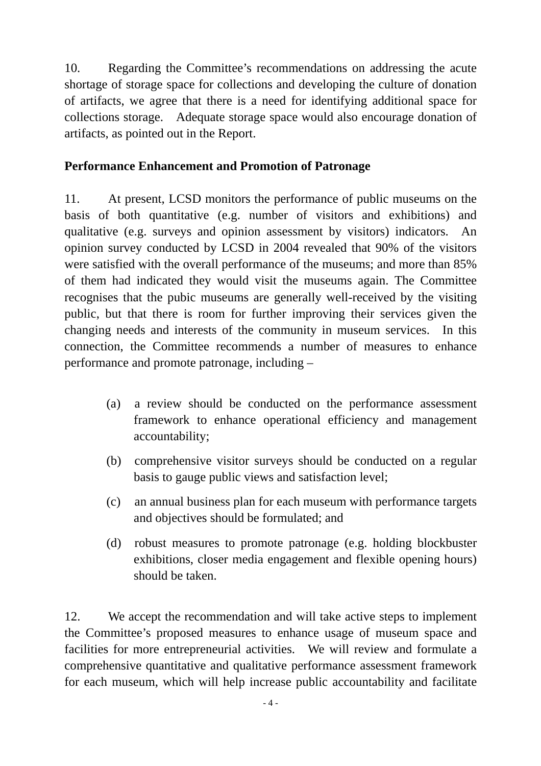10. Regarding the Committee's recommendations on addressing the acute shortage of storage space for collections and developing the culture of donation of artifacts, we agree that there is a need for identifying additional space for collections storage. Adequate storage space would also encourage donation of artifacts, as pointed out in the Report.

**Performance Enhancement and Promotion of Patronage**

11. At present, LCSD monitors the performance of public museums on the basis of both quantitative (e.g. number of visitors and exhibitions) and qualitative (e.g. surveys and opinion assessment by visitors) indicators. An opinion survey conducted by LCSD in 2004 revealed that 90% of the visitors were satisfied with the overall performance of the museums; and more than 85% of them had indicated they would visit the museums again. The Committee recognises that the pubic museums are generally well-received by the visiting public, but that there is room for further improving their services given the changing needs and interests of the community in museum services. In this connection, the Committee recommends a number of measures to enhance performance and promote patronage, including –

(a) a review should be conducted on the performance assessment framework to enhance operational efficiency and management accountability;

(b) comprehensive visitor surveys should be conducted on a regular basis to gauge public views and satisfaction level;

(c) an annual business plan for each museum with performance targets and objectives should be formulated; and

(d) robust measures to promote patronage (e.g. holding blockbuster exhibitions, closer media engagement and flexible opening hours) should be taken.

12. We accept the recommendation and will take active steps to implement the Committee's proposed measures to enhance usage of museum space and facilities for more entrepreneurial activities. We will review and formulate a comprehensive quantitative and qualitative performance assessment framework for each museum, which will help increase public accountability and facilitate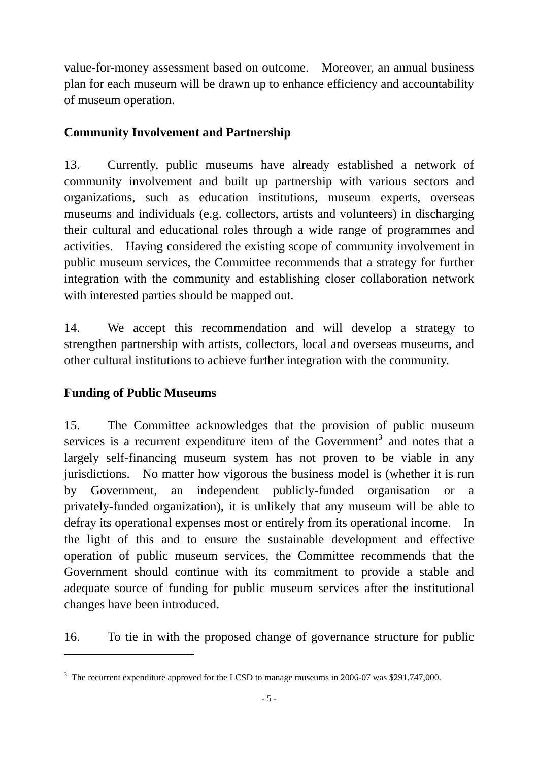value-for-money assessment based on outcome. Moreover, an annual business plan for each museum will be drawn up to enhance efficiency and accountability of museum operation.

**Community Involvement and Partnership**

13. Currently, public museums have already established a network of community involvement and built up partnership with various sectors and organizations, such as education institutions, museum experts, overseas museums and individuals (e.g. collectors, artists and volunteers) in discharging their cultural and educational roles through a wide range of programmes and activities. Having considered the existing scope of community involvement in public museum services, the Committee recommends that a strategy for further integration with the community and establishing closer collaboration network with interested parties should be mapped out.

14. We accept this recommendation and will develop a strategy to strengthen partnership with artists, collectors, local and overseas museums, and other cultural institutions to achieve further integration with the community.

**Funding of Public Museums**

15. The Committee acknowledges that the provision of public museum services is a recurrent expenditure item of the Government[3] and notes that a largely self-financing museum system has not proven to be viable in any jurisdictions. No matter how vigorous the business model is (whether it is run by Government, an independent publicly-funded organisation or a privately-funded organization), it is unlikely that any museum will be able to defray its operational expenses most or entirely from its operational income. In the light of this and to ensure the sustainable development and effective operation of public museum services, the Committee recommends that the Government should continue with its commitment to provide a stable and adequate source of funding for public museum services after the institutional changes have been introduced.

16. To tie in with the proposed change of governance structure for public

---

[3] The recurrent expenditure approved for the LCSD to manage museums in 2006-07 was $291,747,000.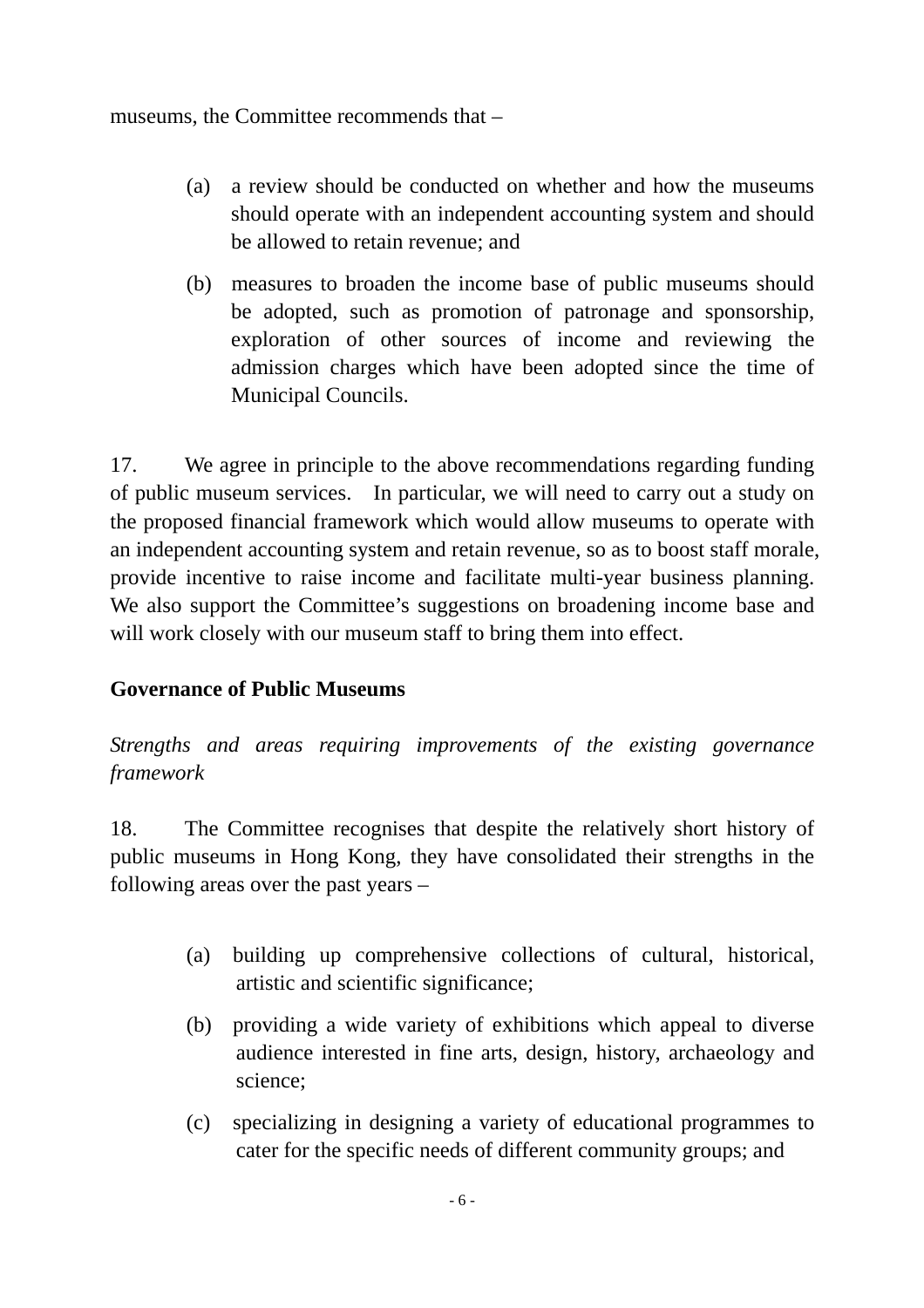museums, the Committee recommends that –

(a) a review should be conducted on whether and how the museums should operate with an independent accounting system and should be allowed to retain revenue; and

(b) measures to broaden the income base of public museums should be adopted, such as promotion of patronage and sponsorship, exploration of other sources of income and reviewing the admission charges which have been adopted since the time of Municipal Councils.

17. We agree in principle to the above recommendations regarding funding of public museum services. In particular, we will need to carry out a study on the proposed financial framework which would allow museums to operate with an independent accounting system and retain revenue, so as to boost staff morale, provide incentive to raise income and facilitate multi-year business planning. We also support the Committee's suggestions on broadening income base and will work closely with our museum staff to bring them into effect.

**Governance of Public Museums**

*Strengths and areas requiring improvements of the existing governance framework*

18. The Committee recognises that despite the relatively short history of public museums in Hong Kong, they have consolidated their strengths in the following areas over the past years –

(a) building up comprehensive collections of cultural, historical, artistic and scientific significance;

(b) providing a wide variety of exhibitions which appeal to diverse audience interested in fine arts, design, history, archaeology and science;

(c) specializing in designing a variety of educational programmes to cater for the specific needs of different community groups; and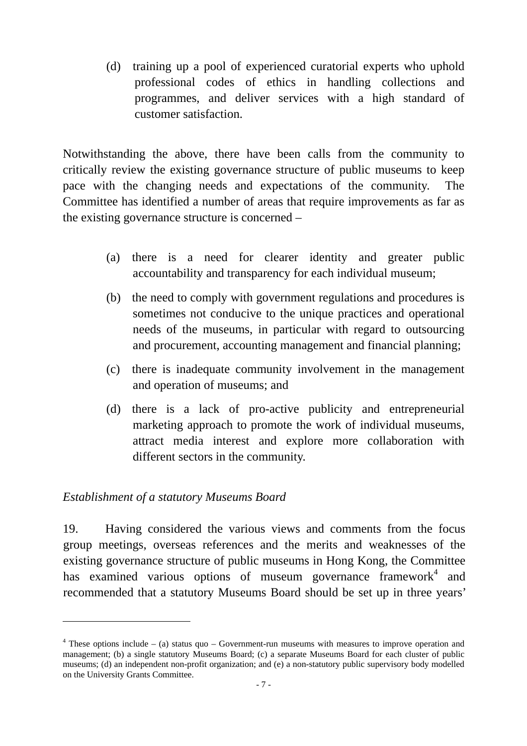(d) training up a pool of experienced curatorial experts who uphold professional codes of ethics in handling collections and programmes, and deliver services with a high standard of customer satisfaction.

Notwithstanding the above, there have been calls from the community to critically review the existing governance structure of public museums to keep pace with the changing needs and expectations of the community. The Committee has identified a number of areas that require improvements as far as the existing governance structure is concerned –

(a) there is a need for clearer identity and greater public accountability and transparency for each individual museum;

(b) the need to comply with government regulations and procedures is sometimes not conducive to the unique practices and operational needs of the museums, in particular with regard to outsourcing and procurement, accounting management and financial planning;

(c) there is inadequate community involvement in the management and operation of museums; and

(d) there is a lack of pro-active publicity and entrepreneurial marketing approach to promote the work of individual museums, attract media interest and explore more collaboration with different sectors in the community.

*Establishment of a statutory Museums Board*

19. Having considered the various views and comments from the focus group meetings, overseas references and the merits and weaknesses of the existing governance structure of public museums in Hong Kong, the Committee has examined various options of museum governance framework[4] and recommended that a statutory Museums Board should be set up in three years'

---

[4] These options include – (a) status quo – Government-run museums with measures to improve operation and management; (b) a single statutory Museums Board; (c) a separate Museums Board for each cluster of public museums; (d) an independent non-profit organization; and (e) a non-statutory public supervisory body modelled on the University Grants Committee.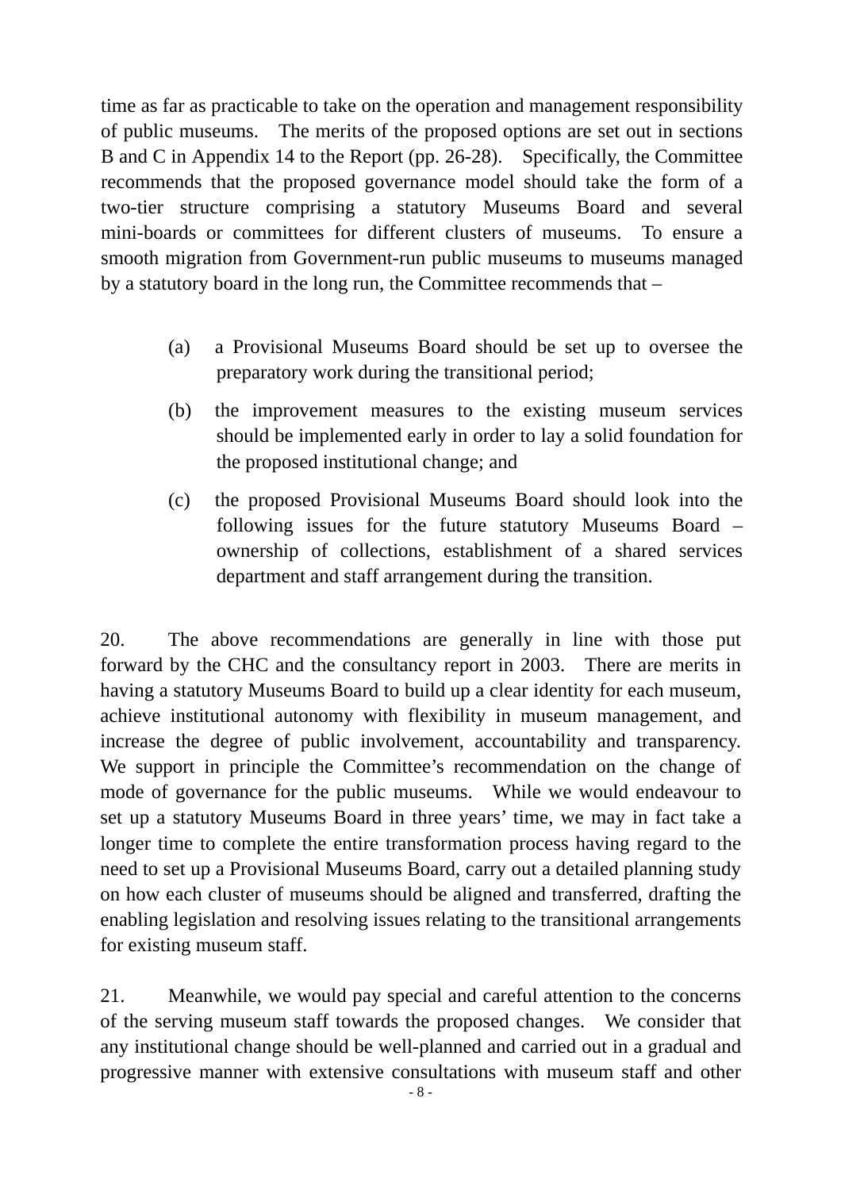time as far as practicable to take on the operation and management responsibility of public museums. The merits of the proposed options are set out in sections B and C in Appendix 14 to the Report (pp. 26-28). Specifically, the Committee recommends that the proposed governance model should take the form of a two-tier structure comprising a statutory Museums Board and several mini-boards or committees for different clusters of museums. To ensure a smooth migration from Government-run public museums to museums managed by a statutory board in the long run, the Committee recommends that –

(a) a Provisional Museums Board should be set up to oversee the preparatory work during the transitional period;

(b) the improvement measures to the existing museum services should be implemented early in order to lay a solid foundation for the proposed institutional change; and

(c) the proposed Provisional Museums Board should look into the following issues for the future statutory Museums Board – ownership of collections, establishment of a shared services department and staff arrangement during the transition.

20. The above recommendations are generally in line with those put forward by the CHC and the consultancy report in 2003. There are merits in having a statutory Museums Board to build up a clear identity for each museum, achieve institutional autonomy with flexibility in museum management, and increase the degree of public involvement, accountability and transparency. We support in principle the Committee's recommendation on the change of mode of governance for the public museums. While we would endeavour to set up a statutory Museums Board in three years' time, we may in fact take a longer time to complete the entire transformation process having regard to the need to set up a Provisional Museums Board, carry out a detailed planning study on how each cluster of museums should be aligned and transferred, drafting the enabling legislation and resolving issues relating to the transitional arrangements for existing museum staff.

21. Meanwhile, we would pay special and careful attention to the concerns of the serving museum staff towards the proposed changes. We consider that any institutional change should be well-planned and carried out in a gradual and progressive manner with extensive consultations with museum staff and other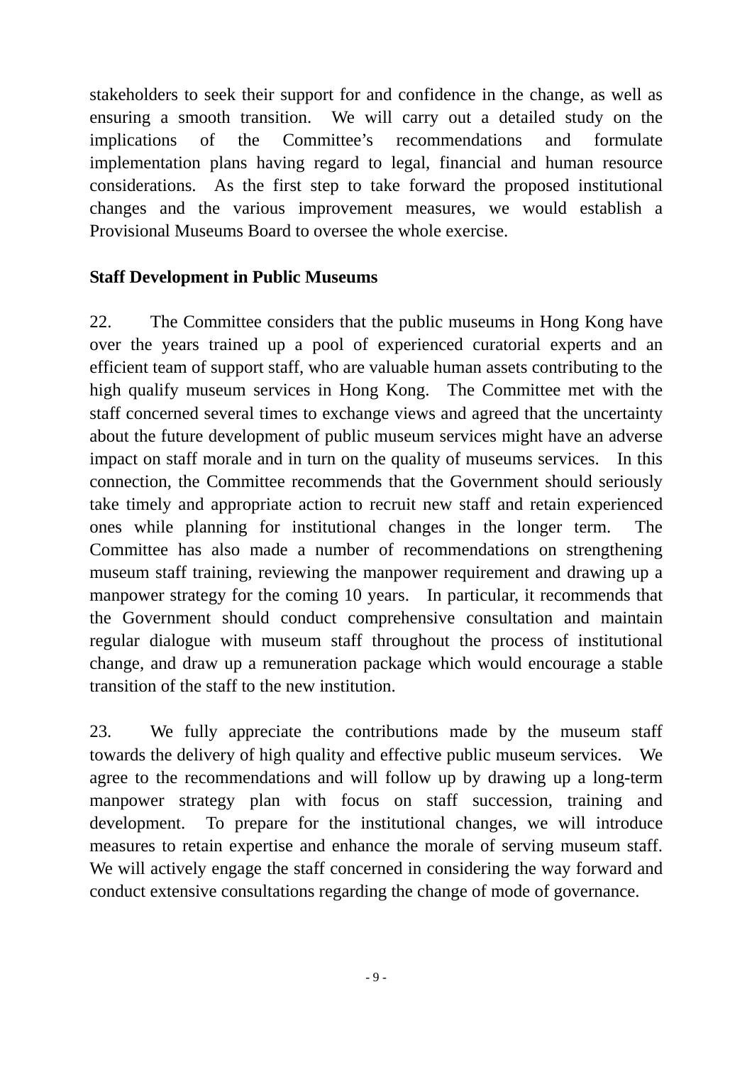stakeholders to seek their support for and confidence in the change, as well as ensuring a smooth transition. We will carry out a detailed study on the implications of the Committee's recommendations and formulate implementation plans having regard to legal, financial and human resource considerations. As the first step to take forward the proposed institutional changes and the various improvement measures, we would establish a Provisional Museums Board to oversee the whole exercise.

**Staff Development in Public Museums**

22. The Committee considers that the public museums in Hong Kong have over the years trained up a pool of experienced curatorial experts and an efficient team of support staff, who are valuable human assets contributing to the high qualify museum services in Hong Kong. The Committee met with the staff concerned several times to exchange views and agreed that the uncertainty about the future development of public museum services might have an adverse impact on staff morale and in turn on the quality of museums services. In this connection, the Committee recommends that the Government should seriously take timely and appropriate action to recruit new staff and retain experienced ones while planning for institutional changes in the longer term. The Committee has also made a number of recommendations on strengthening museum staff training, reviewing the manpower requirement and drawing up a manpower strategy for the coming 10 years. In particular, it recommends that the Government should conduct comprehensive consultation and maintain regular dialogue with museum staff throughout the process of institutional change, and draw up a remuneration package which would encourage a stable transition of the staff to the new institution.

23. We fully appreciate the contributions made by the museum staff towards the delivery of high quality and effective public museum services. We agree to the recommendations and will follow up by drawing up a long-term manpower strategy plan with focus on staff succession, training and development. To prepare for the institutional changes, we will introduce measures to retain expertise and enhance the morale of serving museum staff. We will actively engage the staff concerned in considering the way forward and conduct extensive consultations regarding the change of mode of governance.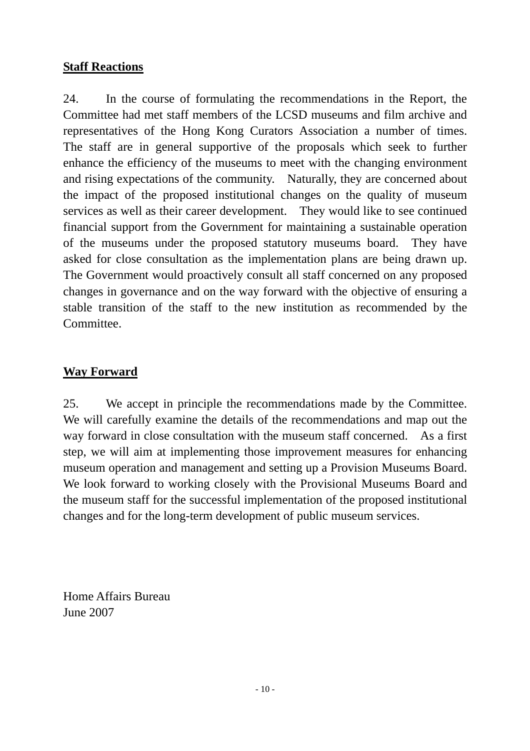**Staff Reactions**

24. In the course of formulating the recommendations in the Report, the Committee had met staff members of the LCSD museums and film archive and representatives of the Hong Kong Curators Association a number of times. The staff are in general supportive of the proposals which seek to further enhance the efficiency of the museums to meet with the changing environment and rising expectations of the community. Naturally, they are concerned about the impact of the proposed institutional changes on the quality of museum services as well as their career development. They would like to see continued financial support from the Government for maintaining a sustainable operation of the museums under the proposed statutory museums board. They have asked for close consultation as the implementation plans are being drawn up. The Government would proactively consult all staff concerned on any proposed changes in governance and on the way forward with the objective of ensuring a stable transition of the staff to the new institution as recommended by the Committee.

**Way Forward**

25. We accept in principle the recommendations made by the Committee. We will carefully examine the details of the recommendations and map out the way forward in close consultation with the museum staff concerned. As a first step, we will aim at implementing those improvement measures for enhancing museum operation and management and setting up a Provision Museums Board. We look forward to working closely with the Provisional Museums Board and the museum staff for the successful implementation of the proposed institutional changes and for the long-term development of public museum services.

Home Affairs Bureau
June 2007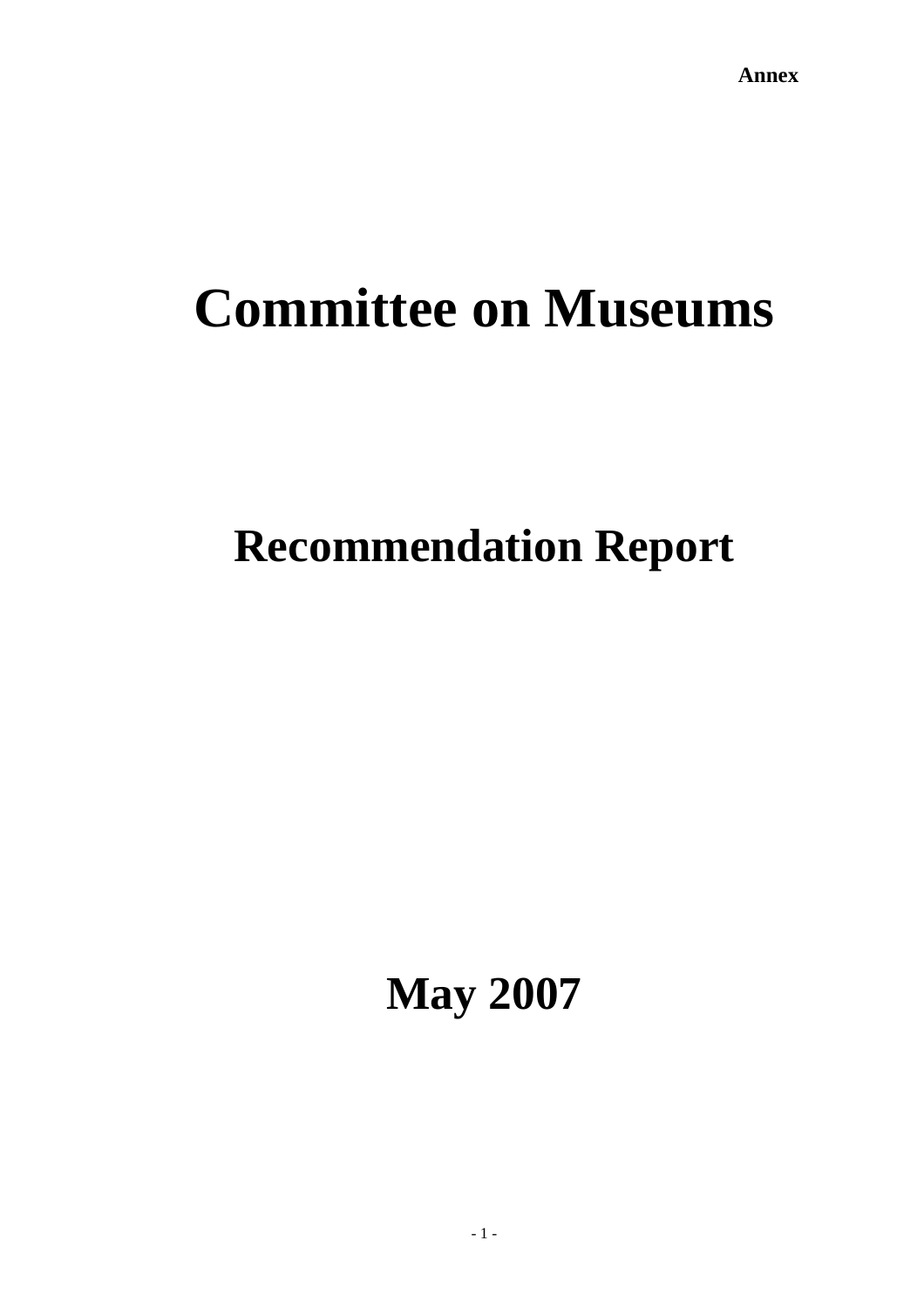**Annex**

# Committee on Museums

# Recommendation Report

# May 2007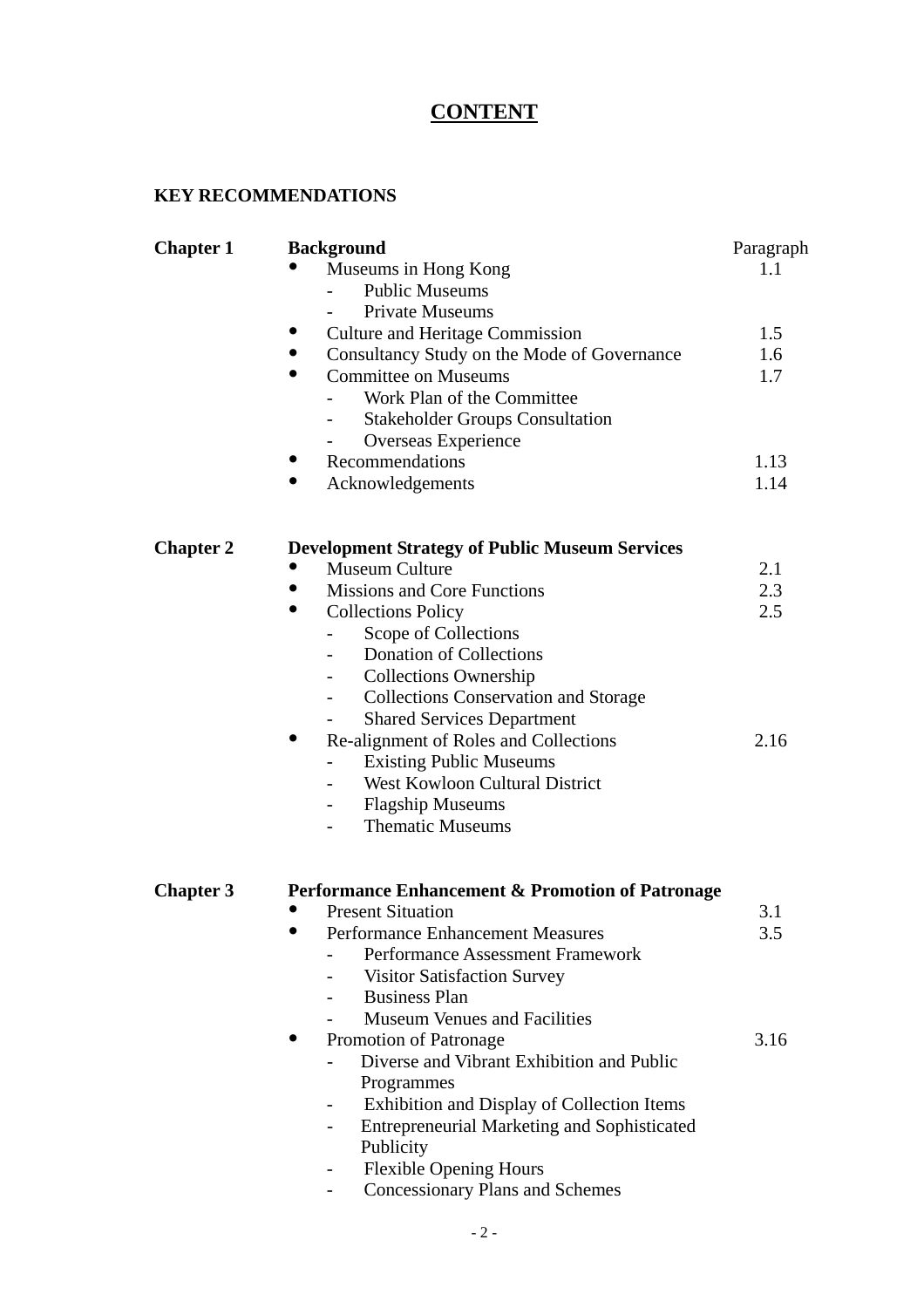# CONTENT

**KEY RECOMMENDATIONS**

| | | Paragraph |
|---|---|---|
| **Chapter 1** | **Background** | |
| | • Museums in Hong Kong | 1.1 |
| | - Public Museums | |
| | - Private Museums | |
| | • Culture and Heritage Commission | 1.5 |
| | • Consultancy Study on the Mode of Governance | 1.6 |
| | • Committee on Museums | 1.7 |
| | - Work Plan of the Committee | |
| | - Stakeholder Groups Consultation | |
| | - Overseas Experience | |
| | • Recommendations | 1.13 |
| | • Acknowledgements | 1.14 |
| **Chapter 2** | **Development Strategy of Public Museum Services** | |
| | • Museum Culture | 2.1 |
| | • Missions and Core Functions | 2.3 |
| | • Collections Policy | 2.5 |
| | - Scope of Collections | |
| | - Donation of Collections | |
| | - Collections Ownership | |
| | - Collections Conservation and Storage | |
| | - Shared Services Department | |
| | • Re-alignment of Roles and Collections | 2.16 |
| | - Existing Public Museums | |
| | - West Kowloon Cultural District | |
| | - Flagship Museums | |
| | - Thematic Museums | |
| **Chapter 3** | **Performance Enhancement & Promotion of Patronage** | |
| | • Present Situation | 3.1 |
| | • Performance Enhancement Measures | 3.5 |
| | - Performance Assessment Framework | |
| | - Visitor Satisfaction Survey | |
| | - Business Plan | |
| | - Museum Venues and Facilities | |
| | • Promotion of Patronage | 3.16 |
| | - Diverse and Vibrant Exhibition and Public Programmes | |
| | - Exhibition and Display of Collection Items | |
| | - Entrepreneurial Marketing and Sophisticated Publicity | |
| | - Flexible Opening Hours | |
| | - Concessionary Plans and Schemes | |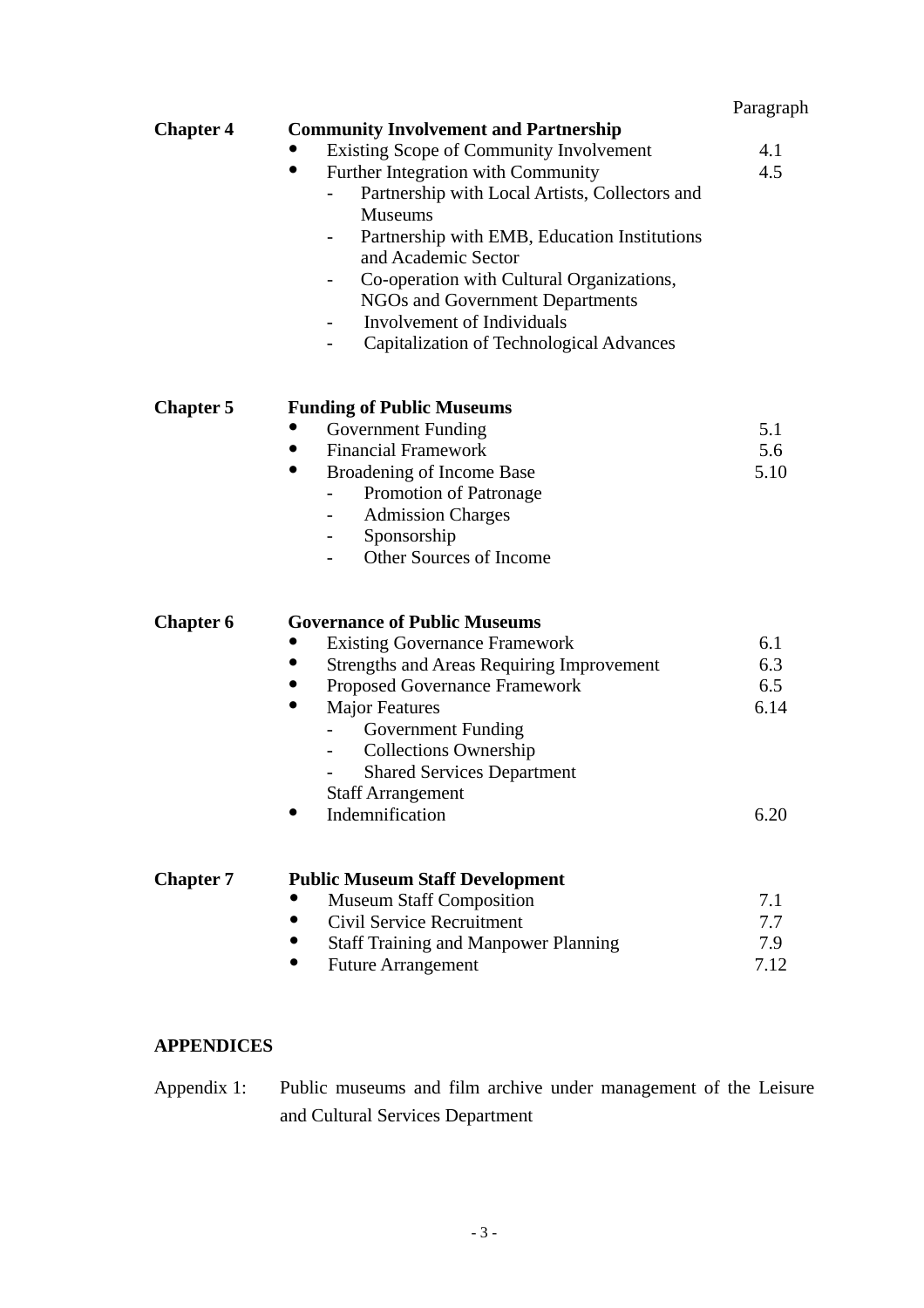| | | Paragraph |
|---|---|---|
| **Chapter 4** | **Community Involvement and Partnership** | |
| | • Existing Scope of Community Involvement | 4.1 |
| | • Further Integration with Community | 4.5 |
| | - Partnership with Local Artists, Collectors and Museums | |
| | - Partnership with EMB, Education Institutions and Academic Sector | |
| | - Co-operation with Cultural Organizations, NGOs and Government Departments | |
| | - Involvement of Individuals | |
| | - Capitalization of Technological Advances | |
| **Chapter 5** | **Funding of Public Museums** | |
| | • Government Funding | 5.1 |
| | • Financial Framework | 5.6 |
| | • Broadening of Income Base | 5.10 |
| | - Promotion of Patronage | |
| | - Admission Charges | |
| | - Sponsorship | |
| | - Other Sources of Income | |
| **Chapter 6** | **Governance of Public Museums** | |
| | • Existing Governance Framework | 6.1 |
| | • Strengths and Areas Requiring Improvement | 6.3 |
| | • Proposed Governance Framework | 6.5 |
| | • Major Features | 6.14 |
| | - Government Funding | |
| | - Collections Ownership | |
| | - Shared Services Department | |
| | Staff Arrangement | |
| | • Indemnification | 6.20 |
| **Chapter 7** | **Public Museum Staff Development** | |
| | • Museum Staff Composition | 7.1 |
| | • Civil Service Recruitment | 7.7 |
| | • Staff Training and Manpower Planning | 7.9 |
| | • Future Arrangement | 7.12 |

**APPENDICES**

Appendix 1: Public museums and film archive under management of the Leisure and Cultural Services Department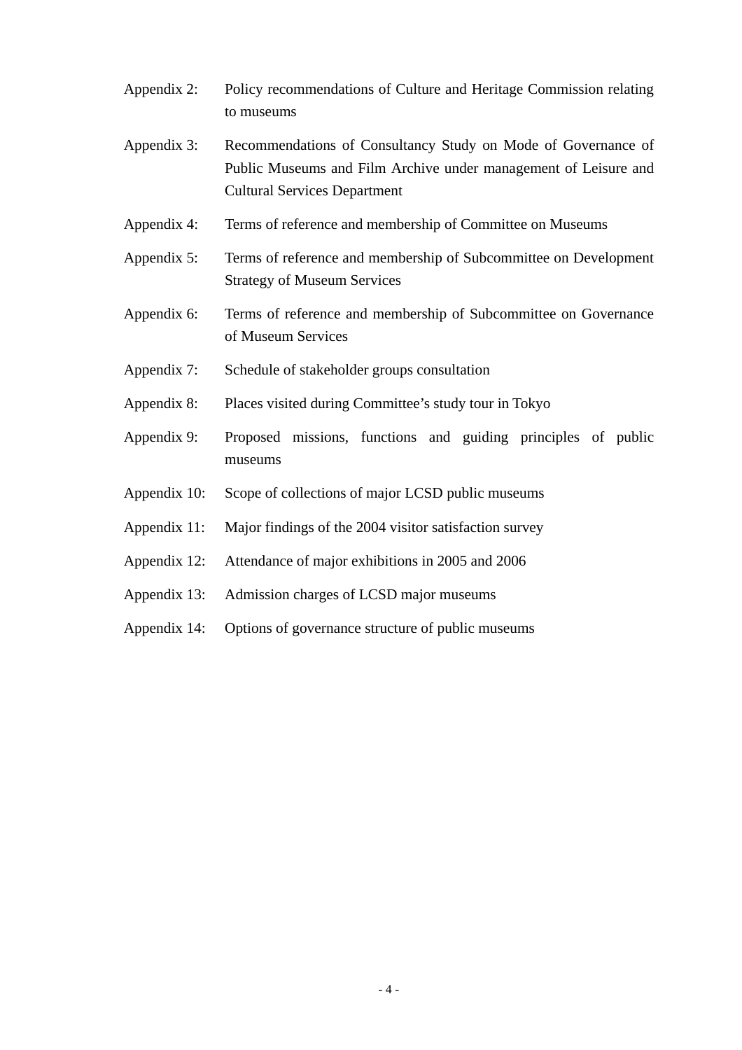Appendix 2: Policy recommendations of Culture and Heritage Commission relating to museums

Appendix 3: Recommendations of Consultancy Study on Mode of Governance of Public Museums and Film Archive under management of Leisure and Cultural Services Department

Appendix 4: Terms of reference and membership of Committee on Museums

Appendix 5: Terms of reference and membership of Subcommittee on Development Strategy of Museum Services

Appendix 6: Terms of reference and membership of Subcommittee on Governance of Museum Services

Appendix 7: Schedule of stakeholder groups consultation

Appendix 8: Places visited during Committee's study tour in Tokyo

Appendix 9: Proposed missions, functions and guiding principles of public museums

Appendix 10: Scope of collections of major LCSD public museums

Appendix 11: Major findings of the 2004 visitor satisfaction survey

Appendix 12: Attendance of major exhibitions in 2005 and 2006

Appendix 13: Admission charges of LCSD major museums

Appendix 14: Options of governance structure of public museums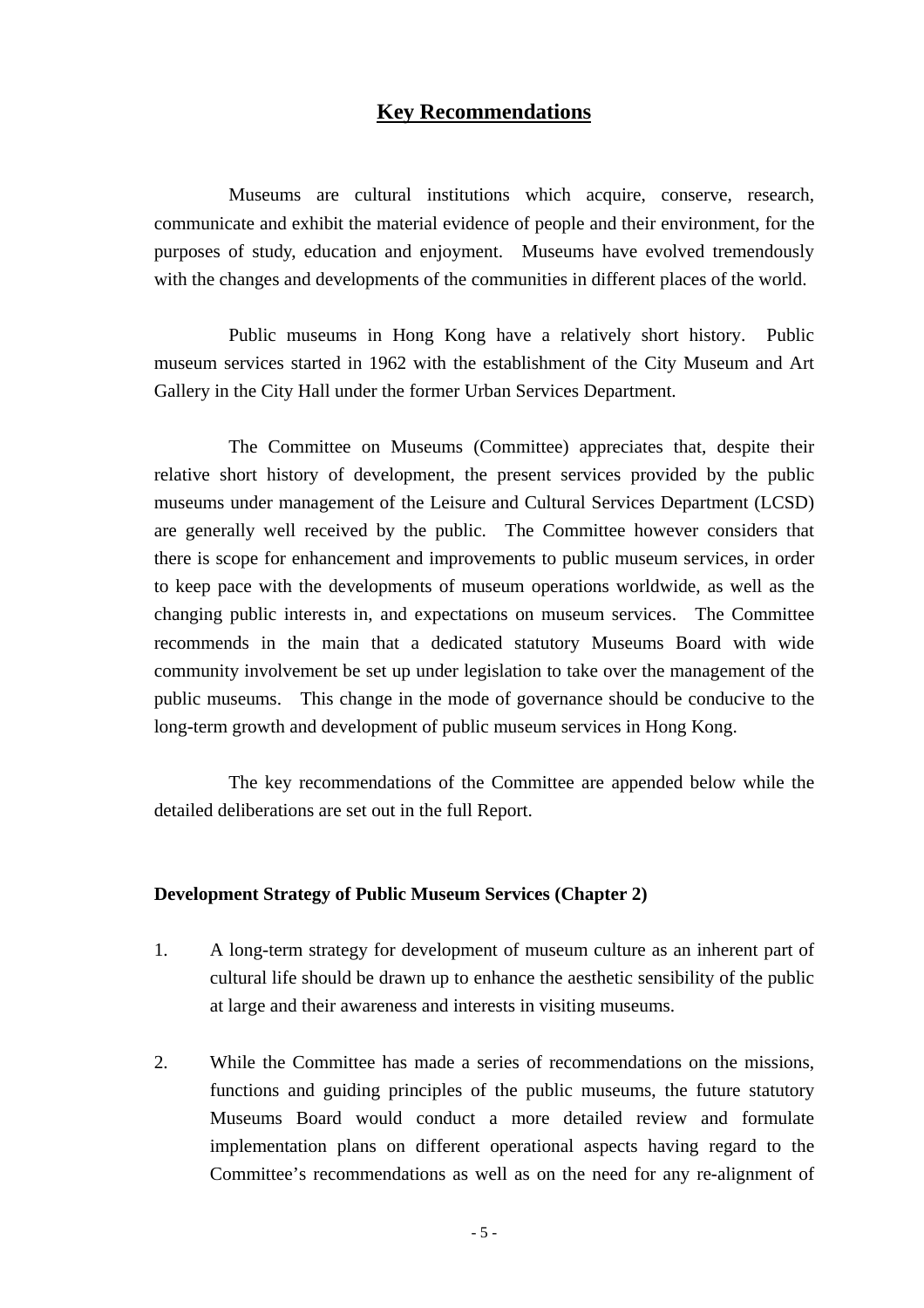# Key Recommendations

Museums are cultural institutions which acquire, conserve, research, communicate and exhibit the material evidence of people and their environment, for the purposes of study, education and enjoyment. Museums have evolved tremendously with the changes and developments of the communities in different places of the world.

Public museums in Hong Kong have a relatively short history. Public museum services started in 1962 with the establishment of the City Museum and Art Gallery in the City Hall under the former Urban Services Department.

The Committee on Museums (Committee) appreciates that, despite their relative short history of development, the present services provided by the public museums under management of the Leisure and Cultural Services Department (LCSD) are generally well received by the public. The Committee however considers that there is scope for enhancement and improvements to public museum services, in order to keep pace with the developments of museum operations worldwide, as well as the changing public interests in, and expectations on museum services. The Committee recommends in the main that a dedicated statutory Museums Board with wide community involvement be set up under legislation to take over the management of the public museums. This change in the mode of governance should be conducive to the long-term growth and development of public museum services in Hong Kong.

The key recommendations of the Committee are appended below while the detailed deliberations are set out in the full Report.

**Development Strategy of Public Museum Services (Chapter 2)**

1. A long-term strategy for development of museum culture as an inherent part of cultural life should be drawn up to enhance the aesthetic sensibility of the public at large and their awareness and interests in visiting museums.

2. While the Committee has made a series of recommendations on the missions, functions and guiding principles of the public museums, the future statutory Museums Board would conduct a more detailed review and formulate implementation plans on different operational aspects having regard to the Committee's recommendations as well as on the need for any re-alignment of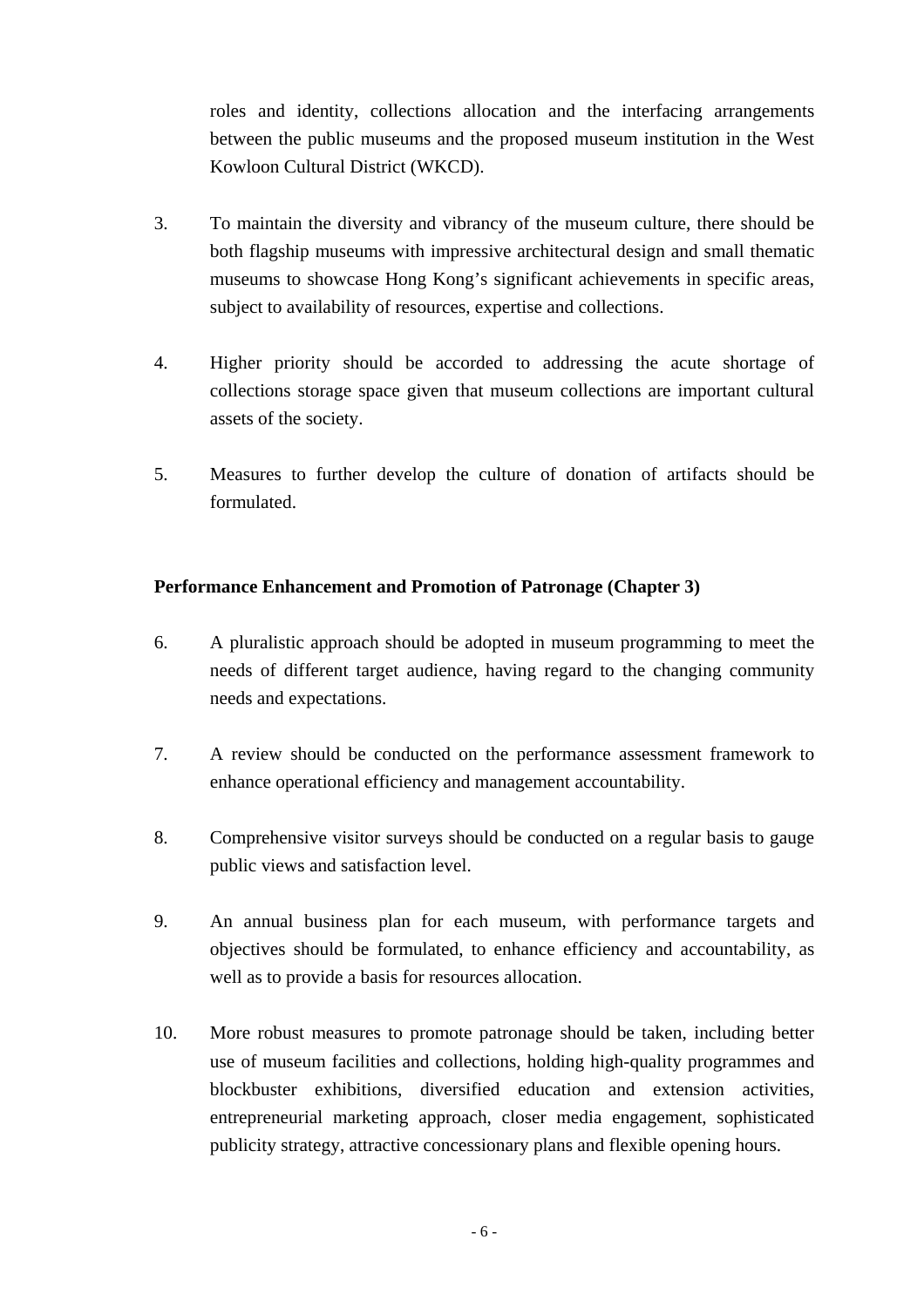roles and identity, collections allocation and the interfacing arrangements between the public museums and the proposed museum institution in the West Kowloon Cultural District (WKCD).

3. To maintain the diversity and vibrancy of the museum culture, there should be both flagship museums with impressive architectural design and small thematic museums to showcase Hong Kong's significant achievements in specific areas, subject to availability of resources, expertise and collections.

4. Higher priority should be accorded to addressing the acute shortage of collections storage space given that museum collections are important cultural assets of the society.

5. Measures to further develop the culture of donation of artifacts should be formulated.

**Performance Enhancement and Promotion of Patronage (Chapter 3)**

6. A pluralistic approach should be adopted in museum programming to meet the needs of different target audience, having regard to the changing community needs and expectations.

7. A review should be conducted on the performance assessment framework to enhance operational efficiency and management accountability.

8. Comprehensive visitor surveys should be conducted on a regular basis to gauge public views and satisfaction level.

9. An annual business plan for each museum, with performance targets and objectives should be formulated, to enhance efficiency and accountability, as well as to provide a basis for resources allocation.

10. More robust measures to promote patronage should be taken, including better use of museum facilities and collections, holding high-quality programmes and blockbuster exhibitions, diversified education and extension activities, entrepreneurial marketing approach, closer media engagement, sophisticated publicity strategy, attractive concessionary plans and flexible opening hours.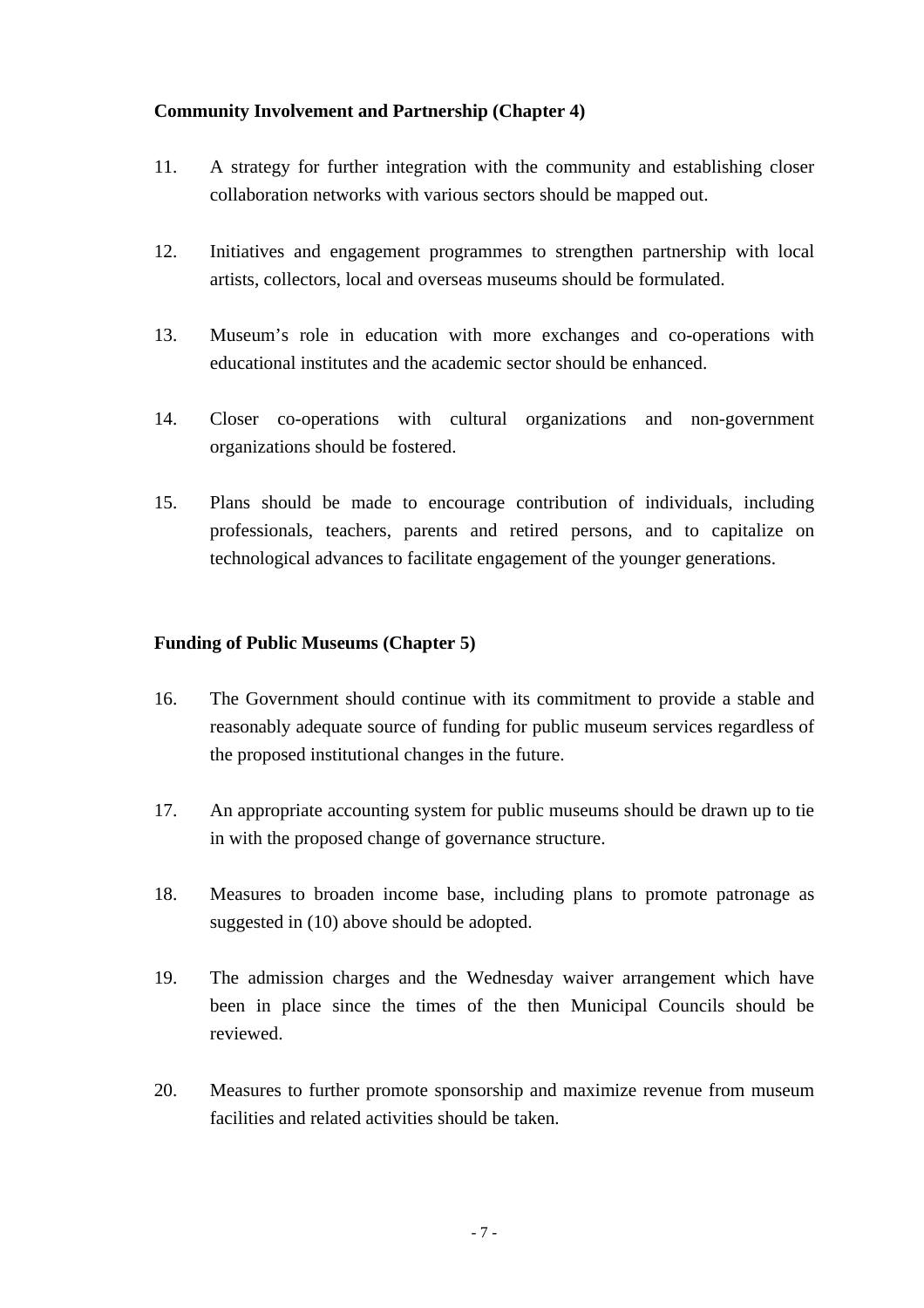**Community Involvement and Partnership (Chapter 4)**

11. A strategy for further integration with the community and establishing closer collaboration networks with various sectors should be mapped out.

12. Initiatives and engagement programmes to strengthen partnership with local artists, collectors, local and overseas museums should be formulated.

13. Museum's role in education with more exchanges and co-operations with educational institutes and the academic sector should be enhanced.

14. Closer co-operations with cultural organizations and non-government organizations should be fostered.

15. Plans should be made to encourage contribution of individuals, including professionals, teachers, parents and retired persons, and to capitalize on technological advances to facilitate engagement of the younger generations.

**Funding of Public Museums (Chapter 5)**

16. The Government should continue with its commitment to provide a stable and reasonably adequate source of funding for public museum services regardless of the proposed institutional changes in the future.

17. An appropriate accounting system for public museums should be drawn up to tie in with the proposed change of governance structure.

18. Measures to broaden income base, including plans to promote patronage as suggested in (10) above should be adopted.

19. The admission charges and the Wednesday waiver arrangement which have been in place since the times of the then Municipal Councils should be reviewed.

20. Measures to further promote sponsorship and maximize revenue from museum facilities and related activities should be taken.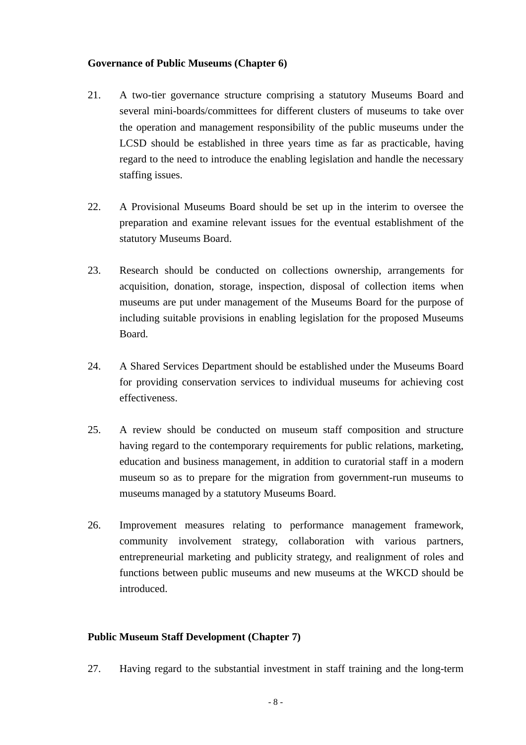**Governance of Public Museums (Chapter 6)**

21. A two-tier governance structure comprising a statutory Museums Board and several mini-boards/committees for different clusters of museums to take over the operation and management responsibility of the public museums under the LCSD should be established in three years time as far as practicable, having regard to the need to introduce the enabling legislation and handle the necessary staffing issues.

22. A Provisional Museums Board should be set up in the interim to oversee the preparation and examine relevant issues for the eventual establishment of the statutory Museums Board.

23. Research should be conducted on collections ownership, arrangements for acquisition, donation, storage, inspection, disposal of collection items when museums are put under management of the Museums Board for the purpose of including suitable provisions in enabling legislation for the proposed Museums Board.

24. A Shared Services Department should be established under the Museums Board for providing conservation services to individual museums for achieving cost effectiveness.

25. A review should be conducted on museum staff composition and structure having regard to the contemporary requirements for public relations, marketing, education and business management, in addition to curatorial staff in a modern museum so as to prepare for the migration from government-run museums to museums managed by a statutory Museums Board.

26. Improvement measures relating to performance management framework, community involvement strategy, collaboration with various partners, entrepreneurial marketing and publicity strategy, and realignment of roles and functions between public museums and new museums at the WKCD should be introduced.

**Public Museum Staff Development (Chapter 7)**

27. Having regard to the substantial investment in staff training and the long-term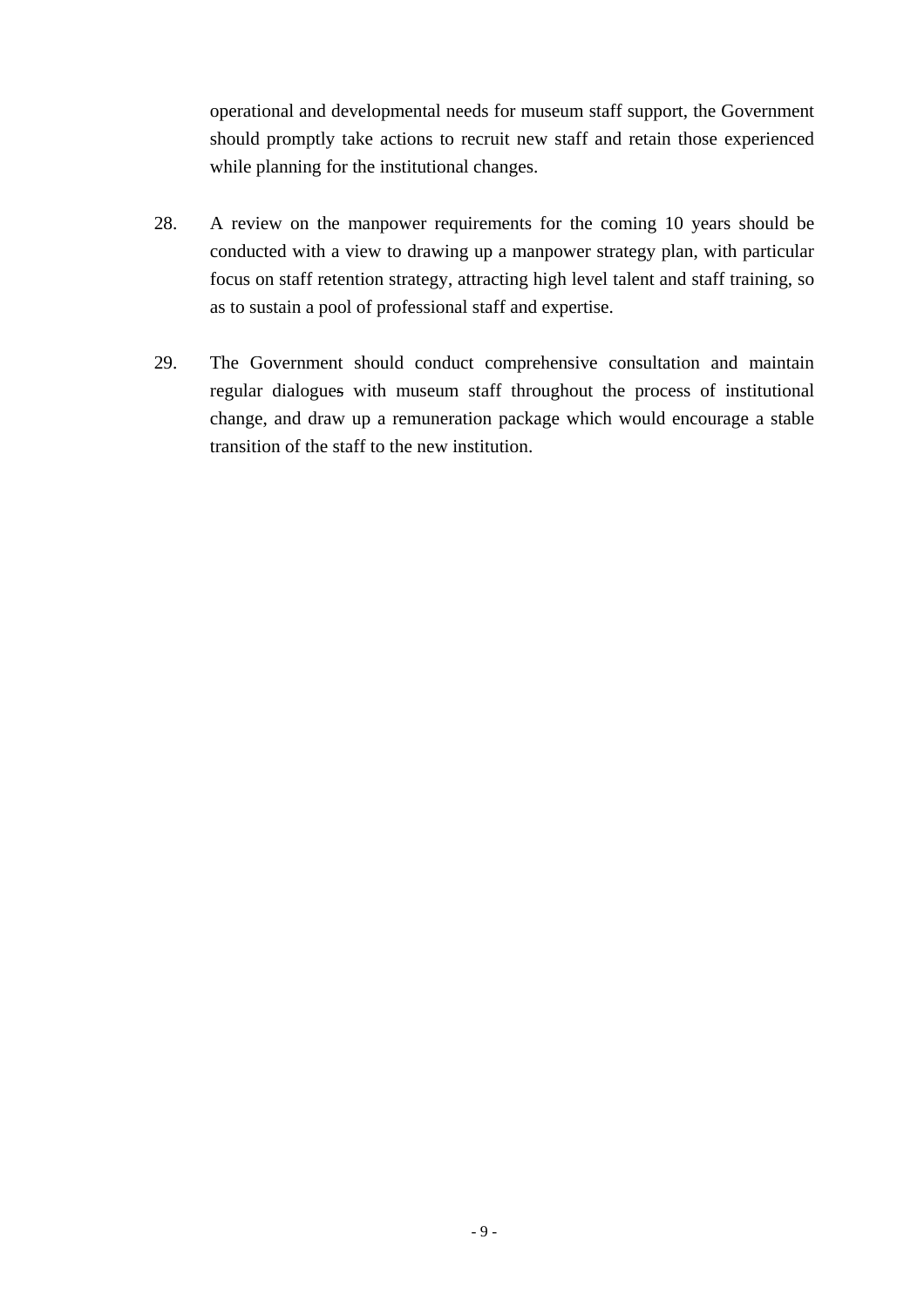operational and developmental needs for museum staff support, the Government should promptly take actions to recruit new staff and retain those experienced while planning for the institutional changes.

28. A review on the manpower requirements for the coming 10 years should be conducted with a view to drawing up a manpower strategy plan, with particular focus on staff retention strategy, attracting high level talent and staff training, so as to sustain a pool of professional staff and expertise.

29. The Government should conduct comprehensive consultation and maintain regular dialogues with museum staff throughout the process of institutional change, and draw up a remuneration package which would encourage a stable transition of the staff to the new institution.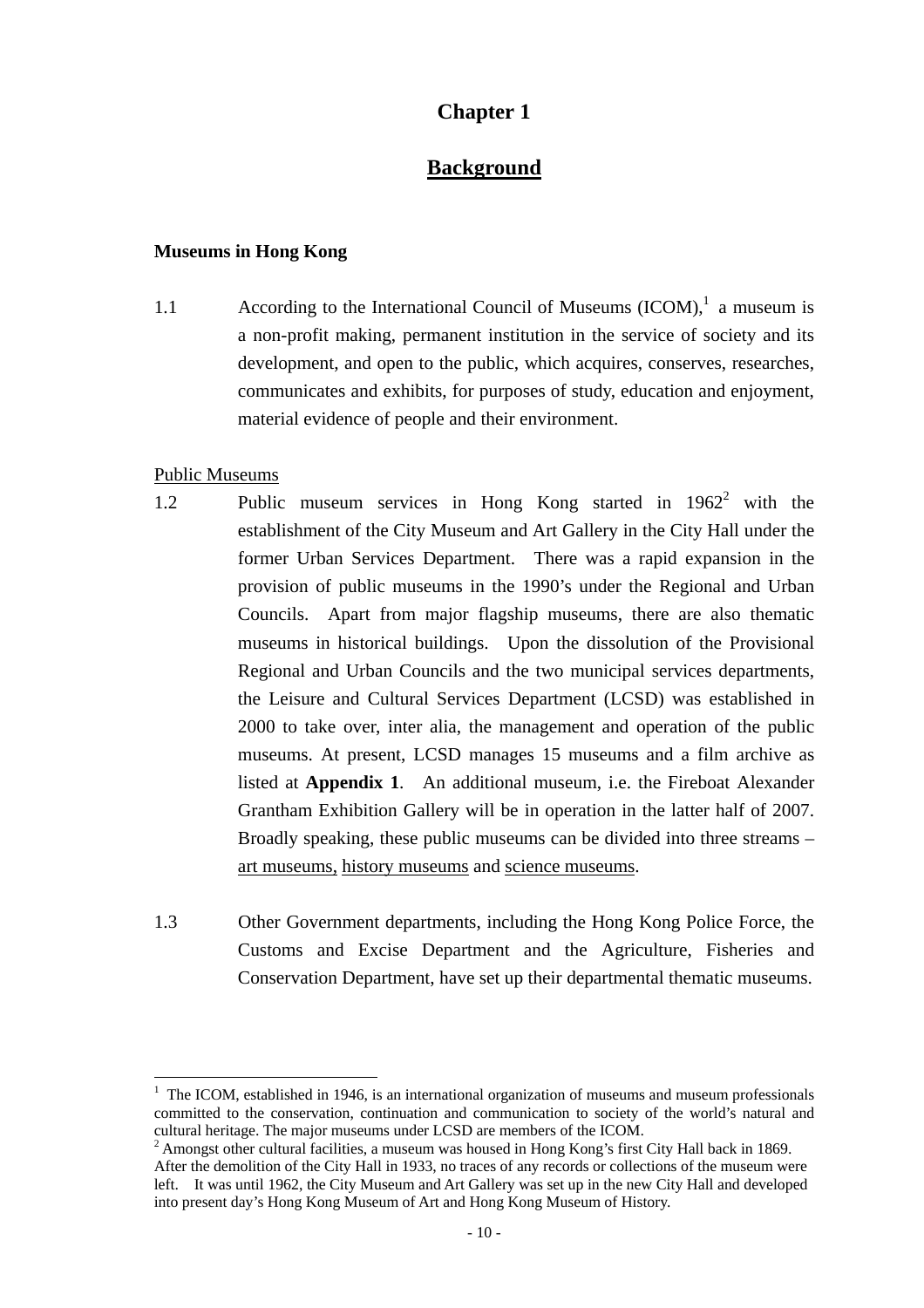# Chapter 1

## Background

### Museums in Hong Kong

1.1 According to the International Council of Museums (ICOM),[1] a museum is a non-profit making, permanent institution in the service of society and its development, and open to the public, which acquires, conserves, researches, communicates and exhibits, for purposes of study, education and enjoyment, material evidence of people and their environment.

Public Museums

1.2 Public museum services in Hong Kong started in 1962[2] with the establishment of the City Museum and Art Gallery in the City Hall under the former Urban Services Department. There was a rapid expansion in the provision of public museums in the 1990's under the Regional and Urban Councils. Apart from major flagship museums, there are also thematic museums in historical buildings. Upon the dissolution of the Provisional Regional and Urban Councils and the two municipal services departments, the Leisure and Cultural Services Department (LCSD) was established in 2000 to take over, inter alia, the management and operation of the public museums. At present, LCSD manages 15 museums and a film archive as listed at **Appendix 1**. An additional museum, i.e. the Fireboat Alexander Grantham Exhibition Gallery will be in operation in the latter half of 2007. Broadly speaking, these public museums can be divided into three streams – art museums, history museums and science museums.

1.3 Other Government departments, including the Hong Kong Police Force, the Customs and Excise Department and the Agriculture, Fisheries and Conservation Department, have set up their departmental thematic museums.

---

[1] The ICOM, established in 1946, is an international organization of museums and museum professionals committed to the conservation, continuation and communication to society of the world's natural and cultural heritage. The major museums under LCSD are members of the ICOM.

[2] Amongst other cultural facilities, a museum was housed in Hong Kong's first City Hall back in 1869. After the demolition of the City Hall in 1933, no traces of any records or collections of the museum were left. It was until 1962, the City Museum and Art Gallery was set up in the new City Hall and developed into present day's Hong Kong Museum of Art and Hong Kong Museum of History.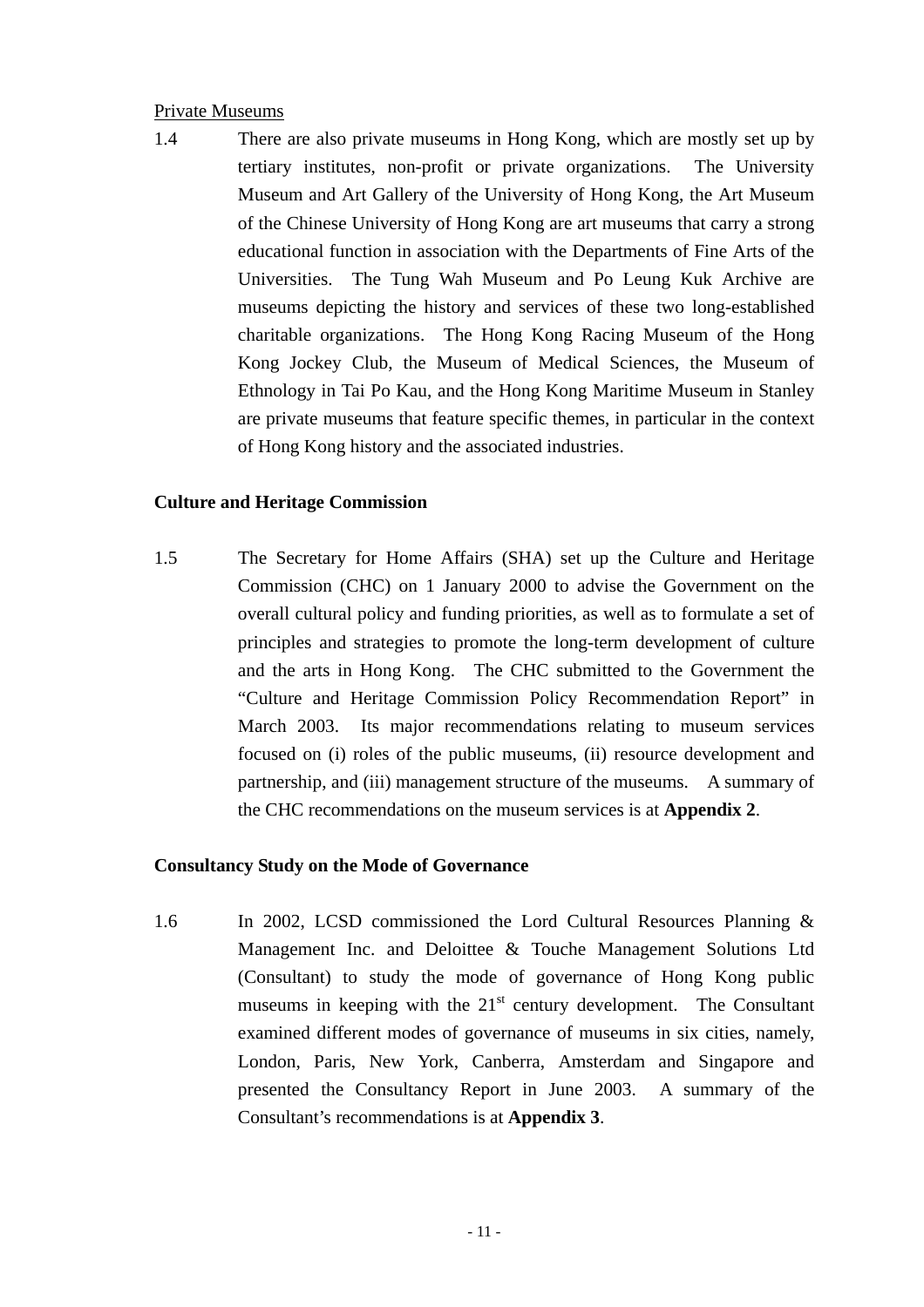<u>Private Museums</u>

1.4 There are also private museums in Hong Kong, which are mostly set up by tertiary institutes, non-profit or private organizations. The University Museum and Art Gallery of the University of Hong Kong, the Art Museum of the Chinese University of Hong Kong are art museums that carry a strong educational function in association with the Departments of Fine Arts of the Universities. The Tung Wah Museum and Po Leung Kuk Archive are museums depicting the history and services of these two long-established charitable organizations. The Hong Kong Racing Museum of the Hong Kong Jockey Club, the Museum of Medical Sciences, the Museum of Ethnology in Tai Po Kau, and the Hong Kong Maritime Museum in Stanley are private museums that feature specific themes, in particular in the context of Hong Kong history and the associated industries.

**Culture and Heritage Commission**

1.5 The Secretary for Home Affairs (SHA) set up the Culture and Heritage Commission (CHC) on 1 January 2000 to advise the Government on the overall cultural policy and funding priorities, as well as to formulate a set of principles and strategies to promote the long-term development of culture and the arts in Hong Kong. The CHC submitted to the Government the "Culture and Heritage Commission Policy Recommendation Report" in March 2003. Its major recommendations relating to museum services focused on (i) roles of the public museums, (ii) resource development and partnership, and (iii) management structure of the museums. A summary of the CHC recommendations on the museum services is at **Appendix 2**.

**Consultancy Study on the Mode of Governance**

1.6 In 2002, LCSD commissioned the Lord Cultural Resources Planning & Management Inc. and Deloittee & Touche Management Solutions Ltd (Consultant) to study the mode of governance of Hong Kong public museums in keeping with the 21st century development. The Consultant examined different modes of governance of museums in six cities, namely, London, Paris, New York, Canberra, Amsterdam and Singapore and presented the Consultancy Report in June 2003. A summary of the Consultant's recommendations is at **Appendix 3**.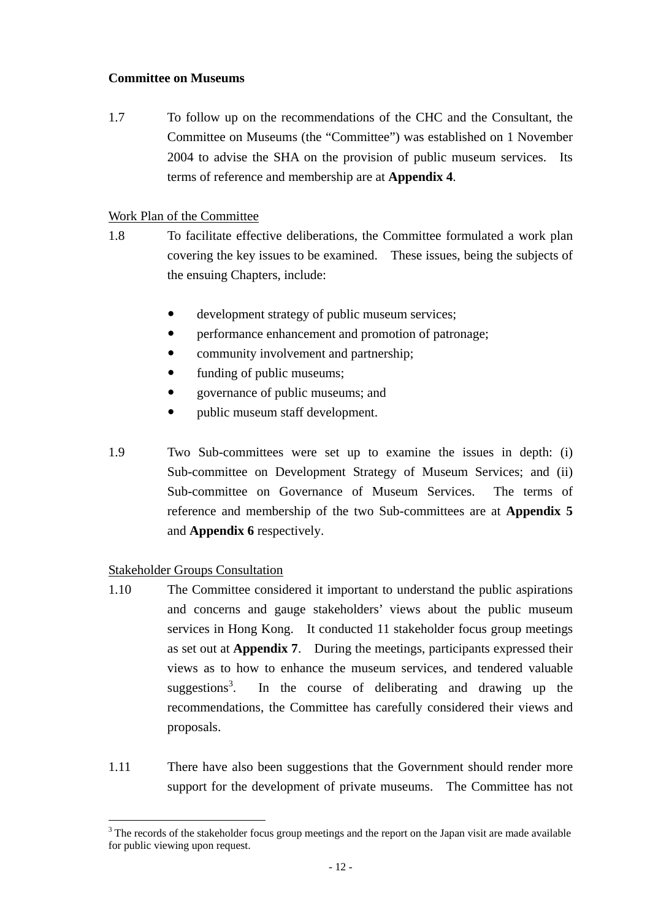**Committee on Museums**

1.7 To follow up on the recommendations of the CHC and the Consultant, the Committee on Museums (the "Committee") was established on 1 November 2004 to advise the SHA on the provision of public museum services. Its terms of reference and membership are at **Appendix 4**.

Work Plan of the Committee

1.8 To facilitate effective deliberations, the Committee formulated a work plan covering the key issues to be examined. These issues, being the subjects of the ensuing Chapters, include:

- development strategy of public museum services;
- performance enhancement and promotion of patronage;
- community involvement and partnership;
- funding of public museums;
- governance of public museums; and
- public museum staff development.

1.9 Two Sub-committees were set up to examine the issues in depth: (i) Sub-committee on Development Strategy of Museum Services; and (ii) Sub-committee on Governance of Museum Services. The terms of reference and membership of the two Sub-committees are at **Appendix 5** and **Appendix 6** respectively.

Stakeholder Groups Consultation

1.10 The Committee considered it important to understand the public aspirations and concerns and gauge stakeholders' views about the public museum services in Hong Kong. It conducted 11 stakeholder focus group meetings as set out at **Appendix 7**. During the meetings, participants expressed their views as to how to enhance the museum services, and tendered valuable suggestions[3]. In the course of deliberating and drawing up the recommendations, the Committee has carefully considered their views and proposals.

1.11 There have also been suggestions that the Government should render more support for the development of private museums. The Committee has not

[3] The records of the stakeholder focus group meetings and the report on the Japan visit are made available for public viewing upon request.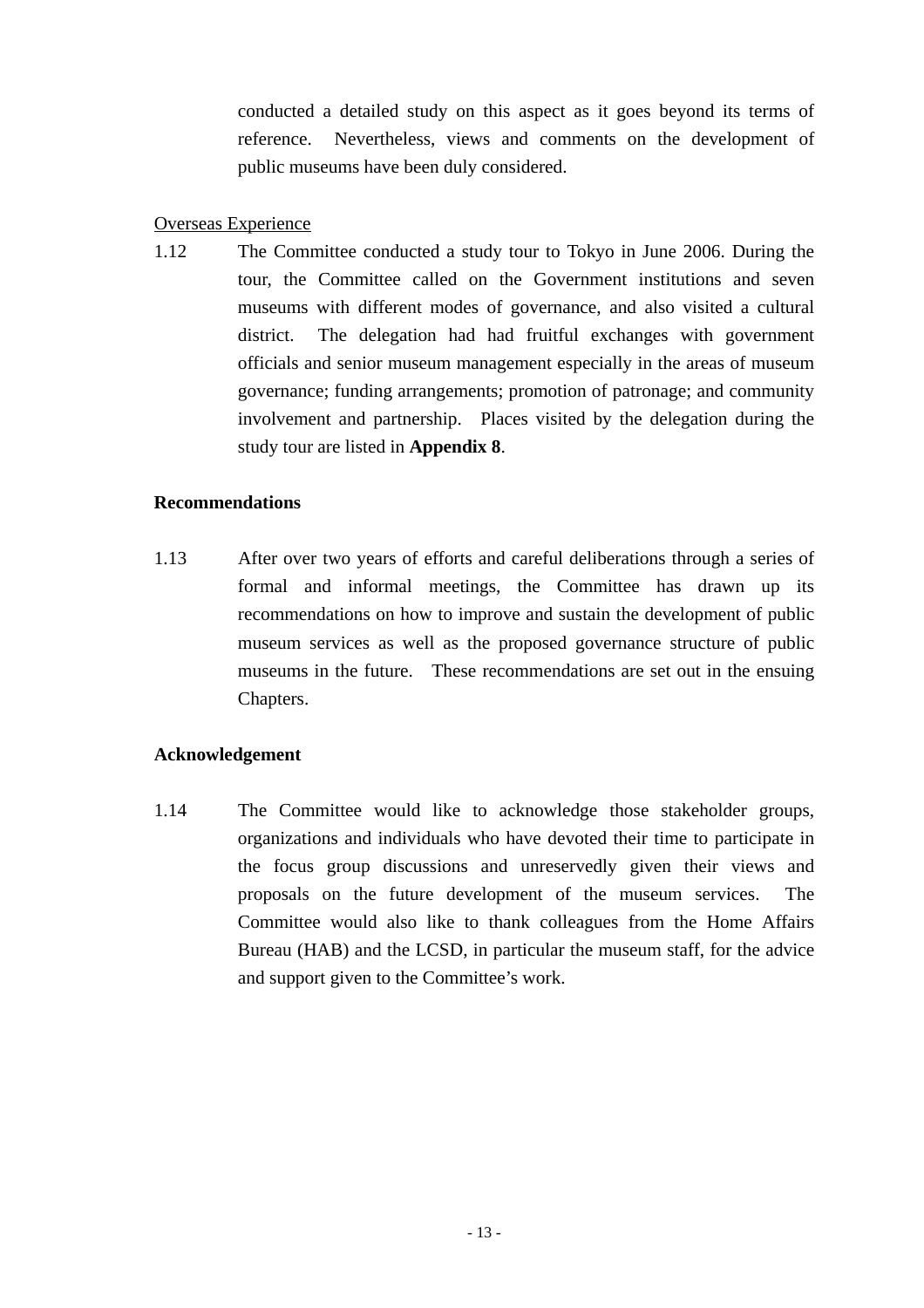conducted a detailed study on this aspect as it goes beyond its terms of reference. Nevertheless, views and comments on the development of public museums have been duly considered.

<u>Overseas Experience</u>

1.12 The Committee conducted a study tour to Tokyo in June 2006. During the tour, the Committee called on the Government institutions and seven museums with different modes of governance, and also visited a cultural district. The delegation had had fruitful exchanges with government officials and senior museum management especially in the areas of museum governance; funding arrangements; promotion of patronage; and community involvement and partnership. Places visited by the delegation during the study tour are listed in **Appendix 8**.

**Recommendations**

1.13 After over two years of efforts and careful deliberations through a series of formal and informal meetings, the Committee has drawn up its recommendations on how to improve and sustain the development of public museum services as well as the proposed governance structure of public museums in the future. These recommendations are set out in the ensuing Chapters.

**Acknowledgement**

1.14 The Committee would like to acknowledge those stakeholder groups, organizations and individuals who have devoted their time to participate in the focus group discussions and unreservedly given their views and proposals on the future development of the museum services. The Committee would also like to thank colleagues from the Home Affairs Bureau (HAB) and the LCSD, in particular the museum staff, for the advice and support given to the Committee's work.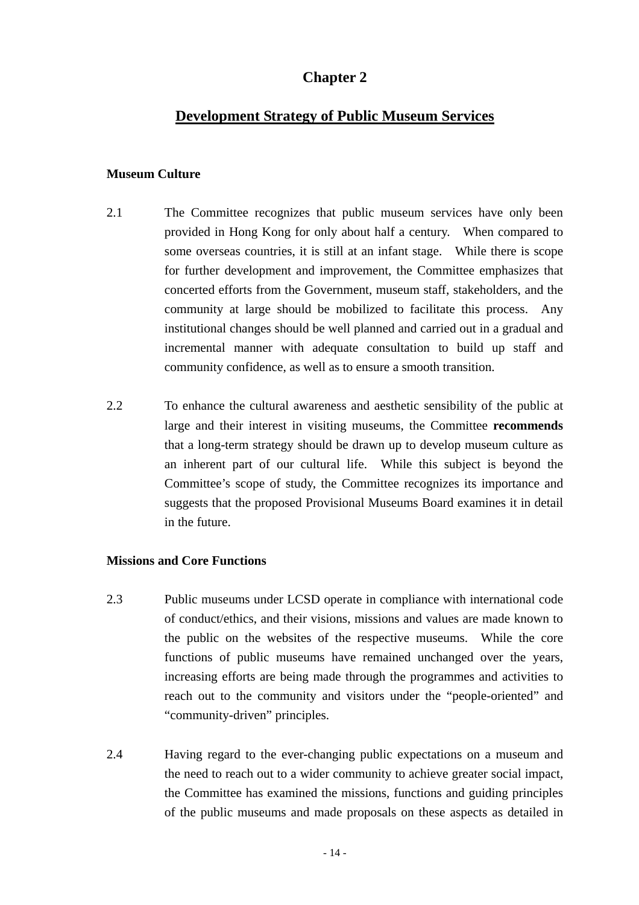# Chapter 2

## Development Strategy of Public Museum Services

### Museum Culture

2.1 The Committee recognizes that public museum services have only been provided in Hong Kong for only about half a century. When compared to some overseas countries, it is still at an infant stage. While there is scope for further development and improvement, the Committee emphasizes that concerted efforts from the Government, museum staff, stakeholders, and the community at large should be mobilized to facilitate this process. Any institutional changes should be well planned and carried out in a gradual and incremental manner with adequate consultation to build up staff and community confidence, as well as to ensure a smooth transition.

2.2 To enhance the cultural awareness and aesthetic sensibility of the public at large and their interest in visiting museums, the Committee **recommends** that a long-term strategy should be drawn up to develop museum culture as an inherent part of our cultural life. While this subject is beyond the Committee's scope of study, the Committee recognizes its importance and suggests that the proposed Provisional Museums Board examines it in detail in the future.

### Missions and Core Functions

2.3 Public museums under LCSD operate in compliance with international code of conduct/ethics, and their visions, missions and values are made known to the public on the websites of the respective museums. While the core functions of public museums have remained unchanged over the years, increasing efforts are being made through the programmes and activities to reach out to the community and visitors under the "people-oriented" and "community-driven" principles.

2.4 Having regard to the ever-changing public expectations on a museum and the need to reach out to a wider community to achieve greater social impact, the Committee has examined the missions, functions and guiding principles of the public museums and made proposals on these aspects as detailed in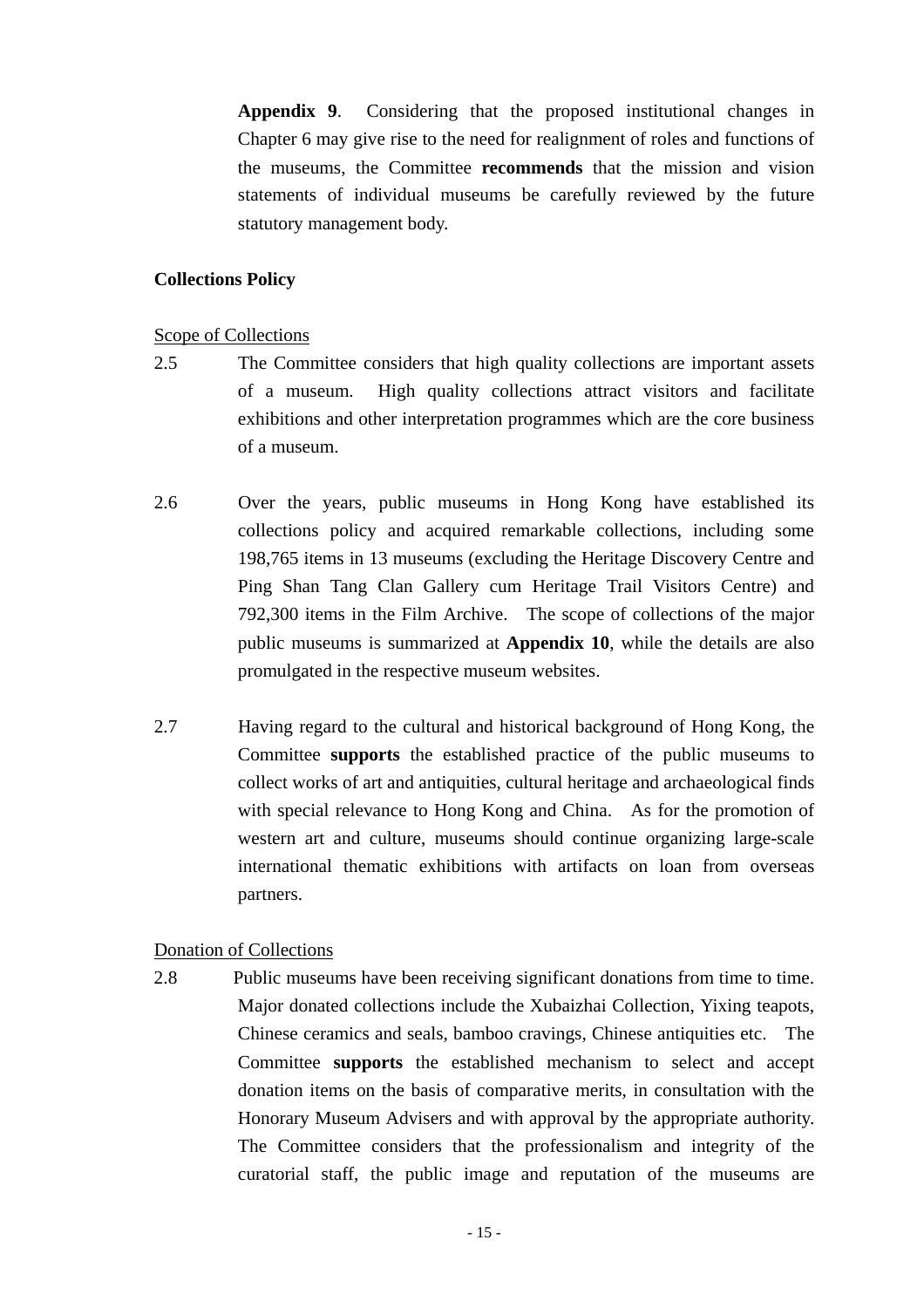**Appendix 9**. Considering that the proposed institutional changes in Chapter 6 may give rise to the need for realignment of roles and functions of the museums, the Committee **recommends** that the mission and vision statements of individual museums be carefully reviewed by the future statutory management body.

**Collections Policy**

Scope of Collections

2.5 The Committee considers that high quality collections are important assets of a museum. High quality collections attract visitors and facilitate exhibitions and other interpretation programmes which are the core business of a museum.

2.6 Over the years, public museums in Hong Kong have established its collections policy and acquired remarkable collections, including some 198,765 items in 13 museums (excluding the Heritage Discovery Centre and Ping Shan Tang Clan Gallery cum Heritage Trail Visitors Centre) and 792,300 items in the Film Archive. The scope of collections of the major public museums is summarized at **Appendix 10**, while the details are also promulgated in the respective museum websites.

2.7 Having regard to the cultural and historical background of Hong Kong, the Committee **supports** the established practice of the public museums to collect works of art and antiquities, cultural heritage and archaeological finds with special relevance to Hong Kong and China. As for the promotion of western art and culture, museums should continue organizing large-scale international thematic exhibitions with artifacts on loan from overseas partners.

Donation of Collections

2.8 Public museums have been receiving significant donations from time to time. Major donated collections include the Xubaizhai Collection, Yixing teapots, Chinese ceramics and seals, bamboo cravings, Chinese antiquities etc. The Committee **supports** the established mechanism to select and accept donation items on the basis of comparative merits, in consultation with the Honorary Museum Advisers and with approval by the appropriate authority. The Committee considers that the professionalism and integrity of the curatorial staff, the public image and reputation of the museums are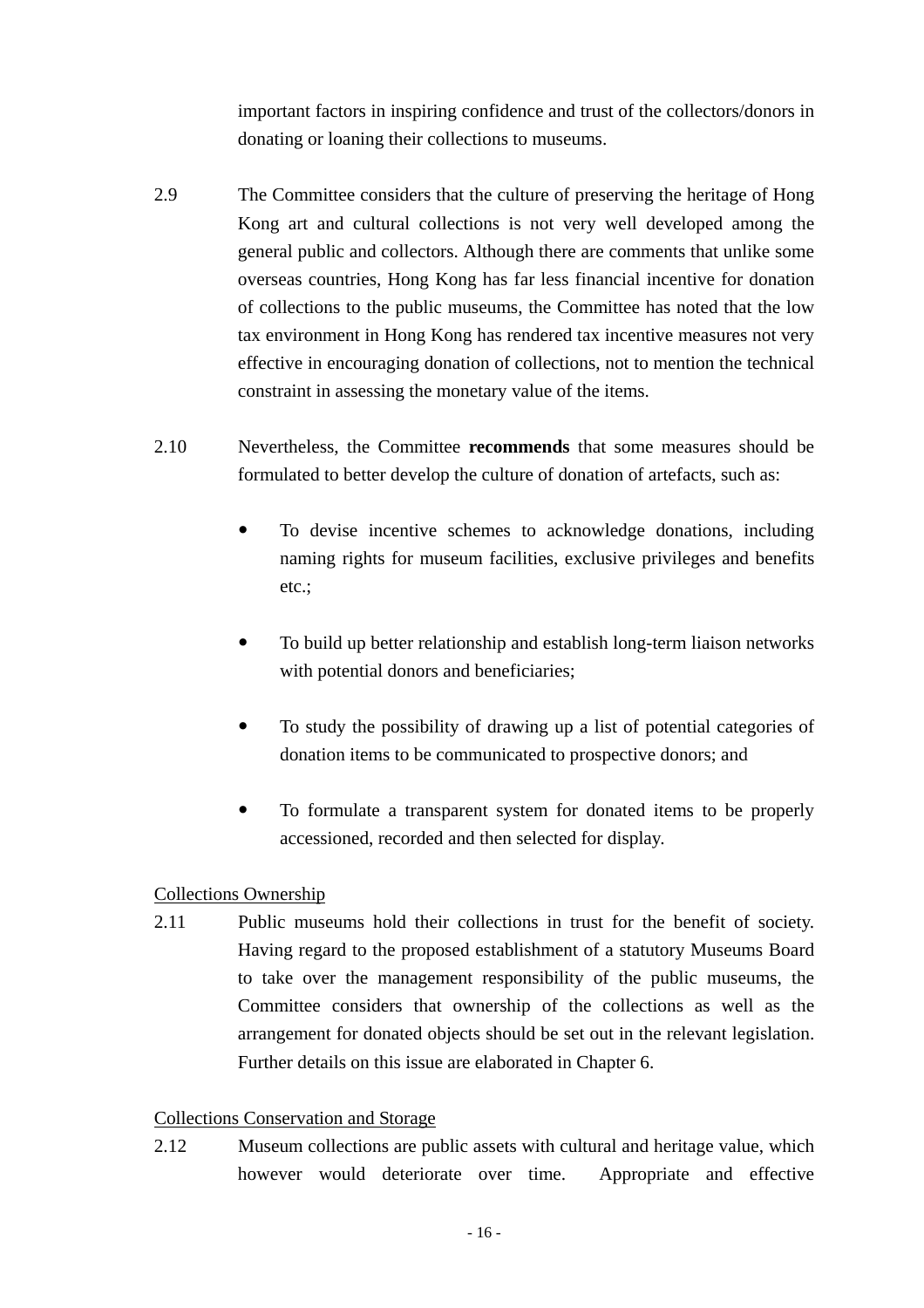important factors in inspiring confidence and trust of the collectors/donors in donating or loaning their collections to museums.

2.9 The Committee considers that the culture of preserving the heritage of Hong Kong art and cultural collections is not very well developed among the general public and collectors. Although there are comments that unlike some overseas countries, Hong Kong has far less financial incentive for donation of collections to the public museums, the Committee has noted that the low tax environment in Hong Kong has rendered tax incentive measures not very effective in encouraging donation of collections, not to mention the technical constraint in assessing the monetary value of the items.

2.10 Nevertheless, the Committee **recommends** that some measures should be formulated to better develop the culture of donation of artefacts, such as:

- To devise incentive schemes to acknowledge donations, including naming rights for museum facilities, exclusive privileges and benefits etc.;
- To build up better relationship and establish long-term liaison networks with potential donors and beneficiaries;
- To study the possibility of drawing up a list of potential categories of donation items to be communicated to prospective donors; and
- To formulate a transparent system for donated items to be properly accessioned, recorded and then selected for display.

<u>Collections Ownership</u>

2.11 Public museums hold their collections in trust for the benefit of society. Having regard to the proposed establishment of a statutory Museums Board to take over the management responsibility of the public museums, the Committee considers that ownership of the collections as well as the arrangement for donated objects should be set out in the relevant legislation. Further details on this issue are elaborated in Chapter 6.

<u>Collections Conservation and Storage</u>

2.12 Museum collections are public assets with cultural and heritage value, which however would deteriorate over time. Appropriate and effective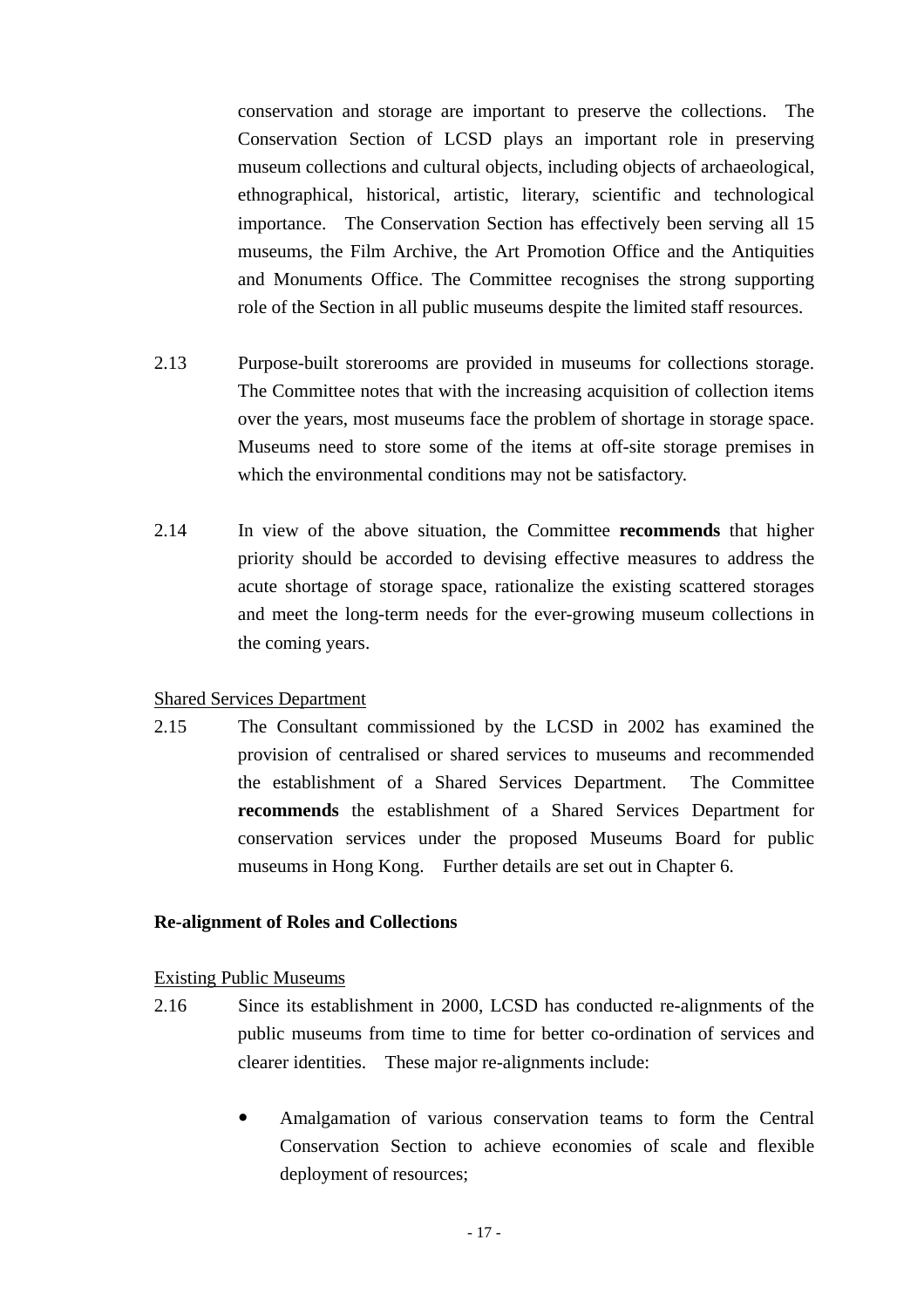conservation and storage are important to preserve the collections. The Conservation Section of LCSD plays an important role in preserving museum collections and cultural objects, including objects of archaeological, ethnographical, historical, artistic, literary, scientific and technological importance. The Conservation Section has effectively been serving all 15 museums, the Film Archive, the Art Promotion Office and the Antiquities and Monuments Office. The Committee recognises the strong supporting role of the Section in all public museums despite the limited staff resources.

2.13 Purpose-built storerooms are provided in museums for collections storage. The Committee notes that with the increasing acquisition of collection items over the years, most museums face the problem of shortage in storage space. Museums need to store some of the items at off-site storage premises in which the environmental conditions may not be satisfactory.

2.14 In view of the above situation, the Committee **recommends** that higher priority should be accorded to devising effective measures to address the acute shortage of storage space, rationalize the existing scattered storages and meet the long-term needs for the ever-growing museum collections in the coming years.

<u>Shared Services Department</u>

2.15 The Consultant commissioned by the LCSD in 2002 has examined the provision of centralised or shared services to museums and recommended the establishment of a Shared Services Department. The Committee **recommends** the establishment of a Shared Services Department for conservation services under the proposed Museums Board for public museums in Hong Kong. Further details are set out in Chapter 6.

**Re-alignment of Roles and Collections**

<u>Existing Public Museums</u>

2.16 Since its establishment in 2000, LCSD has conducted re-alignments of the public museums from time to time for better co-ordination of services and clearer identities. These major re-alignments include:

- Amalgamation of various conservation teams to form the Central Conservation Section to achieve economies of scale and flexible deployment of resources;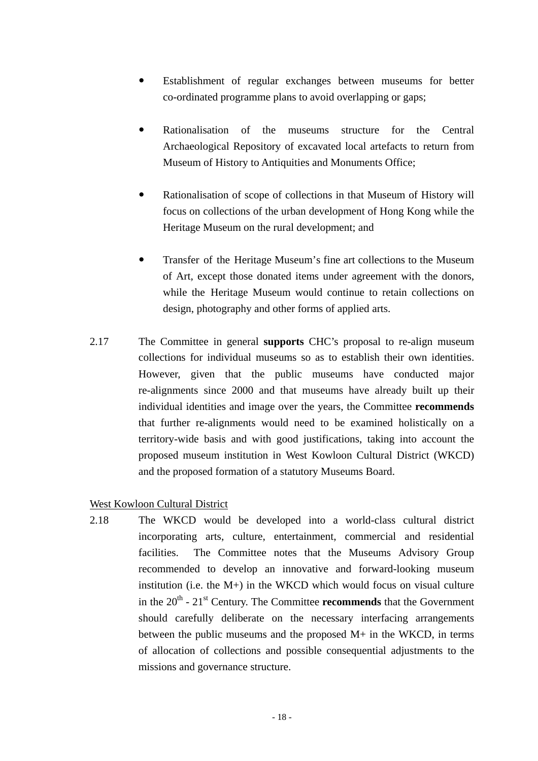- Establishment of regular exchanges between museums for better co-ordinated programme plans to avoid overlapping or gaps;

- Rationalisation of the museums structure for the Central Archaeological Repository of excavated local artefacts to return from Museum of History to Antiquities and Monuments Office;

- Rationalisation of scope of collections in that Museum of History will focus on collections of the urban development of Hong Kong while the Heritage Museum on the rural development; and

- Transfer of the Heritage Museum's fine art collections to the Museum of Art, except those donated items under agreement with the donors, while the Heritage Museum would continue to retain collections on design, photography and other forms of applied arts.

2.17 The Committee in general **supports** CHC's proposal to re-align museum collections for individual museums so as to establish their own identities. However, given that the public museums have conducted major re-alignments since 2000 and that museums have already built up their individual identities and image over the years, the Committee **recommends** that further re-alignments would need to be examined holistically on a territory-wide basis and with good justifications, taking into account the proposed museum institution in West Kowloon Cultural District (WKCD) and the proposed formation of a statutory Museums Board.

<u>West Kowloon Cultural District</u>

2.18 The WKCD would be developed into a world-class cultural district incorporating arts, culture, entertainment, commercial and residential facilities. The Committee notes that the Museums Advisory Group recommended to develop an innovative and forward-looking museum institution (i.e. the M+) in the WKCD which would focus on visual culture in the 20th - 21st Century. The Committee **recommends** that the Government should carefully deliberate on the necessary interfacing arrangements between the public museums and the proposed M+ in the WKCD, in terms of allocation of collections and possible consequential adjustments to the missions and governance structure.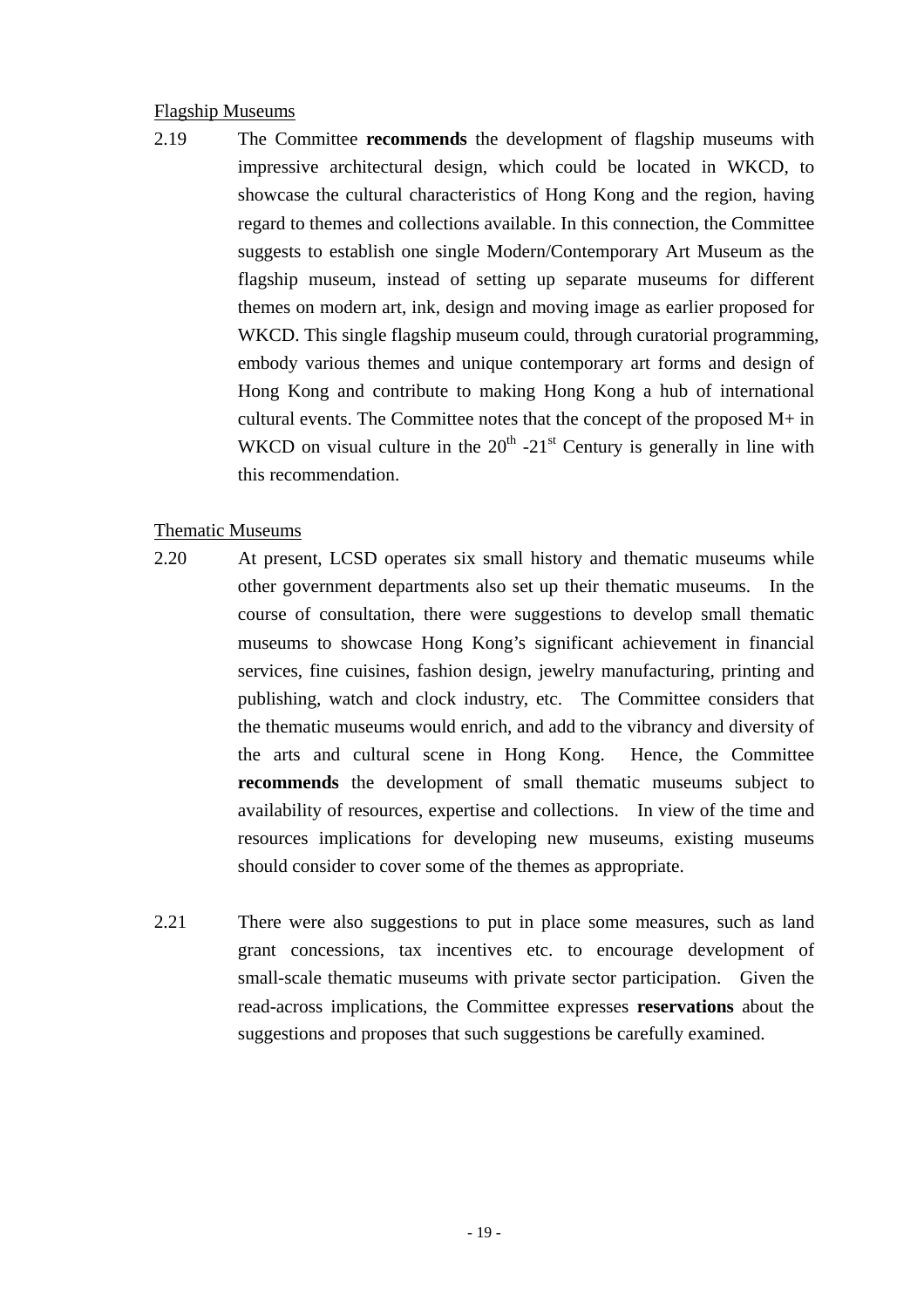Flagship Museums

2.19 The Committee **recommends** the development of flagship museums with impressive architectural design, which could be located in WKCD, to showcase the cultural characteristics of Hong Kong and the region, having regard to themes and collections available. In this connection, the Committee suggests to establish one single Modern/Contemporary Art Museum as the flagship museum, instead of setting up separate museums for different themes on modern art, ink, design and moving image as earlier proposed for WKCD. This single flagship museum could, through curatorial programming, embody various themes and unique contemporary art forms and design of Hong Kong and contribute to making Hong Kong a hub of international cultural events. The Committee notes that the concept of the proposed M+ in WKCD on visual culture in the $20^{th}$ -$21^{st}$ Century is generally in line with this recommendation.

Thematic Museums

2.20 At present, LCSD operates six small history and thematic museums while other government departments also set up their thematic museums. In the course of consultation, there were suggestions to develop small thematic museums to showcase Hong Kong's significant achievement in financial services, fine cuisines, fashion design, jewelry manufacturing, printing and publishing, watch and clock industry, etc. The Committee considers that the thematic museums would enrich, and add to the vibrancy and diversity of the arts and cultural scene in Hong Kong. Hence, the Committee **recommends** the development of small thematic museums subject to availability of resources, expertise and collections. In view of the time and resources implications for developing new museums, existing museums should consider to cover some of the themes as appropriate.

2.21 There were also suggestions to put in place some measures, such as land grant concessions, tax incentives etc. to encourage development of small-scale thematic museums with private sector participation. Given the read-across implications, the Committee expresses **reservations** about the suggestions and proposes that such suggestions be carefully examined.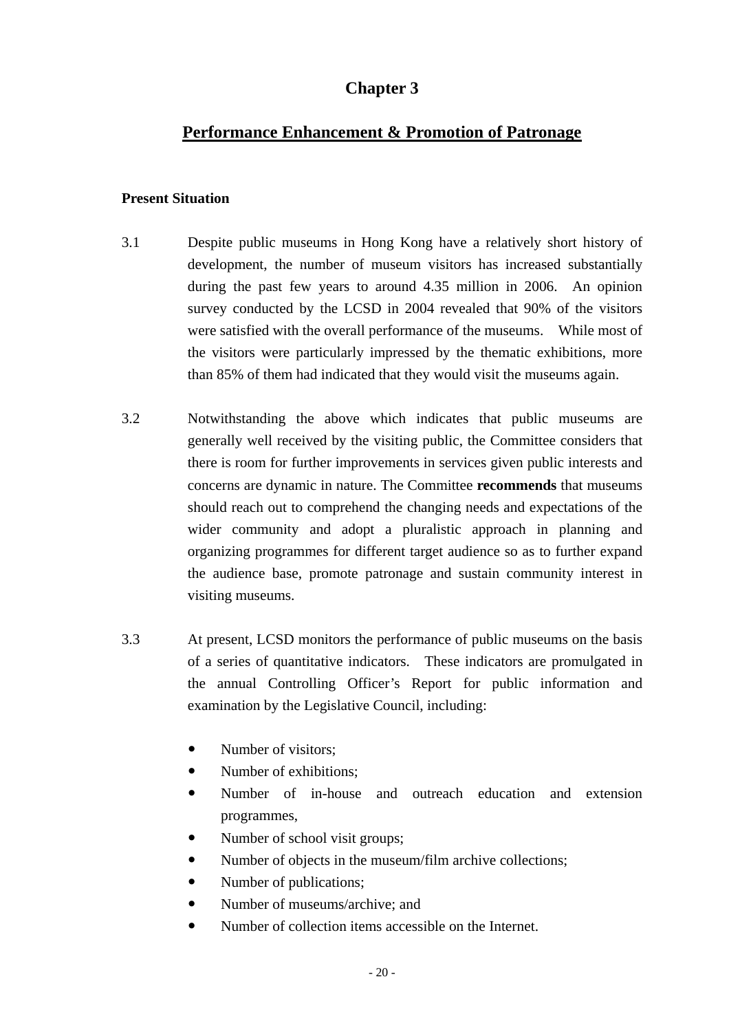# Chapter 3

## Performance Enhancement & Promotion of Patronage

### Present Situation

3.1 Despite public museums in Hong Kong have a relatively short history of development, the number of museum visitors has increased substantially during the past few years to around 4.35 million in 2006. An opinion survey conducted by the LCSD in 2004 revealed that 90% of the visitors were satisfied with the overall performance of the museums. While most of the visitors were particularly impressed by the thematic exhibitions, more than 85% of them had indicated that they would visit the museums again.

3.2 Notwithstanding the above which indicates that public museums are generally well received by the visiting public, the Committee considers that there is room for further improvements in services given public interests and concerns are dynamic in nature. The Committee **recommends** that museums should reach out to comprehend the changing needs and expectations of the wider community and adopt a pluralistic approach in planning and organizing programmes for different target audience so as to further expand the audience base, promote patronage and sustain community interest in visiting museums.

3.3 At present, LCSD monitors the performance of public museums on the basis of a series of quantitative indicators. These indicators are promulgated in the annual Controlling Officer's Report for public information and examination by the Legislative Council, including:

- Number of visitors;
- Number of exhibitions;
- Number of in-house and outreach education and extension programmes,
- Number of school visit groups;
- Number of objects in the museum/film archive collections;
- Number of publications;
- Number of museums/archive; and
- Number of collection items accessible on the Internet.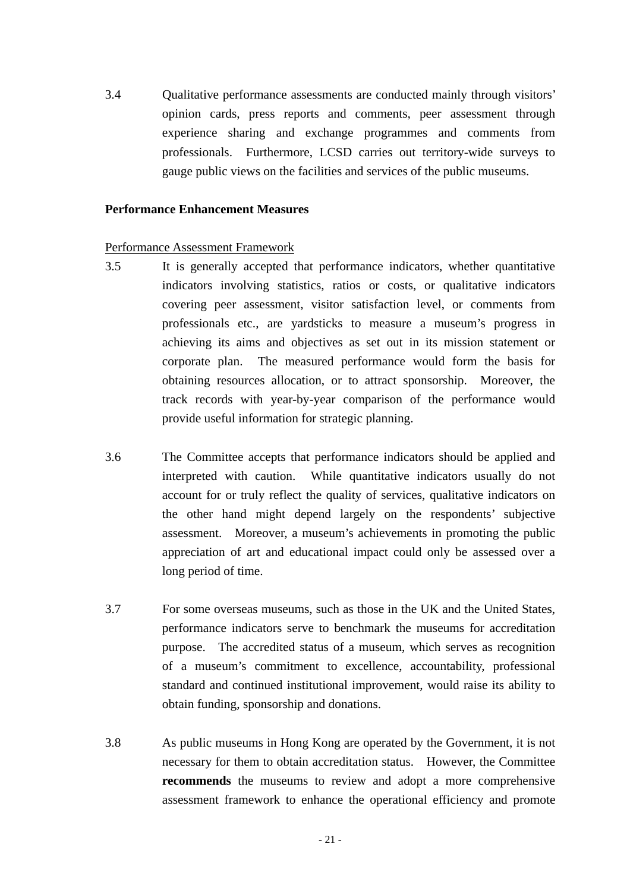3.4 Qualitative performance assessments are conducted mainly through visitors' opinion cards, press reports and comments, peer assessment through experience sharing and exchange programmes and comments from professionals. Furthermore, LCSD carries out territory-wide surveys to gauge public views on the facilities and services of the public museums.

**Performance Enhancement Measures**

Performance Assessment Framework

3.5 It is generally accepted that performance indicators, whether quantitative indicators involving statistics, ratios or costs, or qualitative indicators covering peer assessment, visitor satisfaction level, or comments from professionals etc., are yardsticks to measure a museum's progress in achieving its aims and objectives as set out in its mission statement or corporate plan. The measured performance would form the basis for obtaining resources allocation, or to attract sponsorship. Moreover, the track records with year-by-year comparison of the performance would provide useful information for strategic planning.

3.6 The Committee accepts that performance indicators should be applied and interpreted with caution. While quantitative indicators usually do not account for or truly reflect the quality of services, qualitative indicators on the other hand might depend largely on the respondents' subjective assessment. Moreover, a museum's achievements in promoting the public appreciation of art and educational impact could only be assessed over a long period of time.

3.7 For some overseas museums, such as those in the UK and the United States, performance indicators serve to benchmark the museums for accreditation purpose. The accredited status of a museum, which serves as recognition of a museum's commitment to excellence, accountability, professional standard and continued institutional improvement, would raise its ability to obtain funding, sponsorship and donations.

3.8 As public museums in Hong Kong are operated by the Government, it is not necessary for them to obtain accreditation status. However, the Committee **recommends** the museums to review and adopt a more comprehensive assessment framework to enhance the operational efficiency and promote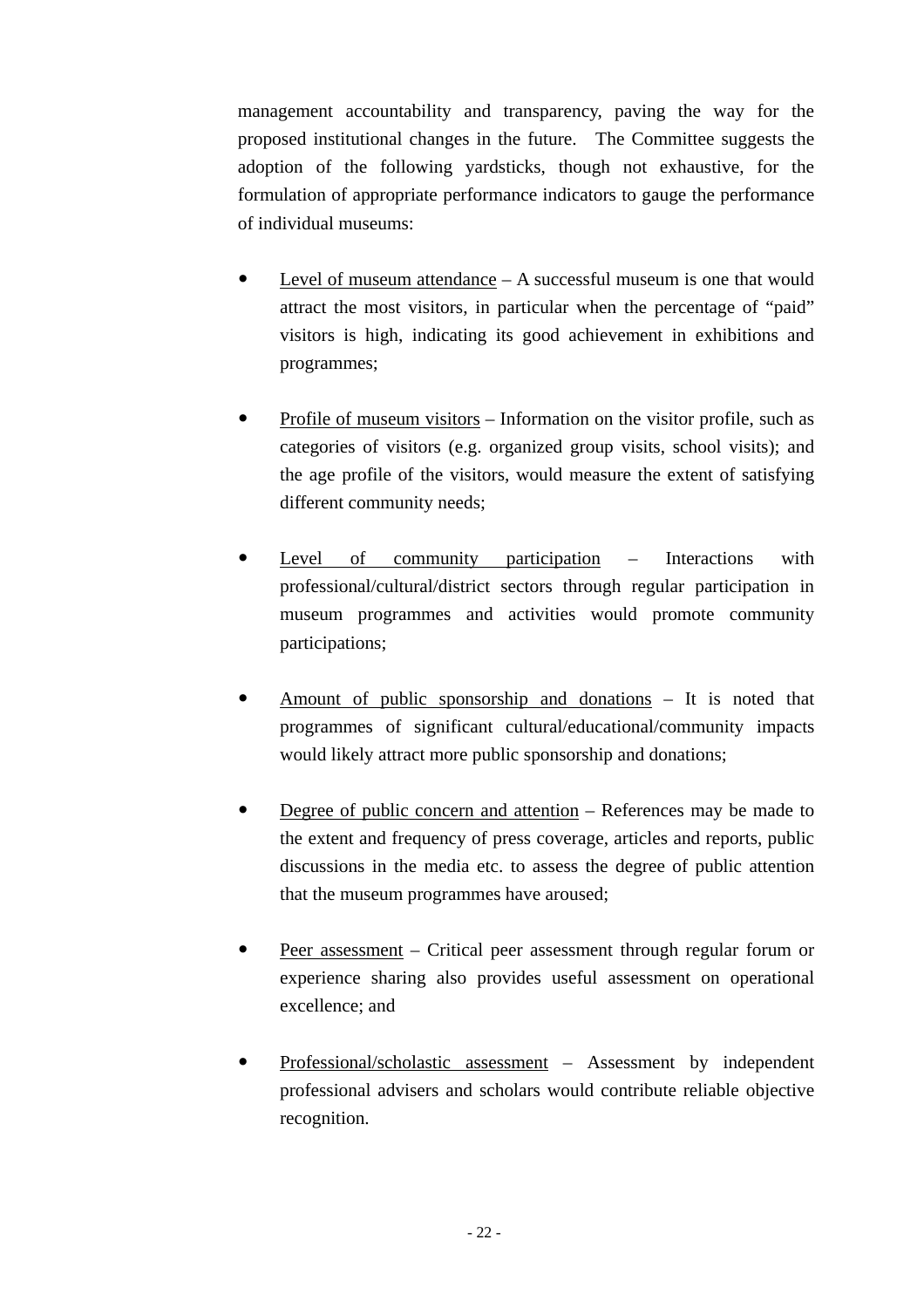management accountability and transparency, paving the way for the proposed institutional changes in the future. The Committee suggests the adoption of the following yardsticks, though not exhaustive, for the formulation of appropriate performance indicators to gauge the performance of individual museums:

- <u>Level of museum attendance</u> – A successful museum is one that would attract the most visitors, in particular when the percentage of "paid" visitors is high, indicating its good achievement in exhibitions and programmes;

- <u>Profile of museum visitors</u> – Information on the visitor profile, such as categories of visitors (e.g. organized group visits, school visits); and the age profile of the visitors, would measure the extent of satisfying different community needs;

- <u>Level of community participation</u> – Interactions with professional/cultural/district sectors through regular participation in museum programmes and activities would promote community participations;

- <u>Amount of public sponsorship and donations</u> – It is noted that programmes of significant cultural/educational/community impacts would likely attract more public sponsorship and donations;

- <u>Degree of public concern and attention</u> – References may be made to the extent and frequency of press coverage, articles and reports, public discussions in the media etc. to assess the degree of public attention that the museum programmes have aroused;

- <u>Peer assessment</u> – Critical peer assessment through regular forum or experience sharing also provides useful assessment on operational excellence; and

- <u>Professional/scholastic assessment</u> – Assessment by independent professional advisers and scholars would contribute reliable objective recognition.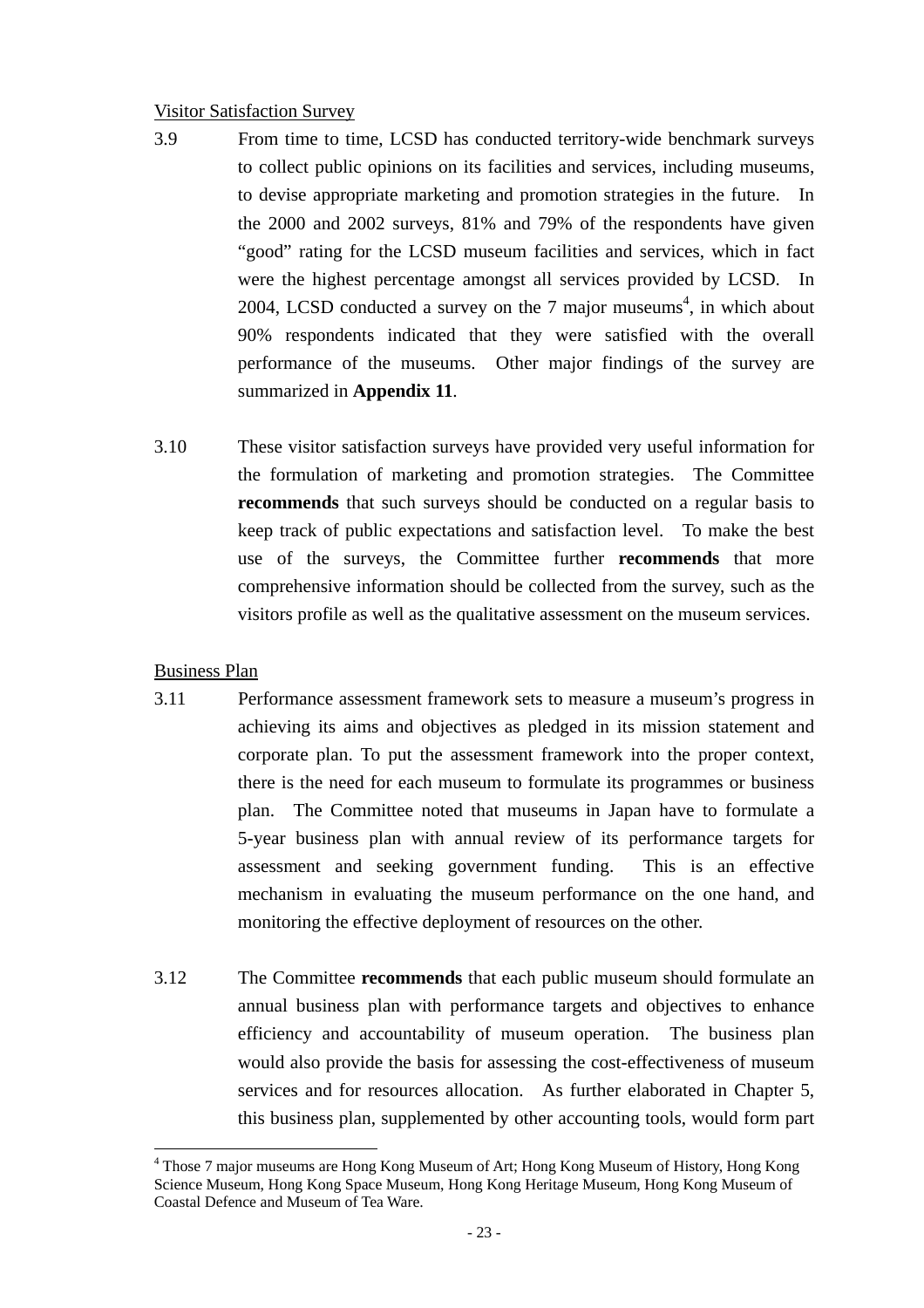Visitor Satisfaction Survey

3.9 From time to time, LCSD has conducted territory-wide benchmark surveys to collect public opinions on its facilities and services, including museums, to devise appropriate marketing and promotion strategies in the future. In the 2000 and 2002 surveys, 81% and 79% of the respondents have given "good" rating for the LCSD museum facilities and services, which in fact were the highest percentage amongst all services provided by LCSD. In 2004, LCSD conducted a survey on the 7 major museums[4], in which about 90% respondents indicated that they were satisfied with the overall performance of the museums. Other major findings of the survey are summarized in **Appendix 11**.

3.10 These visitor satisfaction surveys have provided very useful information for the formulation of marketing and promotion strategies. The Committee **recommends** that such surveys should be conducted on a regular basis to keep track of public expectations and satisfaction level. To make the best use of the surveys, the Committee further **recommends** that more comprehensive information should be collected from the survey, such as the visitors profile as well as the qualitative assessment on the museum services.

Business Plan

3.11 Performance assessment framework sets to measure a museum's progress in achieving its aims and objectives as pledged in its mission statement and corporate plan. To put the assessment framework into the proper context, there is the need for each museum to formulate its programmes or business plan. The Committee noted that museums in Japan have to formulate a 5-year business plan with annual review of its performance targets for assessment and seeking government funding. This is an effective mechanism in evaluating the museum performance on the one hand, and monitoring the effective deployment of resources on the other.

3.12 The Committee **recommends** that each public museum should formulate an annual business plan with performance targets and objectives to enhance efficiency and accountability of museum operation. The business plan would also provide the basis for assessing the cost-effectiveness of museum services and for resources allocation. As further elaborated in Chapter 5, this business plan, supplemented by other accounting tools, would form part

[4] Those 7 major museums are Hong Kong Museum of Art; Hong Kong Museum of History, Hong Kong Science Museum, Hong Kong Space Museum, Hong Kong Heritage Museum, Hong Kong Museum of Coastal Defence and Museum of Tea Ware.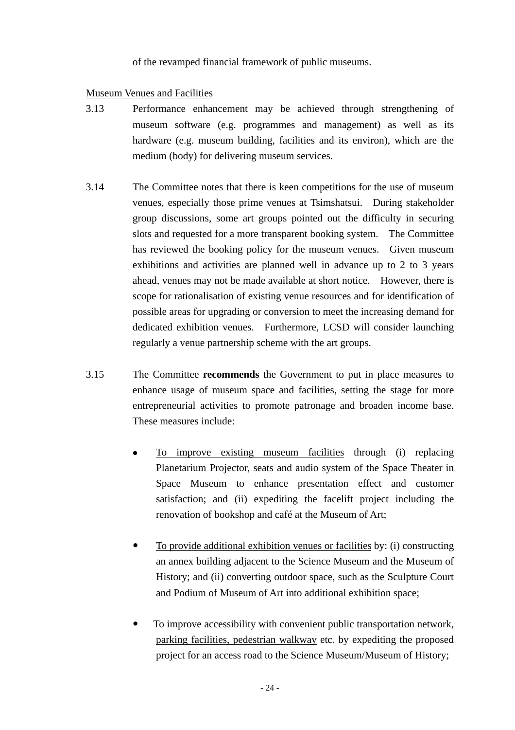of the revamped financial framework of public museums.

<u>Museum Venues and Facilities</u>

3.13 Performance enhancement may be achieved through strengthening of museum software (e.g. programmes and management) as well as its hardware (e.g. museum building, facilities and its environ), which are the medium (body) for delivering museum services.

3.14 The Committee notes that there is keen competitions for the use of museum venues, especially those prime venues at Tsimshatsui. During stakeholder group discussions, some art groups pointed out the difficulty in securing slots and requested for a more transparent booking system. The Committee has reviewed the booking policy for the museum venues. Given museum exhibitions and activities are planned well in advance up to 2 to 3 years ahead, venues may not be made available at short notice. However, there is scope for rationalisation of existing venue resources and for identification of possible areas for upgrading or conversion to meet the increasing demand for dedicated exhibition venues. Furthermore, LCSD will consider launching regularly a venue partnership scheme with the art groups.

3.15 The Committee **recommends** the Government to put in place measures to enhance usage of museum space and facilities, setting the stage for more entrepreneurial activities to promote patronage and broaden income base. These measures include:

- <u>To improve existing museum facilities</u> through (i) replacing Planetarium Projector, seats and audio system of the Space Theater in Space Museum to enhance presentation effect and customer satisfaction; and (ii) expediting the facelift project including the renovation of bookshop and café at the Museum of Art;

- <u>To provide additional exhibition venues or facilities</u> by: (i) constructing an annex building adjacent to the Science Museum and the Museum of History; and (ii) converting outdoor space, such as the Sculpture Court and Podium of Museum of Art into additional exhibition space;

- <u>To improve accessibility with convenient public transportation network, parking facilities, pedestrian walkway</u> etc. by expediting the proposed project for an access road to the Science Museum/Museum of History;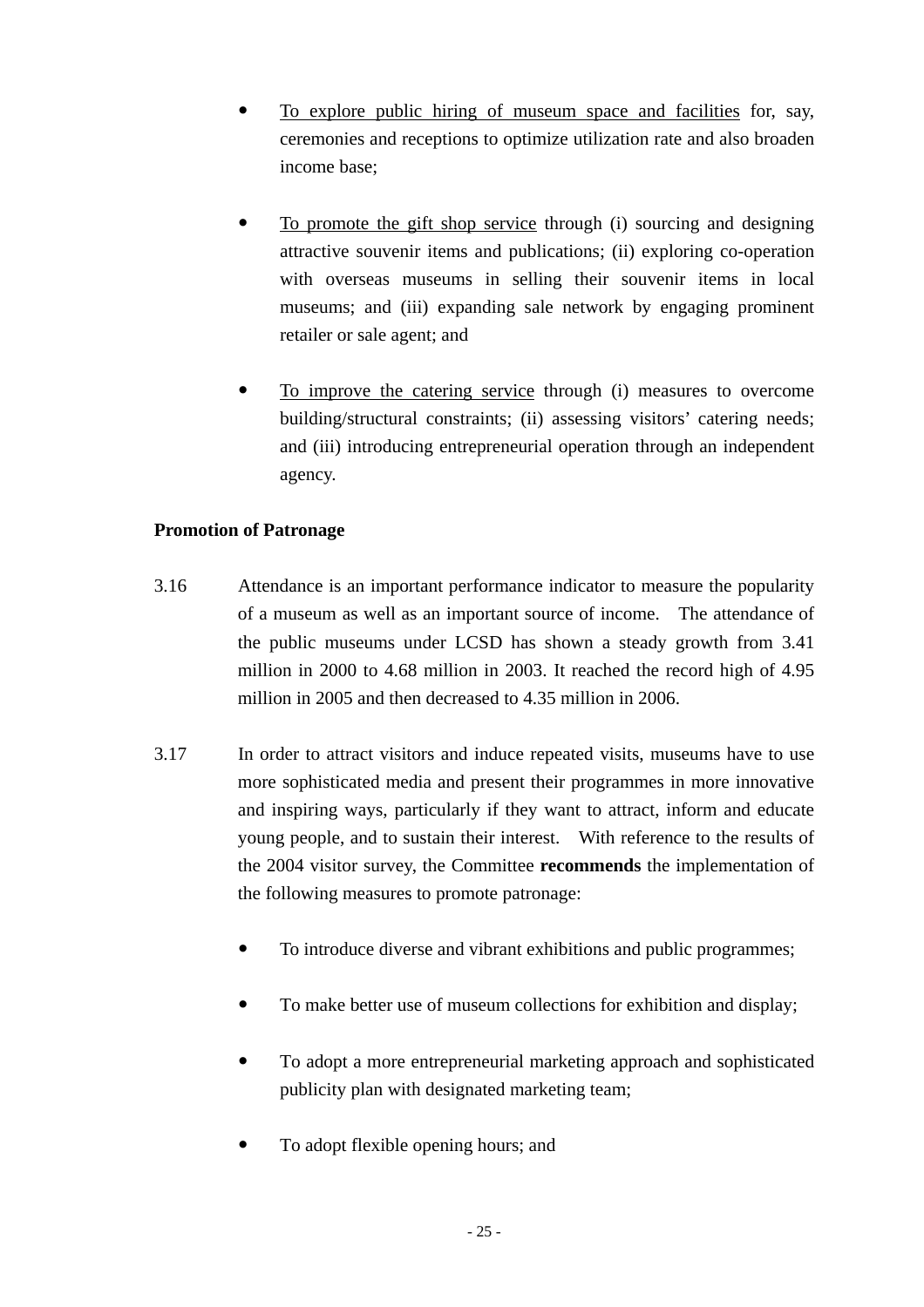- <u>To explore public hiring of museum space and facilities</u> for, say, ceremonies and receptions to optimize utilization rate and also broaden income base;

- <u>To promote the gift shop service</u> through (i) sourcing and designing attractive souvenir items and publications; (ii) exploring co-operation with overseas museums in selling their souvenir items in local museums; and (iii) expanding sale network by engaging prominent retailer or sale agent; and

- <u>To improve the catering service</u> through (i) measures to overcome building/structural constraints; (ii) assessing visitors' catering needs; and (iii) introducing entrepreneurial operation through an independent agency.

**Promotion of Patronage**

3.16 Attendance is an important performance indicator to measure the popularity of a museum as well as an important source of income. The attendance of the public museums under LCSD has shown a steady growth from 3.41 million in 2000 to 4.68 million in 2003. It reached the record high of 4.95 million in 2005 and then decreased to 4.35 million in 2006.

3.17 In order to attract visitors and induce repeated visits, museums have to use more sophisticated media and present their programmes in more innovative and inspiring ways, particularly if they want to attract, inform and educate young people, and to sustain their interest. With reference to the results of the 2004 visitor survey, the Committee **recommends** the implementation of the following measures to promote patronage:

- To introduce diverse and vibrant exhibitions and public programmes;

- To make better use of museum collections for exhibition and display;

- To adopt a more entrepreneurial marketing approach and sophisticated publicity plan with designated marketing team;

- To adopt flexible opening hours; and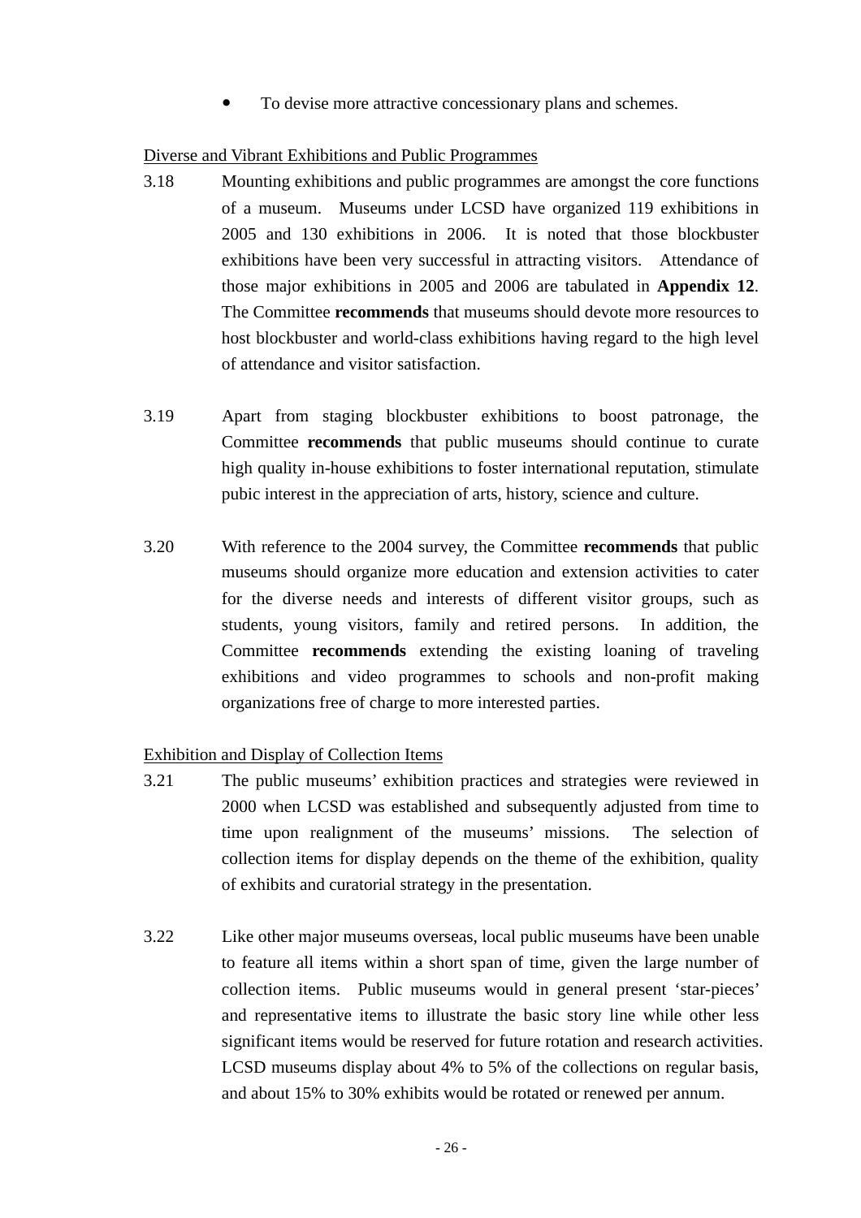- To devise more attractive concessionary plans and schemes.

Diverse and Vibrant Exhibitions and Public Programmes

3.18 Mounting exhibitions and public programmes are amongst the core functions of a museum. Museums under LCSD have organized 119 exhibitions in 2005 and 130 exhibitions in 2006. It is noted that those blockbuster exhibitions have been very successful in attracting visitors. Attendance of those major exhibitions in 2005 and 2006 are tabulated in **Appendix 12**. The Committee **recommends** that museums should devote more resources to host blockbuster and world-class exhibitions having regard to the high level of attendance and visitor satisfaction.

3.19 Apart from staging blockbuster exhibitions to boost patronage, the Committee **recommends** that public museums should continue to curate high quality in-house exhibitions to foster international reputation, stimulate pubic interest in the appreciation of arts, history, science and culture.

3.20 With reference to the 2004 survey, the Committee **recommends** that public museums should organize more education and extension activities to cater for the diverse needs and interests of different visitor groups, such as students, young visitors, family and retired persons. In addition, the Committee **recommends** extending the existing loaning of traveling exhibitions and video programmes to schools and non-profit making organizations free of charge to more interested parties.

Exhibition and Display of Collection Items

3.21 The public museums' exhibition practices and strategies were reviewed in 2000 when LCSD was established and subsequently adjusted from time to time upon realignment of the museums' missions. The selection of collection items for display depends on the theme of the exhibition, quality of exhibits and curatorial strategy in the presentation.

3.22 Like other major museums overseas, local public museums have been unable to feature all items within a short span of time, given the large number of collection items. Public museums would in general present 'star-pieces' and representative items to illustrate the basic story line while other less significant items would be reserved for future rotation and research activities. LCSD museums display about 4% to 5% of the collections on regular basis, and about 15% to 30% exhibits would be rotated or renewed per annum.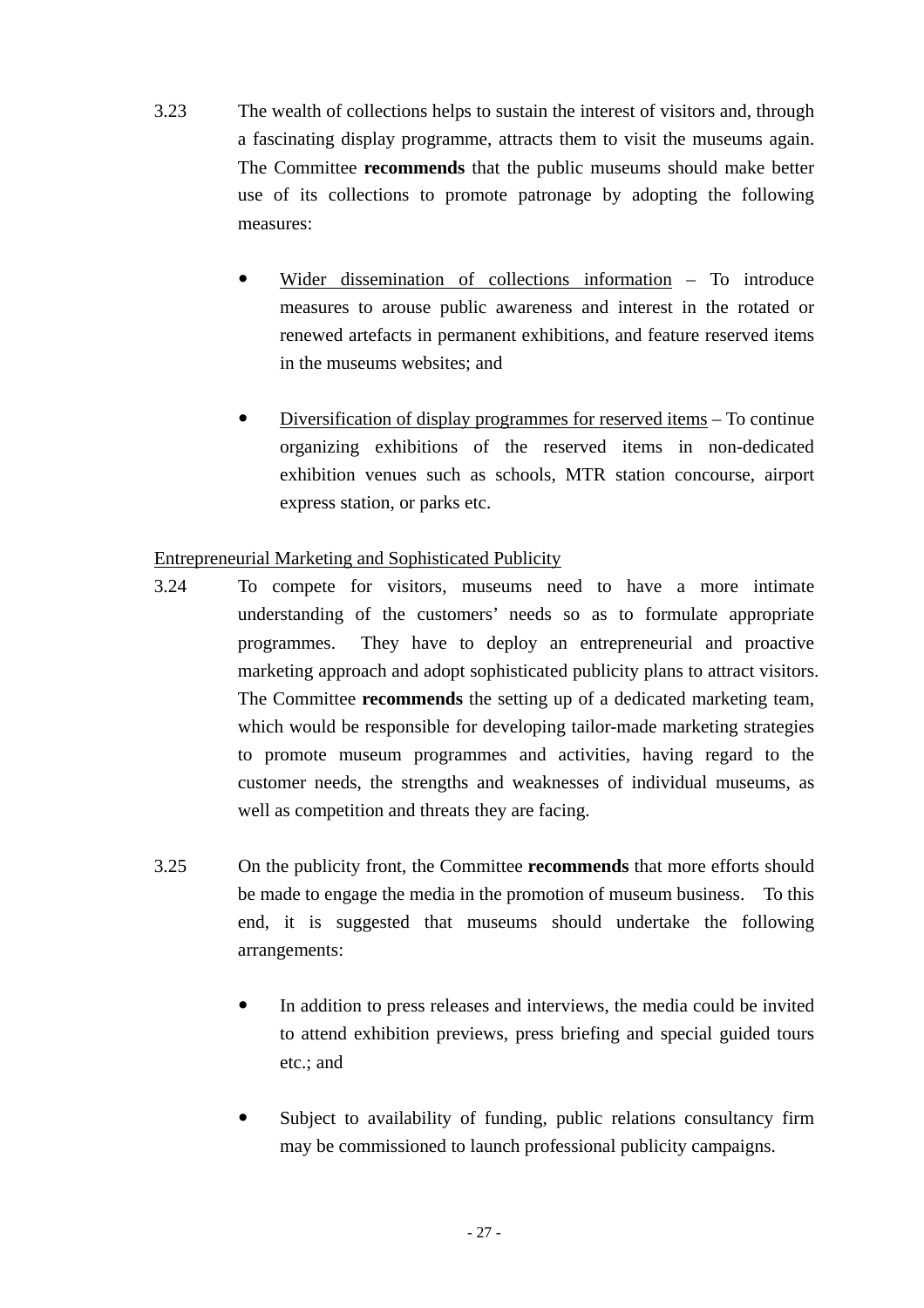3.23 The wealth of collections helps to sustain the interest of visitors and, through a fascinating display programme, attracts them to visit the museums again. The Committee **recommends** that the public museums should make better use of its collections to promote patronage by adopting the following measures:

- Wider dissemination of collections information – To introduce measures to arouse public awareness and interest in the rotated or renewed artefacts in permanent exhibitions, and feature reserved items in the museums websites; and

- Diversification of display programmes for reserved items – To continue organizing exhibitions of the reserved items in non-dedicated exhibition venues such as schools, MTR station concourse, airport express station, or parks etc.

Entrepreneurial Marketing and Sophisticated Publicity

3.24 To compete for visitors, museums need to have a more intimate understanding of the customers' needs so as to formulate appropriate programmes. They have to deploy an entrepreneurial and proactive marketing approach and adopt sophisticated publicity plans to attract visitors. The Committee **recommends** the setting up of a dedicated marketing team, which would be responsible for developing tailor-made marketing strategies to promote museum programmes and activities, having regard to the customer needs, the strengths and weaknesses of individual museums, as well as competition and threats they are facing.

3.25 On the publicity front, the Committee **recommends** that more efforts should be made to engage the media in the promotion of museum business. To this end, it is suggested that museums should undertake the following arrangements:

- In addition to press releases and interviews, the media could be invited to attend exhibition previews, press briefing and special guided tours etc.; and

- Subject to availability of funding, public relations consultancy firm may be commissioned to launch professional publicity campaigns.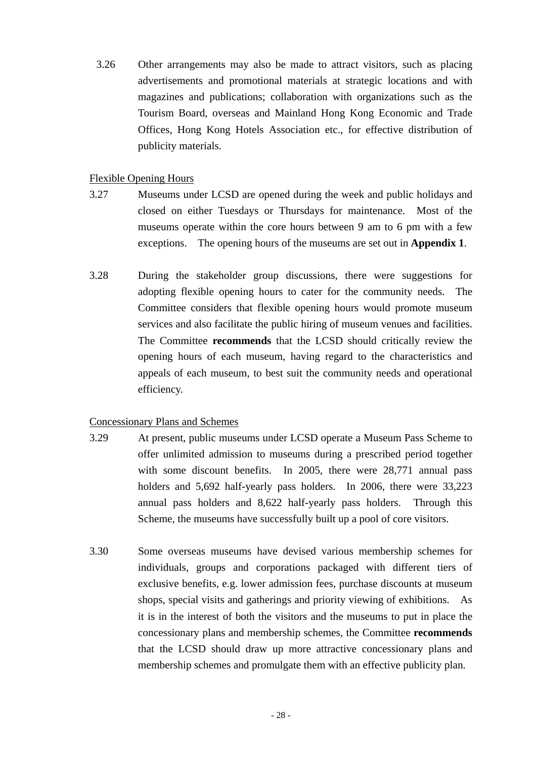3.26 Other arrangements may also be made to attract visitors, such as placing advertisements and promotional materials at strategic locations and with magazines and publications; collaboration with organizations such as the Tourism Board, overseas and Mainland Hong Kong Economic and Trade Offices, Hong Kong Hotels Association etc., for effective distribution of publicity materials.

Flexible Opening Hours

3.27 Museums under LCSD are opened during the week and public holidays and closed on either Tuesdays or Thursdays for maintenance. Most of the museums operate within the core hours between 9 am to 6 pm with a few exceptions. The opening hours of the museums are set out in **Appendix 1**.

3.28 During the stakeholder group discussions, there were suggestions for adopting flexible opening hours to cater for the community needs. The Committee considers that flexible opening hours would promote museum services and also facilitate the public hiring of museum venues and facilities. The Committee **recommends** that the LCSD should critically review the opening hours of each museum, having regard to the characteristics and appeals of each museum, to best suit the community needs and operational efficiency.

Concessionary Plans and Schemes

3.29 At present, public museums under LCSD operate a Museum Pass Scheme to offer unlimited admission to museums during a prescribed period together with some discount benefits. In 2005, there were 28,771 annual pass holders and 5,692 half-yearly pass holders. In 2006, there were 33,223 annual pass holders and 8,622 half-yearly pass holders. Through this Scheme, the museums have successfully built up a pool of core visitors.

3.30 Some overseas museums have devised various membership schemes for individuals, groups and corporations packaged with different tiers of exclusive benefits, e.g. lower admission fees, purchase discounts at museum shops, special visits and gatherings and priority viewing of exhibitions. As it is in the interest of both the visitors and the museums to put in place the concessionary plans and membership schemes, the Committee **recommends** that the LCSD should draw up more attractive concessionary plans and membership schemes and promulgate them with an effective publicity plan.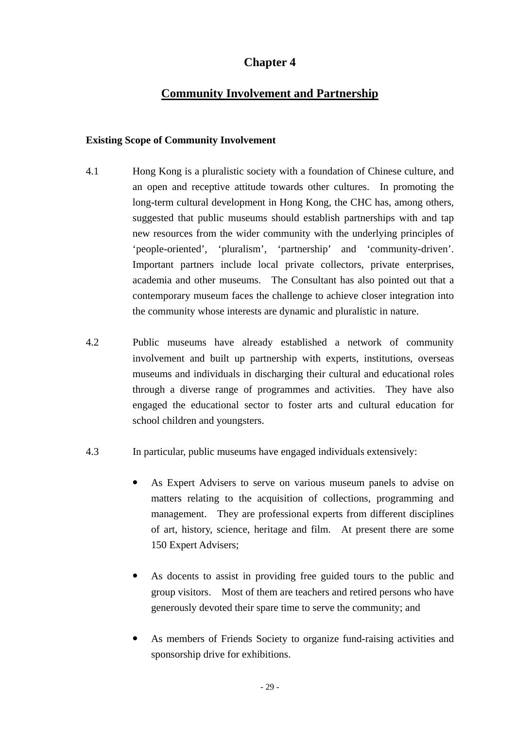# Chapter 4

## Community Involvement and Partnership

### Existing Scope of Community Involvement

4.1 Hong Kong is a pluralistic society with a foundation of Chinese culture, and an open and receptive attitude towards other cultures. In promoting the long-term cultural development in Hong Kong, the CHC has, among others, suggested that public museums should establish partnerships with and tap new resources from the wider community with the underlying principles of 'people-oriented', 'pluralism', 'partnership' and 'community-driven'. Important partners include local private collectors, private enterprises, academia and other museums. The Consultant has also pointed out that a contemporary museum faces the challenge to achieve closer integration into the community whose interests are dynamic and pluralistic in nature.

4.2 Public museums have already established a network of community involvement and built up partnership with experts, institutions, overseas museums and individuals in discharging their cultural and educational roles through a diverse range of programmes and activities. They have also engaged the educational sector to foster arts and cultural education for school children and youngsters.

4.3 In particular, public museums have engaged individuals extensively:

- As Expert Advisers to serve on various museum panels to advise on matters relating to the acquisition of collections, programming and management. They are professional experts from different disciplines of art, history, science, heritage and film. At present there are some 150 Expert Advisers;

- As docents to assist in providing free guided tours to the public and group visitors. Most of them are teachers and retired persons who have generously devoted their spare time to serve the community; and

- As members of Friends Society to organize fund-raising activities and sponsorship drive for exhibitions.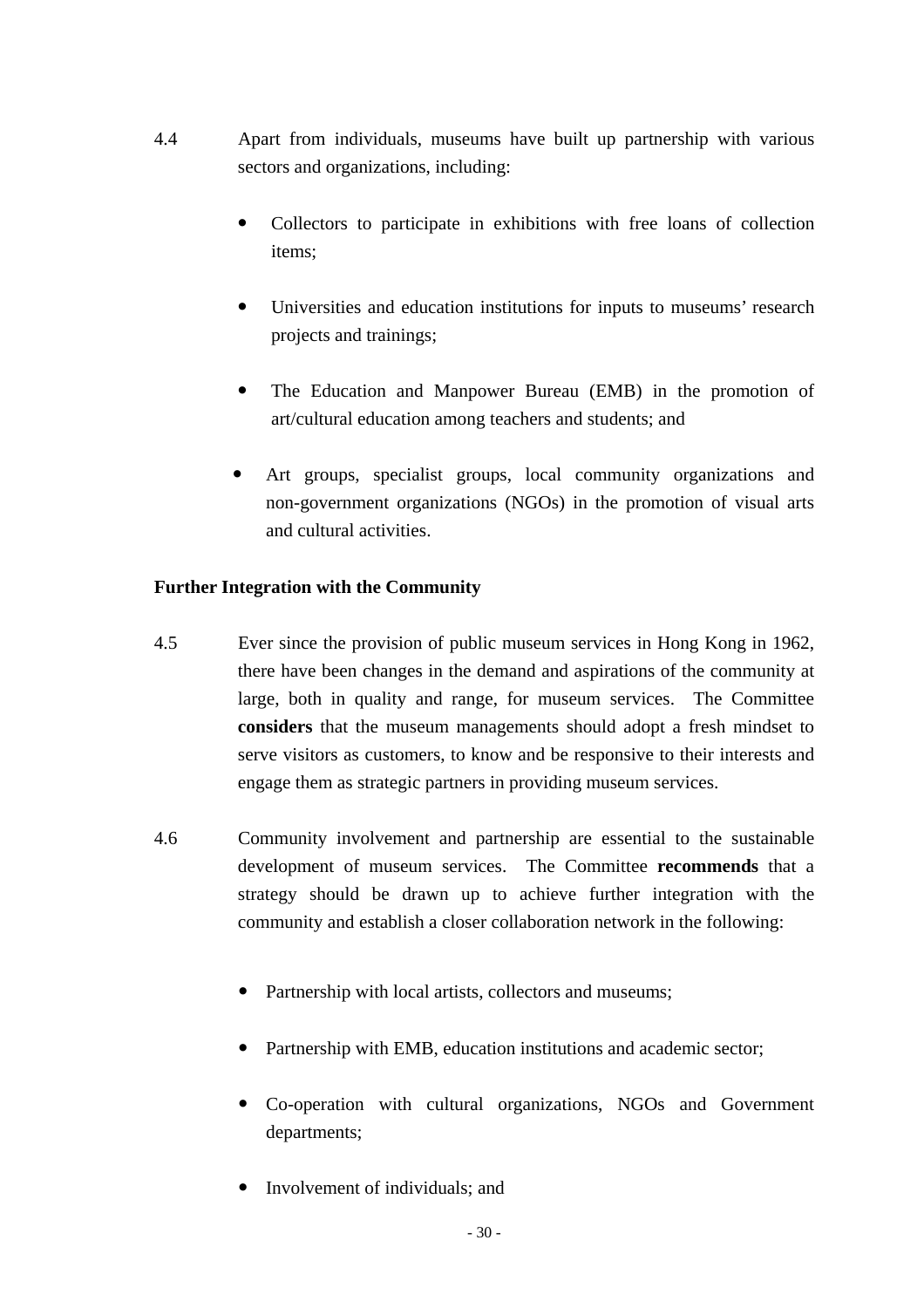4.4 Apart from individuals, museums have built up partnership with various sectors and organizations, including:

- Collectors to participate in exhibitions with free loans of collection items;
- Universities and education institutions for inputs to museums' research projects and trainings;
- The Education and Manpower Bureau (EMB) in the promotion of art/cultural education among teachers and students; and
- Art groups, specialist groups, local community organizations and non-government organizations (NGOs) in the promotion of visual arts and cultural activities.

**Further Integration with the Community**

4.5 Ever since the provision of public museum services in Hong Kong in 1962, there have been changes in the demand and aspirations of the community at large, both in quality and range, for museum services. The Committee **considers** that the museum managements should adopt a fresh mindset to serve visitors as customers, to know and be responsive to their interests and engage them as strategic partners in providing museum services.

4.6 Community involvement and partnership are essential to the sustainable development of museum services. The Committee **recommends** that a strategy should be drawn up to achieve further integration with the community and establish a closer collaboration network in the following:

- Partnership with local artists, collectors and museums;
- Partnership with EMB, education institutions and academic sector;
- Co-operation with cultural organizations, NGOs and Government departments;
- Involvement of individuals; and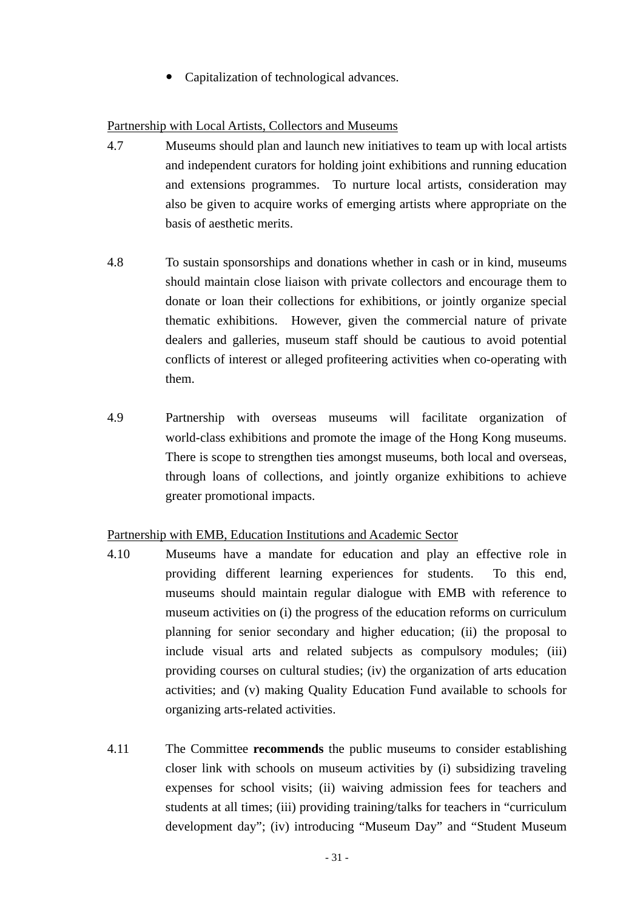- Capitalization of technological advances.

Partnership with Local Artists, Collectors and Museums

4.7 Museums should plan and launch new initiatives to team up with local artists and independent curators for holding joint exhibitions and running education and extensions programmes. To nurture local artists, consideration may also be given to acquire works of emerging artists where appropriate on the basis of aesthetic merits.

4.8 To sustain sponsorships and donations whether in cash or in kind, museums should maintain close liaison with private collectors and encourage them to donate or loan their collections for exhibitions, or jointly organize special thematic exhibitions. However, given the commercial nature of private dealers and galleries, museum staff should be cautious to avoid potential conflicts of interest or alleged profiteering activities when co-operating with them.

4.9 Partnership with overseas museums will facilitate organization of world-class exhibitions and promote the image of the Hong Kong museums. There is scope to strengthen ties amongst museums, both local and overseas, through loans of collections, and jointly organize exhibitions to achieve greater promotional impacts.

Partnership with EMB, Education Institutions and Academic Sector

4.10 Museums have a mandate for education and play an effective role in providing different learning experiences for students. To this end, museums should maintain regular dialogue with EMB with reference to museum activities on (i) the progress of the education reforms on curriculum planning for senior secondary and higher education; (ii) the proposal to include visual arts and related subjects as compulsory modules; (iii) providing courses on cultural studies; (iv) the organization of arts education activities; and (v) making Quality Education Fund available to schools for organizing arts-related activities.

4.11 The Committee **recommends** the public museums to consider establishing closer link with schools on museum activities by (i) subsidizing traveling expenses for school visits; (ii) waiving admission fees for teachers and students at all times; (iii) providing training/talks for teachers in "curriculum development day"; (iv) introducing "Museum Day" and "Student Museum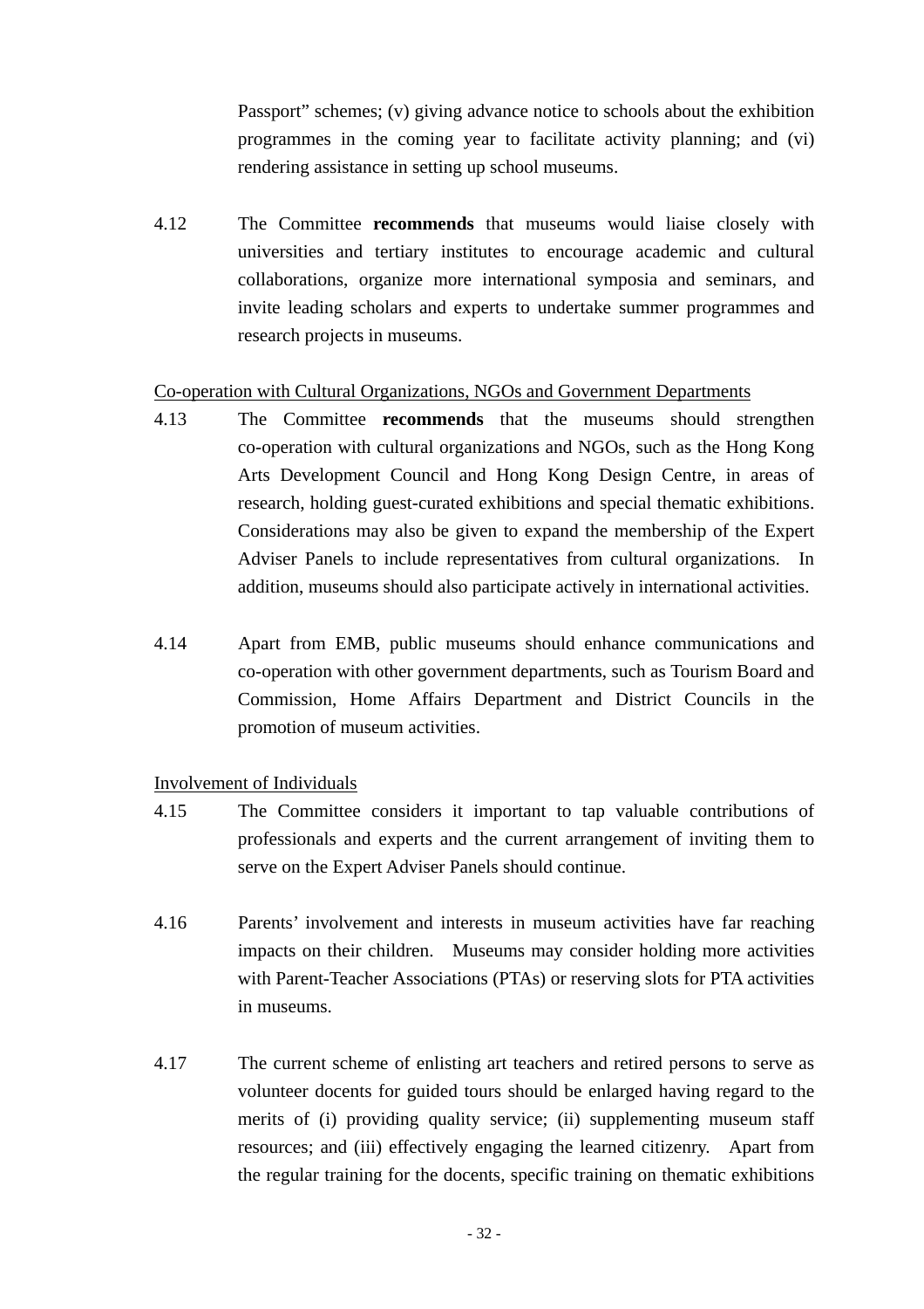Passport" schemes; (v) giving advance notice to schools about the exhibition programmes in the coming year to facilitate activity planning; and (vi) rendering assistance in setting up school museums.

4.12 The Committee **recommends** that museums would liaise closely with universities and tertiary institutes to encourage academic and cultural collaborations, organize more international symposia and seminars, and invite leading scholars and experts to undertake summer programmes and research projects in museums.

Co-operation with Cultural Organizations, NGOs and Government Departments

4.13 The Committee **recommends** that the museums should strengthen co-operation with cultural organizations and NGOs, such as the Hong Kong Arts Development Council and Hong Kong Design Centre, in areas of research, holding guest-curated exhibitions and special thematic exhibitions. Considerations may also be given to expand the membership of the Expert Adviser Panels to include representatives from cultural organizations. In addition, museums should also participate actively in international activities.

4.14 Apart from EMB, public museums should enhance communications and co-operation with other government departments, such as Tourism Board and Commission, Home Affairs Department and District Councils in the promotion of museum activities.

Involvement of Individuals

4.15 The Committee considers it important to tap valuable contributions of professionals and experts and the current arrangement of inviting them to serve on the Expert Adviser Panels should continue.

4.16 Parents' involvement and interests in museum activities have far reaching impacts on their children. Museums may consider holding more activities with Parent-Teacher Associations (PTAs) or reserving slots for PTA activities in museums.

4.17 The current scheme of enlisting art teachers and retired persons to serve as volunteer docents for guided tours should be enlarged having regard to the merits of (i) providing quality service; (ii) supplementing museum staff resources; and (iii) effectively engaging the learned citizenry. Apart from the regular training for the docents, specific training on thematic exhibitions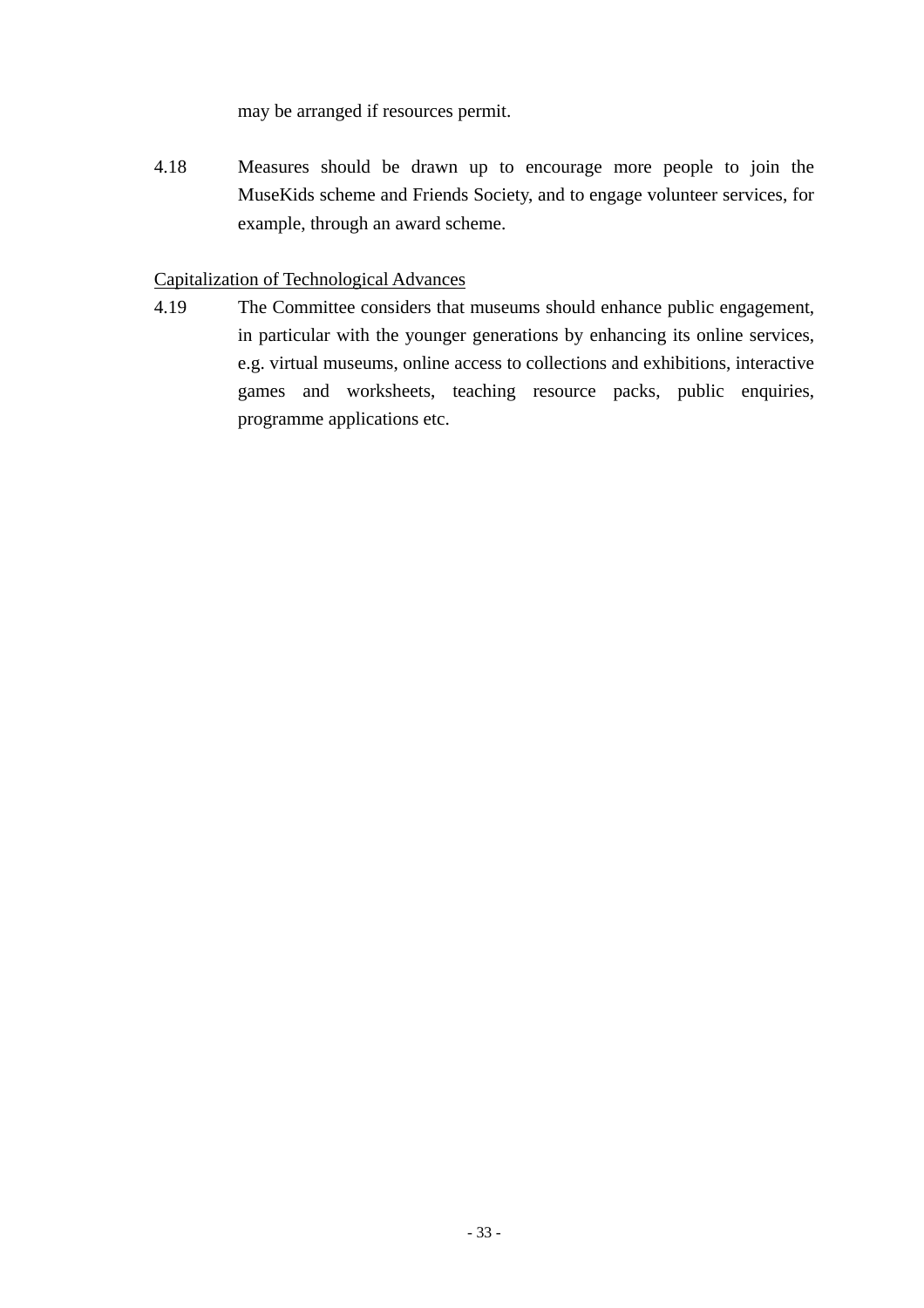may be arranged if resources permit.

4.18 Measures should be drawn up to encourage more people to join the MuseKids scheme and Friends Society, and to engage volunteer services, for example, through an award scheme.

<u>Capitalization of Technological Advances</u>

4.19 The Committee considers that museums should enhance public engagement, in particular with the younger generations by enhancing its online services, e.g. virtual museums, online access to collections and exhibitions, interactive games and worksheets, teaching resource packs, public enquiries, programme applications etc.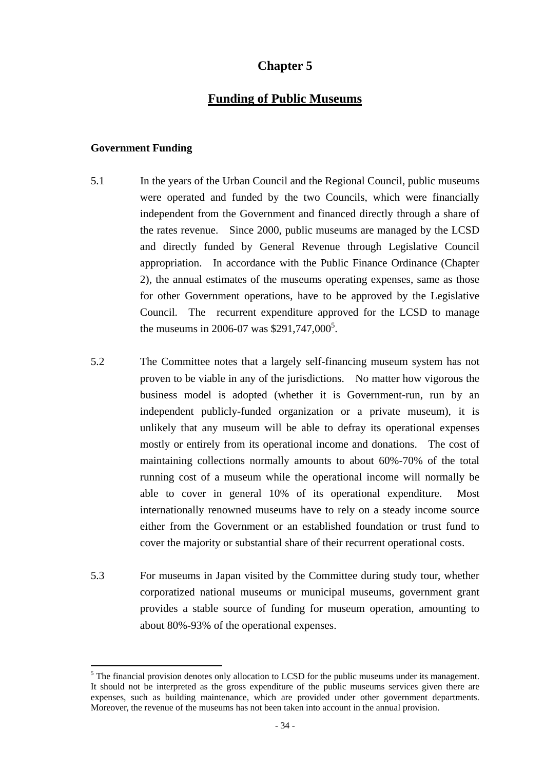# Chapter 5

## Funding of Public Museums

### Government Funding

5.1 In the years of the Urban Council and the Regional Council, public museums were operated and funded by the two Councils, which were financially independent from the Government and financed directly through a share of the rates revenue. Since 2000, public museums are managed by the LCSD and directly funded by General Revenue through Legislative Council appropriation. In accordance with the Public Finance Ordinance (Chapter 2), the annual estimates of the museums operating expenses, same as those for other Government operations, have to be approved by the Legislative Council. The recurrent expenditure approved for the LCSD to manage the museums in 2006-07 was $291,747,000[5].

5.2 The Committee notes that a largely self-financing museum system has not proven to be viable in any of the jurisdictions. No matter how vigorous the business model is adopted (whether it is Government-run, run by an independent publicly-funded organization or a private museum), it is unlikely that any museum will be able to defray its operational expenses mostly or entirely from its operational income and donations. The cost of maintaining collections normally amounts to about 60%-70% of the total running cost of a museum while the operational income will normally be able to cover in general 10% of its operational expenditure. Most internationally renowned museums have to rely on a steady income source either from the Government or an established foundation or trust fund to cover the majority or substantial share of their recurrent operational costs.

5.3 For museums in Japan visited by the Committee during study tour, whether corporatized national museums or municipal museums, government grant provides a stable source of funding for museum operation, amounting to about 80%-93% of the operational expenses.

---

[5] The financial provision denotes only allocation to LCSD for the public museums under its management. It should not be interpreted as the gross expenditure of the public museums services given there are expenses, such as building maintenance, which are provided under other government departments. Moreover, the revenue of the museums has not been taken into account in the annual provision.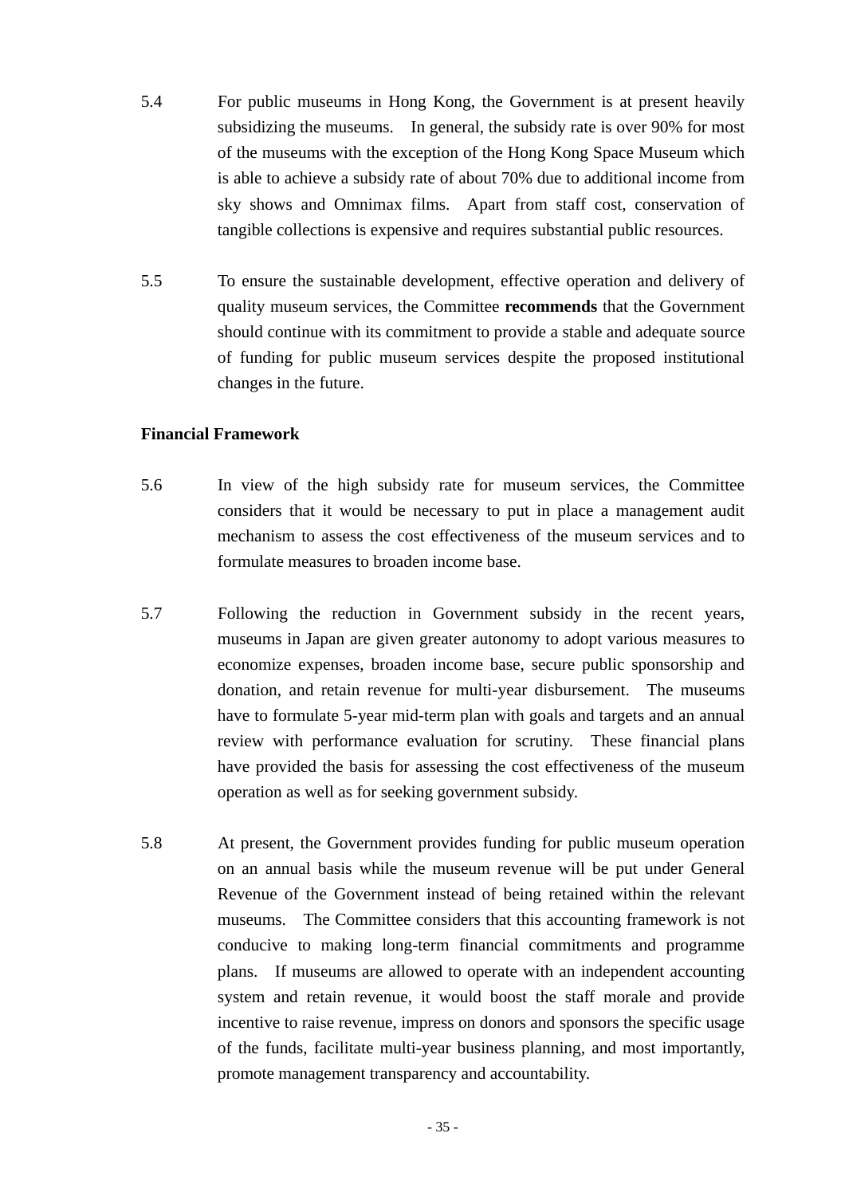5.4 For public museums in Hong Kong, the Government is at present heavily subsidizing the museums. In general, the subsidy rate is over 90% for most of the museums with the exception of the Hong Kong Space Museum which is able to achieve a subsidy rate of about 70% due to additional income from sky shows and Omnimax films. Apart from staff cost, conservation of tangible collections is expensive and requires substantial public resources.

5.5 To ensure the sustainable development, effective operation and delivery of quality museum services, the Committee **recommends** that the Government should continue with its commitment to provide a stable and adequate source of funding for public museum services despite the proposed institutional changes in the future.

**Financial Framework**

5.6 In view of the high subsidy rate for museum services, the Committee considers that it would be necessary to put in place a management audit mechanism to assess the cost effectiveness of the museum services and to formulate measures to broaden income base.

5.7 Following the reduction in Government subsidy in the recent years, museums in Japan are given greater autonomy to adopt various measures to economize expenses, broaden income base, secure public sponsorship and donation, and retain revenue for multi-year disbursement. The museums have to formulate 5-year mid-term plan with goals and targets and an annual review with performance evaluation for scrutiny. These financial plans have provided the basis for assessing the cost effectiveness of the museum operation as well as for seeking government subsidy.

5.8 At present, the Government provides funding for public museum operation on an annual basis while the museum revenue will be put under General Revenue of the Government instead of being retained within the relevant museums. The Committee considers that this accounting framework is not conducive to making long-term financial commitments and programme plans. If museums are allowed to operate with an independent accounting system and retain revenue, it would boost the staff morale and provide incentive to raise revenue, impress on donors and sponsors the specific usage of the funds, facilitate multi-year business planning, and most importantly, promote management transparency and accountability.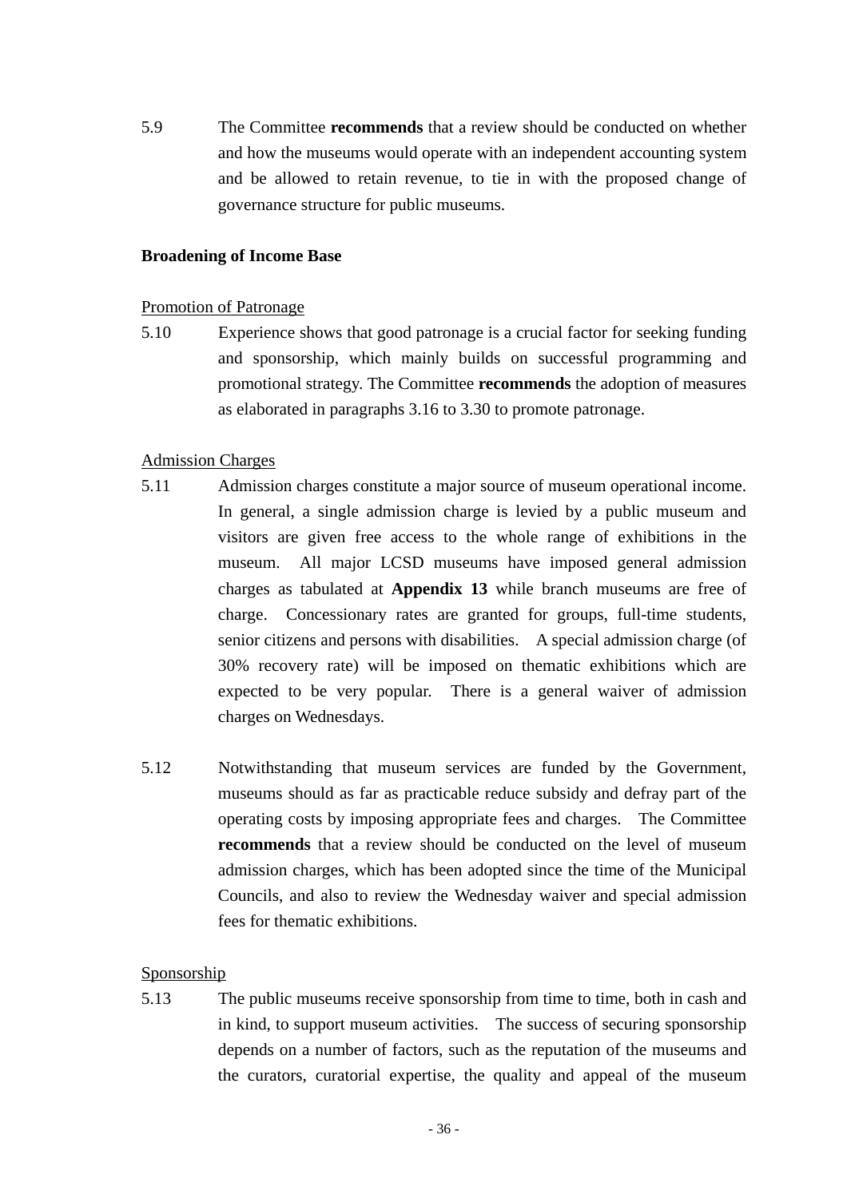5.9 The Committee **recommends** that a review should be conducted on whether and how the museums would operate with an independent accounting system and be allowed to retain revenue, to tie in with the proposed change of governance structure for public museums.

**Broadening of Income Base**

Promotion of Patronage

5.10 Experience shows that good patronage is a crucial factor for seeking funding and sponsorship, which mainly builds on successful programming and promotional strategy. The Committee **recommends** the adoption of measures as elaborated in paragraphs 3.16 to 3.30 to promote patronage.

Admission Charges

5.11 Admission charges constitute a major source of museum operational income. In general, a single admission charge is levied by a public museum and visitors are given free access to the whole range of exhibitions in the museum. All major LCSD museums have imposed general admission charges as tabulated at **Appendix 13** while branch museums are free of charge. Concessionary rates are granted for groups, full-time students, senior citizens and persons with disabilities. A special admission charge (of 30% recovery rate) will be imposed on thematic exhibitions which are expected to be very popular. There is a general waiver of admission charges on Wednesdays.

5.12 Notwithstanding that museum services are funded by the Government, museums should as far as practicable reduce subsidy and defray part of the operating costs by imposing appropriate fees and charges. The Committee **recommends** that a review should be conducted on the level of museum admission charges, which has been adopted since the time of the Municipal Councils, and also to review the Wednesday waiver and special admission fees for thematic exhibitions.

Sponsorship

5.13 The public museums receive sponsorship from time to time, both in cash and in kind, to support museum activities. The success of securing sponsorship depends on a number of factors, such as the reputation of the museums and the curators, curatorial expertise, the quality and appeal of the museum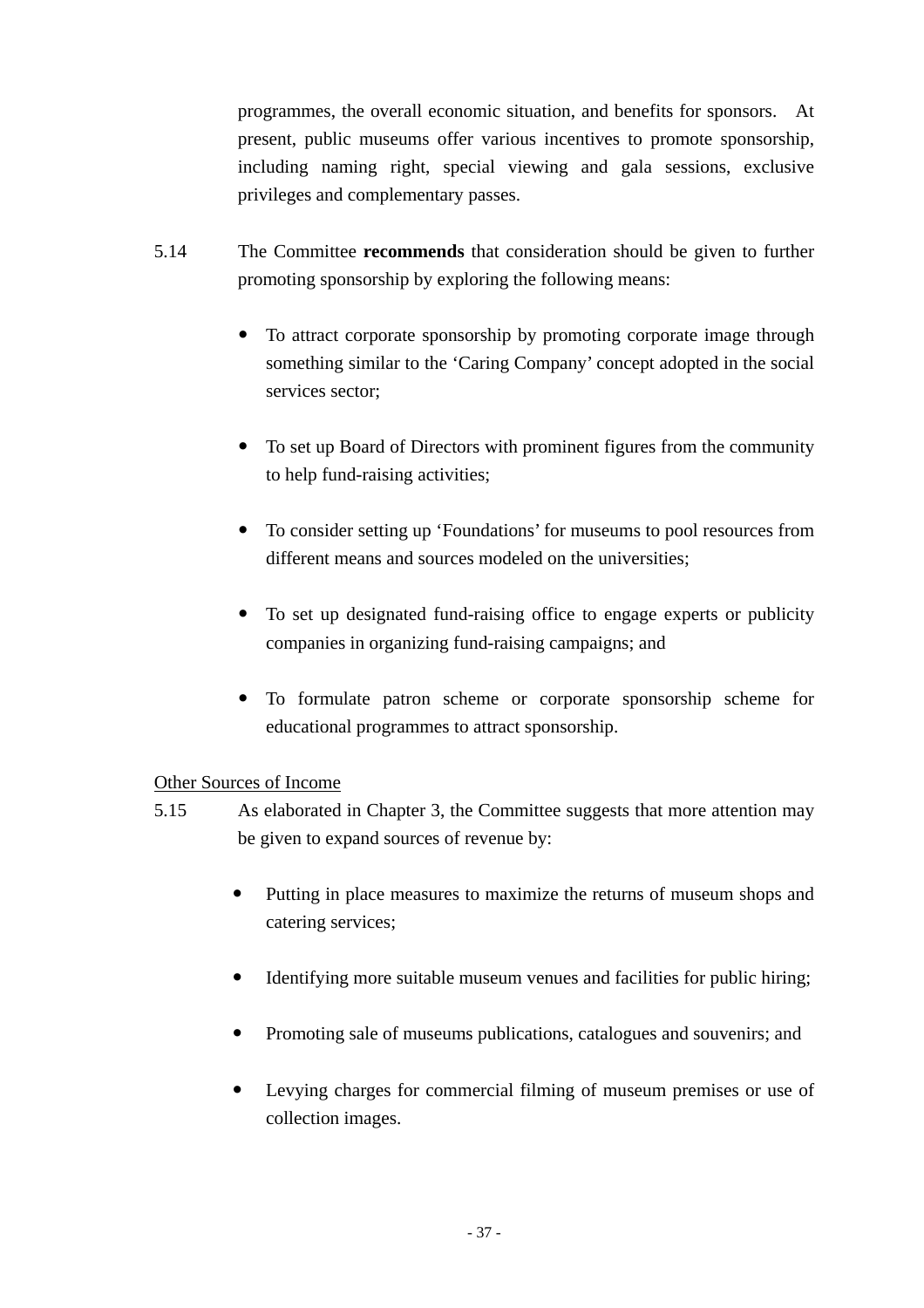programmes, the overall economic situation, and benefits for sponsors. At present, public museums offer various incentives to promote sponsorship, including naming right, special viewing and gala sessions, exclusive privileges and complementary passes.

5.14 The Committee **recommends** that consideration should be given to further promoting sponsorship by exploring the following means:

- To attract corporate sponsorship by promoting corporate image through something similar to the ‘Caring Company’ concept adopted in the social services sector;

- To set up Board of Directors with prominent figures from the community to help fund-raising activities;

- To consider setting up ‘Foundations’ for museums to pool resources from different means and sources modeled on the universities;

- To set up designated fund-raising office to engage experts or publicity companies in organizing fund-raising campaigns; and

- To formulate patron scheme or corporate sponsorship scheme for educational programmes to attract sponsorship.

<u>Other Sources of Income</u>

5.15 As elaborated in Chapter 3, the Committee suggests that more attention may be given to expand sources of revenue by:

- Putting in place measures to maximize the returns of museum shops and catering services;

- Identifying more suitable museum venues and facilities for public hiring;

- Promoting sale of museums publications, catalogues and souvenirs; and

- Levying charges for commercial filming of museum premises or use of collection images.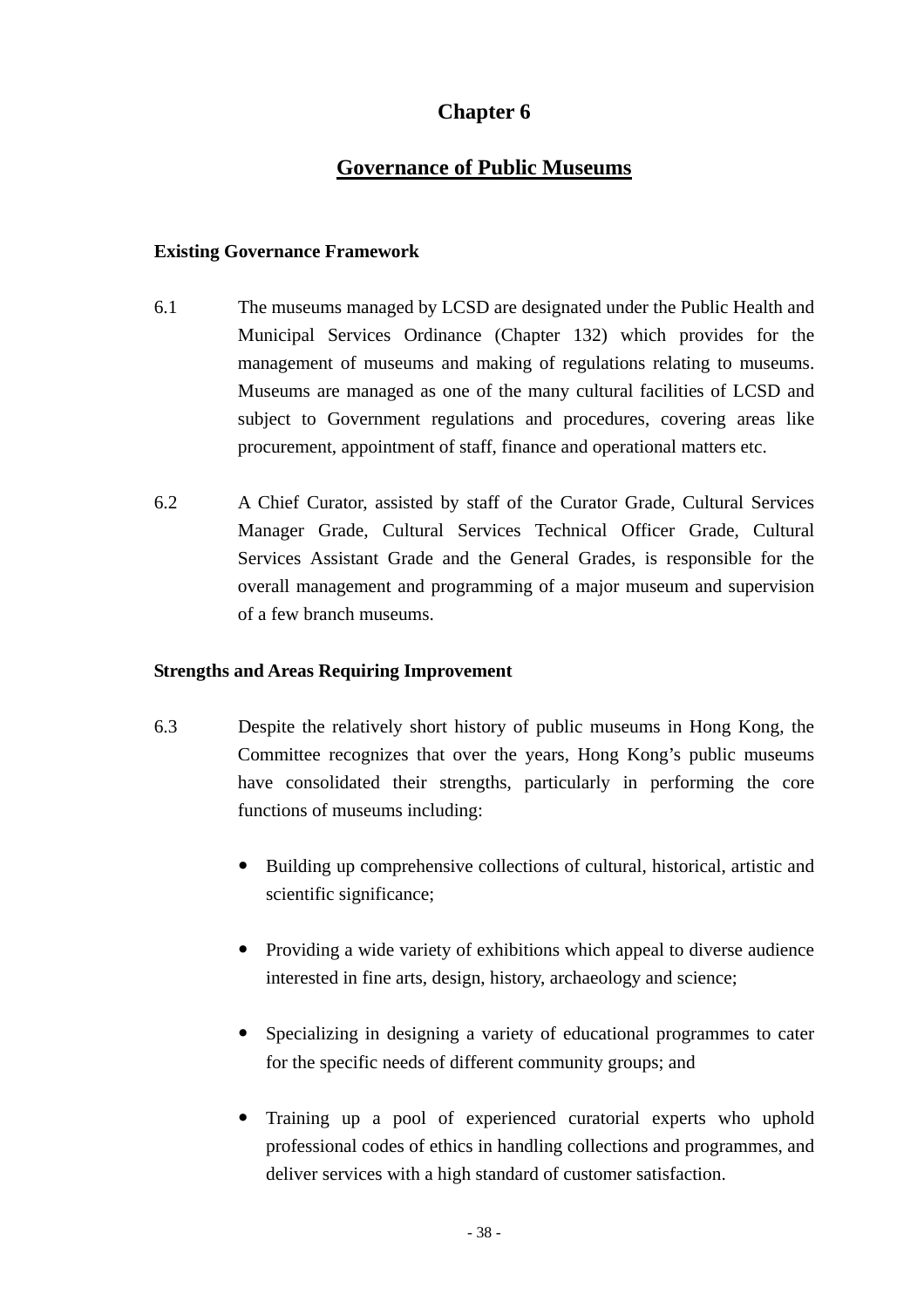# Chapter 6

## Governance of Public Museums

**Existing Governance Framework**

6.1 The museums managed by LCSD are designated under the Public Health and Municipal Services Ordinance (Chapter 132) which provides for the management of museums and making of regulations relating to museums. Museums are managed as one of the many cultural facilities of LCSD and subject to Government regulations and procedures, covering areas like procurement, appointment of staff, finance and operational matters etc.

6.2 A Chief Curator, assisted by staff of the Curator Grade, Cultural Services Manager Grade, Cultural Services Technical Officer Grade, Cultural Services Assistant Grade and the General Grades, is responsible for the overall management and programming of a major museum and supervision of a few branch museums.

**Strengths and Areas Requiring Improvement**

6.3 Despite the relatively short history of public museums in Hong Kong, the Committee recognizes that over the years, Hong Kong's public museums have consolidated their strengths, particularly in performing the core functions of museums including:

- Building up comprehensive collections of cultural, historical, artistic and scientific significance;
- Providing a wide variety of exhibitions which appeal to diverse audience interested in fine arts, design, history, archaeology and science;
- Specializing in designing a variety of educational programmes to cater for the specific needs of different community groups; and
- Training up a pool of experienced curatorial experts who uphold professional codes of ethics in handling collections and programmes, and deliver services with a high standard of customer satisfaction.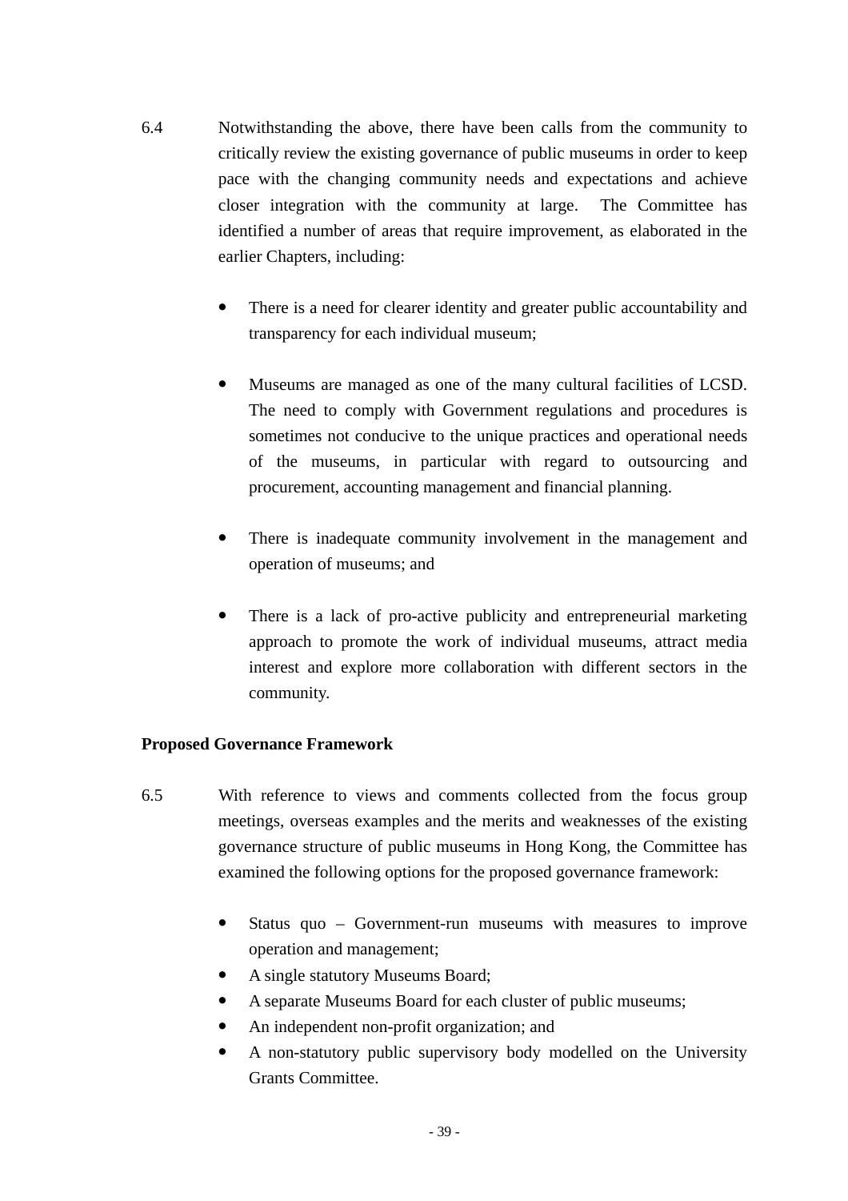6.4 Notwithstanding the above, there have been calls from the community to critically review the existing governance of public museums in order to keep pace with the changing community needs and expectations and achieve closer integration with the community at large. The Committee has identified a number of areas that require improvement, as elaborated in the earlier Chapters, including:

- There is a need for clearer identity and greater public accountability and transparency for each individual museum;

- Museums are managed as one of the many cultural facilities of LCSD. The need to comply with Government regulations and procedures is sometimes not conducive to the unique practices and operational needs of the museums, in particular with regard to outsourcing and procurement, accounting management and financial planning.

- There is inadequate community involvement in the management and operation of museums; and

- There is a lack of pro-active publicity and entrepreneurial marketing approach to promote the work of individual museums, attract media interest and explore more collaboration with different sectors in the community.

**Proposed Governance Framework**

6.5 With reference to views and comments collected from the focus group meetings, overseas examples and the merits and weaknesses of the existing governance structure of public museums in Hong Kong, the Committee has examined the following options for the proposed governance framework:

- Status quo – Government-run museums with measures to improve operation and management;
- A single statutory Museums Board;
- A separate Museums Board for each cluster of public museums;
- An independent non-profit organization; and
- A non-statutory public supervisory body modelled on the University Grants Committee.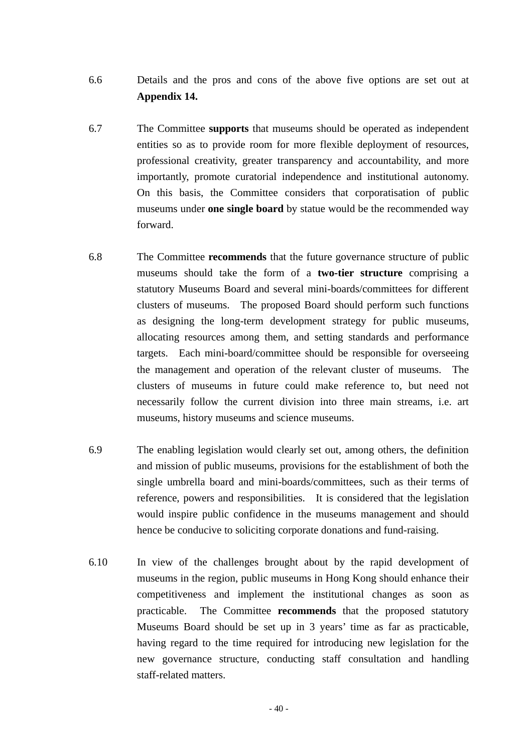6.6 Details and the pros and cons of the above five options are set out at **Appendix 14.**

6.7 The Committee **supports** that museums should be operated as independent entities so as to provide room for more flexible deployment of resources, professional creativity, greater transparency and accountability, and more importantly, promote curatorial independence and institutional autonomy. On this basis, the Committee considers that corporatisation of public museums under **one single board** by statue would be the recommended way forward.

6.8 The Committee **recommends** that the future governance structure of public museums should take the form of a **two-tier structure** comprising a statutory Museums Board and several mini-boards/committees for different clusters of museums. The proposed Board should perform such functions as designing the long-term development strategy for public museums, allocating resources among them, and setting standards and performance targets. Each mini-board/committee should be responsible for overseeing the management and operation of the relevant cluster of museums. The clusters of museums in future could make reference to, but need not necessarily follow the current division into three main streams, i.e. art museums, history museums and science museums.

6.9 The enabling legislation would clearly set out, among others, the definition and mission of public museums, provisions for the establishment of both the single umbrella board and mini-boards/committees, such as their terms of reference, powers and responsibilities. It is considered that the legislation would inspire public confidence in the museums management and should hence be conducive to soliciting corporate donations and fund-raising.

6.10 In view of the challenges brought about by the rapid development of museums in the region, public museums in Hong Kong should enhance their competitiveness and implement the institutional changes as soon as practicable. The Committee **recommends** that the proposed statutory Museums Board should be set up in 3 years' time as far as practicable, having regard to the time required for introducing new legislation for the new governance structure, conducting staff consultation and handling staff-related matters.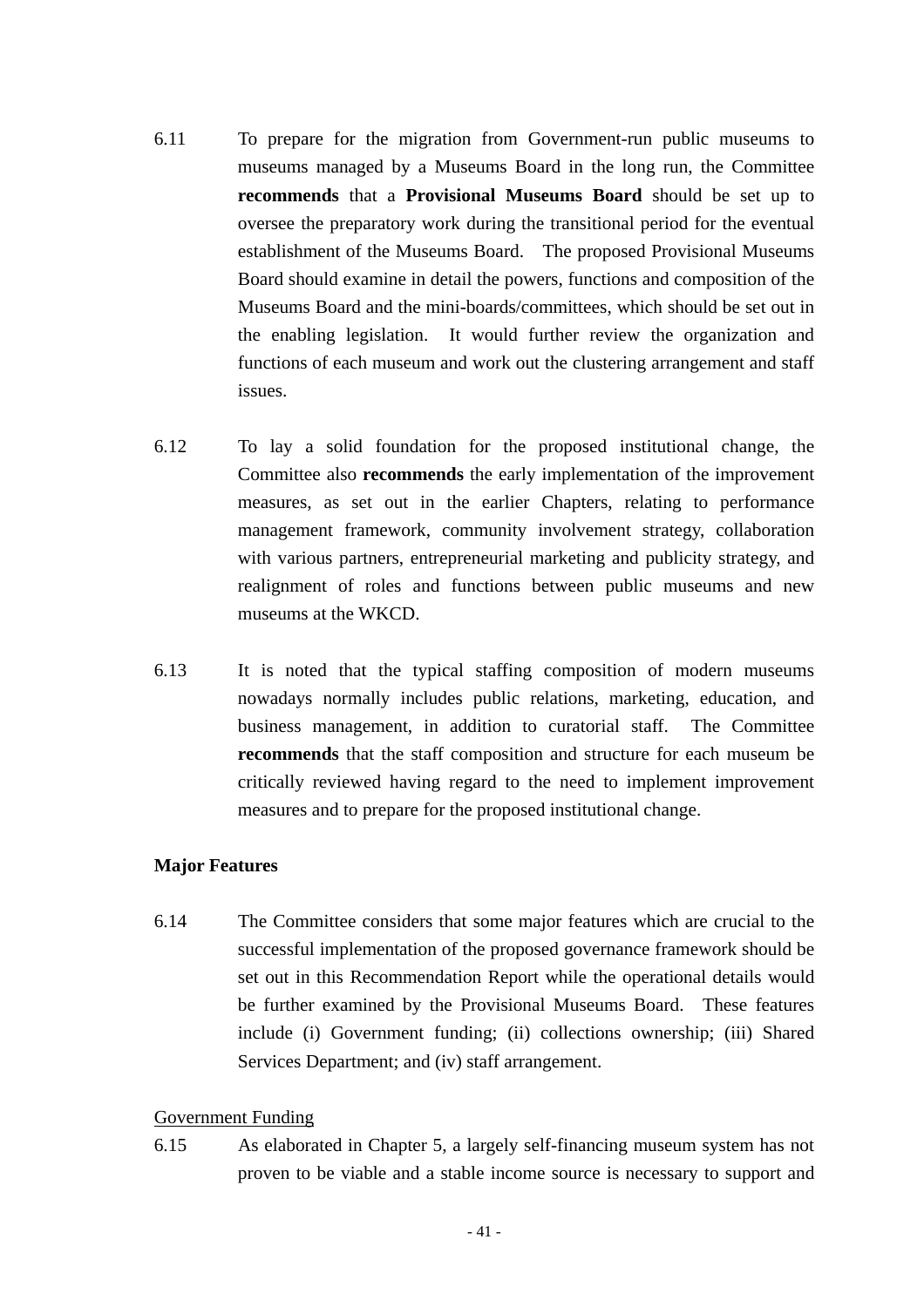6.11 To prepare for the migration from Government-run public museums to museums managed by a Museums Board in the long run, the Committee **recommends** that a **Provisional Museums Board** should be set up to oversee the preparatory work during the transitional period for the eventual establishment of the Museums Board. The proposed Provisional Museums Board should examine in detail the powers, functions and composition of the Museums Board and the mini-boards/committees, which should be set out in the enabling legislation. It would further review the organization and functions of each museum and work out the clustering arrangement and staff issues.

6.12 To lay a solid foundation for the proposed institutional change, the Committee also **recommends** the early implementation of the improvement measures, as set out in the earlier Chapters, relating to performance management framework, community involvement strategy, collaboration with various partners, entrepreneurial marketing and publicity strategy, and realignment of roles and functions between public museums and new museums at the WKCD.

6.13 It is noted that the typical staffing composition of modern museums nowadays normally includes public relations, marketing, education, and business management, in addition to curatorial staff. The Committee **recommends** that the staff composition and structure for each museum be critically reviewed having regard to the need to implement improvement measures and to prepare for the proposed institutional change.

**Major Features**

6.14 The Committee considers that some major features which are crucial to the successful implementation of the proposed governance framework should be set out in this Recommendation Report while the operational details would be further examined by the Provisional Museums Board. These features include (i) Government funding; (ii) collections ownership; (iii) Shared Services Department; and (iv) staff arrangement.

<u>Government Funding</u>

6.15 As elaborated in Chapter 5, a largely self-financing museum system has not proven to be viable and a stable income source is necessary to support and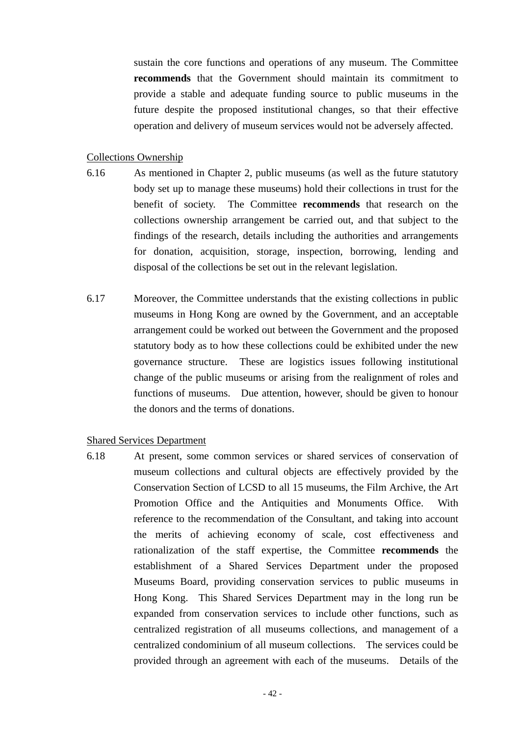sustain the core functions and operations of any museum. The Committee **recommends** that the Government should maintain its commitment to provide a stable and adequate funding source to public museums in the future despite the proposed institutional changes, so that their effective operation and delivery of museum services would not be adversely affected.

<u>Collections Ownership</u>

6.16 As mentioned in Chapter 2, public museums (as well as the future statutory body set up to manage these museums) hold their collections in trust for the benefit of society. The Committee **recommends** that research on the collections ownership arrangement be carried out, and that subject to the findings of the research, details including the authorities and arrangements for donation, acquisition, storage, inspection, borrowing, lending and disposal of the collections be set out in the relevant legislation.

6.17 Moreover, the Committee understands that the existing collections in public museums in Hong Kong are owned by the Government, and an acceptable arrangement could be worked out between the Government and the proposed statutory body as to how these collections could be exhibited under the new governance structure. These are logistics issues following institutional change of the public museums or arising from the realignment of roles and functions of museums. Due attention, however, should be given to honour the donors and the terms of donations.

<u>Shared Services Department</u>

6.18 At present, some common services or shared services of conservation of museum collections and cultural objects are effectively provided by the Conservation Section of LCSD to all 15 museums, the Film Archive, the Art Promotion Office and the Antiquities and Monuments Office. With reference to the recommendation of the Consultant, and taking into account the merits of achieving economy of scale, cost effectiveness and rationalization of the staff expertise, the Committee **recommends** the establishment of a Shared Services Department under the proposed Museums Board, providing conservation services to public museums in Hong Kong. This Shared Services Department may in the long run be expanded from conservation services to include other functions, such as centralized registration of all museums collections, and management of a centralized condominium of all museum collections. The services could be provided through an agreement with each of the museums. Details of the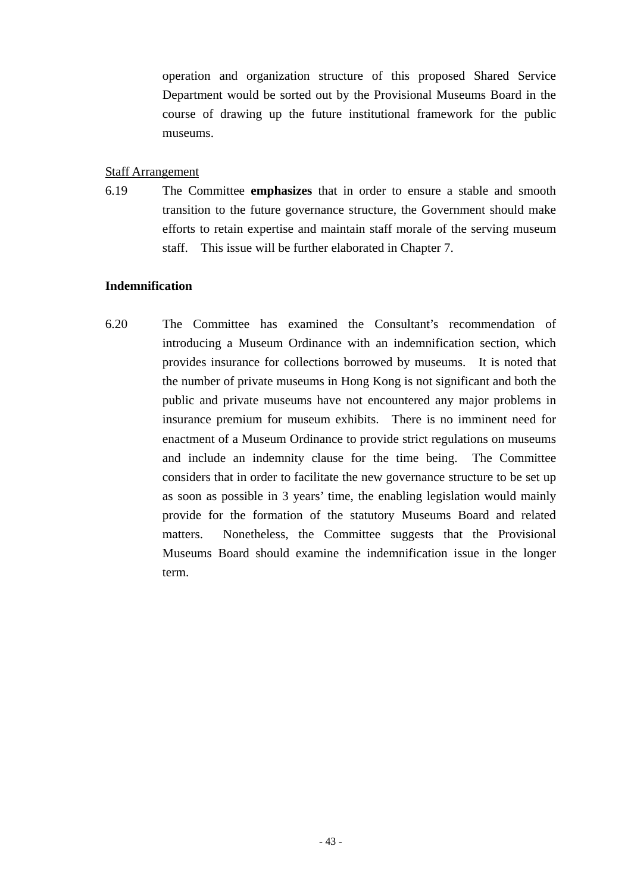operation and organization structure of this proposed Shared Service Department would be sorted out by the Provisional Museums Board in the course of drawing up the future institutional framework for the public museums.

<u>Staff Arrangement</u>

6.19 The Committee **emphasizes** that in order to ensure a stable and smooth transition to the future governance structure, the Government should make efforts to retain expertise and maintain staff morale of the serving museum staff. This issue will be further elaborated in Chapter 7.

**Indemnification**

6.20 The Committee has examined the Consultant's recommendation of introducing a Museum Ordinance with an indemnification section, which provides insurance for collections borrowed by museums. It is noted that the number of private museums in Hong Kong is not significant and both the public and private museums have not encountered any major problems in insurance premium for museum exhibits. There is no imminent need for enactment of a Museum Ordinance to provide strict regulations on museums and include an indemnity clause for the time being. The Committee considers that in order to facilitate the new governance structure to be set up as soon as possible in 3 years' time, the enabling legislation would mainly provide for the formation of the statutory Museums Board and related matters. Nonetheless, the Committee suggests that the Provisional Museums Board should examine the indemnification issue in the longer term.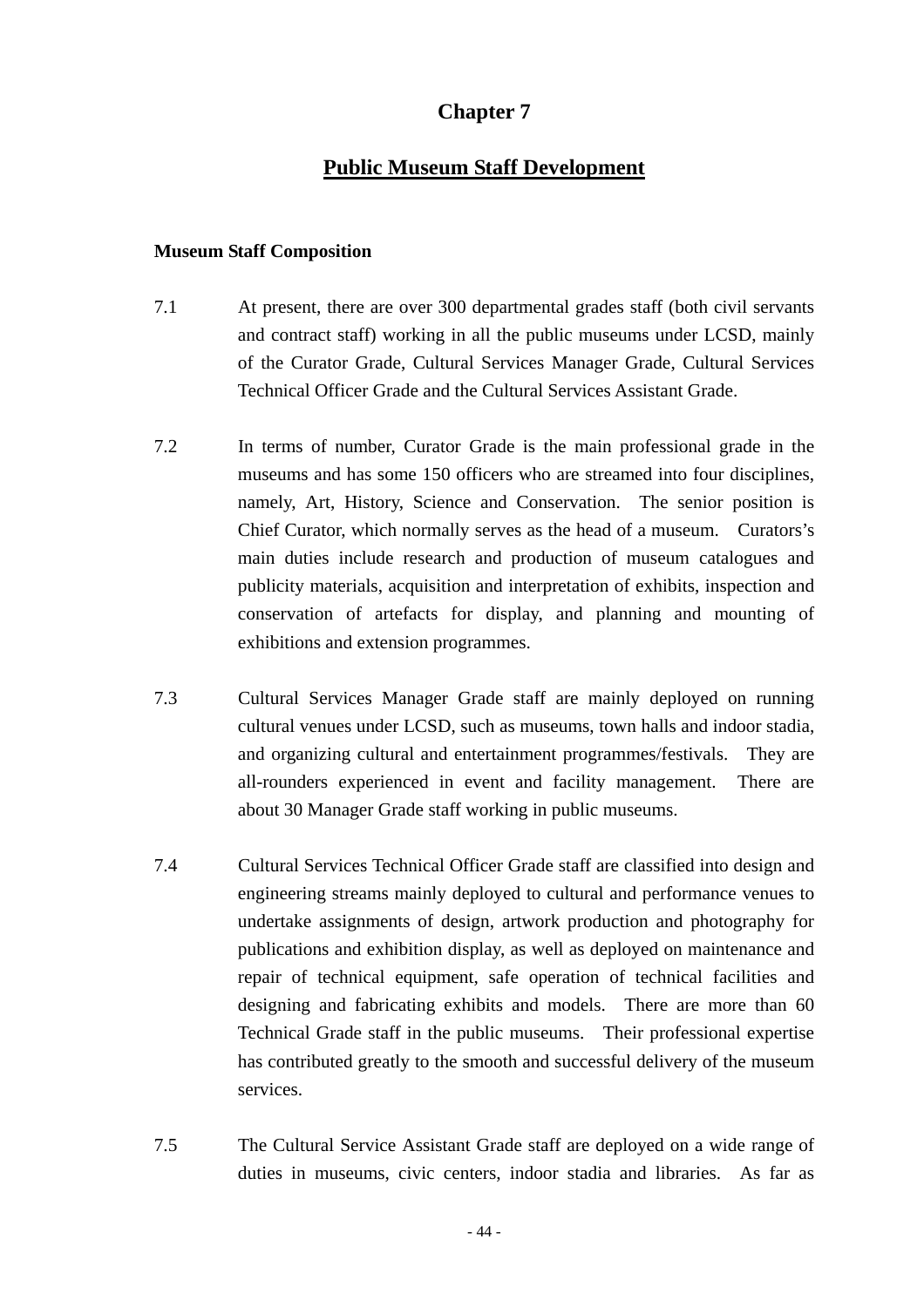# Chapter 7

## Public Museum Staff Development

**Museum Staff Composition**

7.1 At present, there are over 300 departmental grades staff (both civil servants and contract staff) working in all the public museums under LCSD, mainly of the Curator Grade, Cultural Services Manager Grade, Cultural Services Technical Officer Grade and the Cultural Services Assistant Grade.

7.2 In terms of number, Curator Grade is the main professional grade in the museums and has some 150 officers who are streamed into four disciplines, namely, Art, History, Science and Conservation. The senior position is Chief Curator, which normally serves as the head of a museum. Curators's main duties include research and production of museum catalogues and publicity materials, acquisition and interpretation of exhibits, inspection and conservation of artefacts for display, and planning and mounting of exhibitions and extension programmes.

7.3 Cultural Services Manager Grade staff are mainly deployed on running cultural venues under LCSD, such as museums, town halls and indoor stadia, and organizing cultural and entertainment programmes/festivals. They are all-rounders experienced in event and facility management. There are about 30 Manager Grade staff working in public museums.

7.4 Cultural Services Technical Officer Grade staff are classified into design and engineering streams mainly deployed to cultural and performance venues to undertake assignments of design, artwork production and photography for publications and exhibition display, as well as deployed on maintenance and repair of technical equipment, safe operation of technical facilities and designing and fabricating exhibits and models. There are more than 60 Technical Grade staff in the public museums. Their professional expertise has contributed greatly to the smooth and successful delivery of the museum services.

7.5 The Cultural Service Assistant Grade staff are deployed on a wide range of duties in museums, civic centers, indoor stadia and libraries. As far as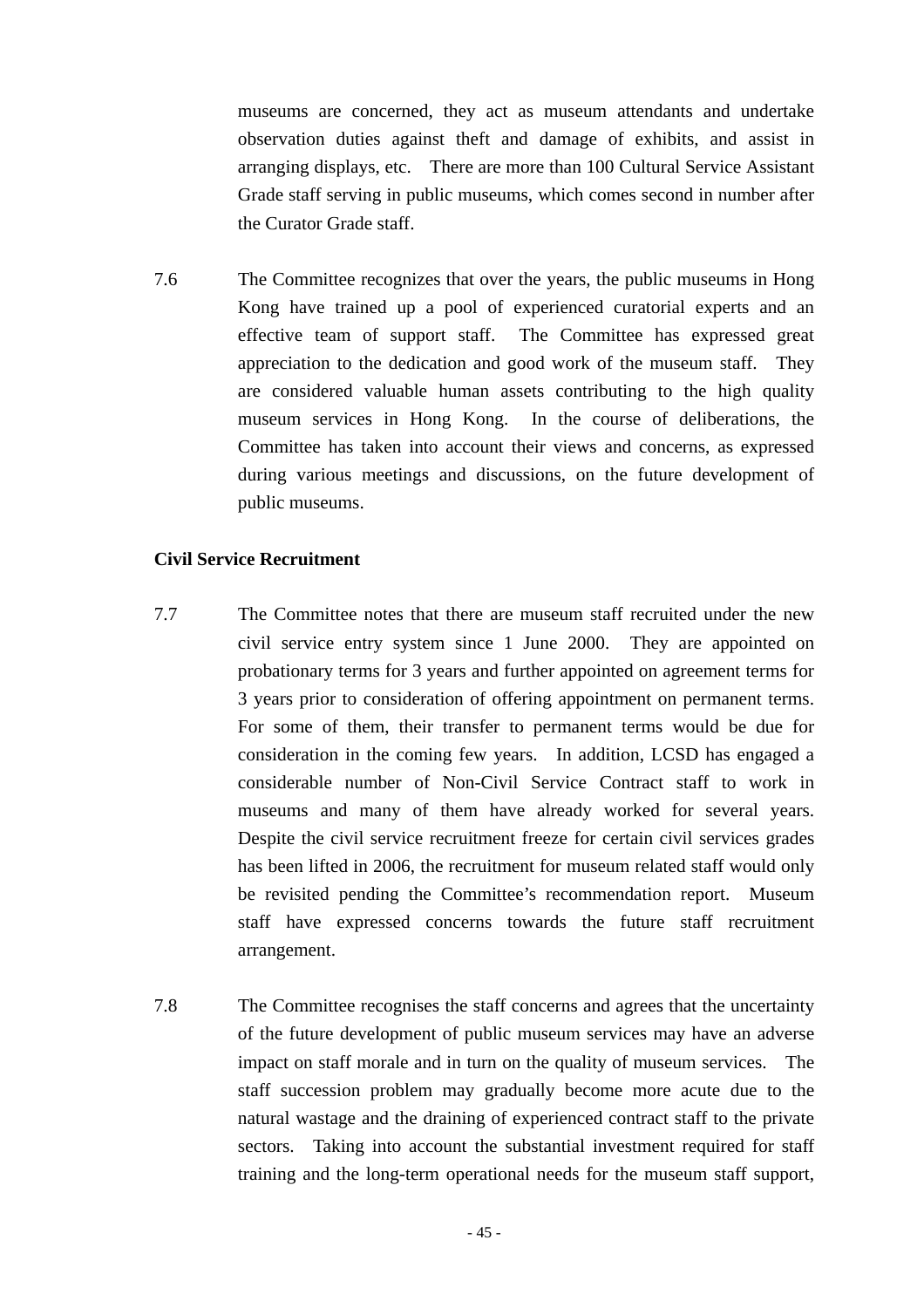museums are concerned, they act as museum attendants and undertake observation duties against theft and damage of exhibits, and assist in arranging displays, etc. There are more than 100 Cultural Service Assistant Grade staff serving in public museums, which comes second in number after the Curator Grade staff.

7.6 The Committee recognizes that over the years, the public museums in Hong Kong have trained up a pool of experienced curatorial experts and an effective team of support staff. The Committee has expressed great appreciation to the dedication and good work of the museum staff. They are considered valuable human assets contributing to the high quality museum services in Hong Kong. In the course of deliberations, the Committee has taken into account their views and concerns, as expressed during various meetings and discussions, on the future development of public museums.

**Civil Service Recruitment**

7.7 The Committee notes that there are museum staff recruited under the new civil service entry system since 1 June 2000. They are appointed on probationary terms for 3 years and further appointed on agreement terms for 3 years prior to consideration of offering appointment on permanent terms. For some of them, their transfer to permanent terms would be due for consideration in the coming few years. In addition, LCSD has engaged a considerable number of Non-Civil Service Contract staff to work in museums and many of them have already worked for several years. Despite the civil service recruitment freeze for certain civil services grades has been lifted in 2006, the recruitment for museum related staff would only be revisited pending the Committee's recommendation report. Museum staff have expressed concerns towards the future staff recruitment arrangement.

7.8 The Committee recognises the staff concerns and agrees that the uncertainty of the future development of public museum services may have an adverse impact on staff morale and in turn on the quality of museum services. The staff succession problem may gradually become more acute due to the natural wastage and the draining of experienced contract staff to the private sectors. Taking into account the substantial investment required for staff training and the long-term operational needs for the museum staff support,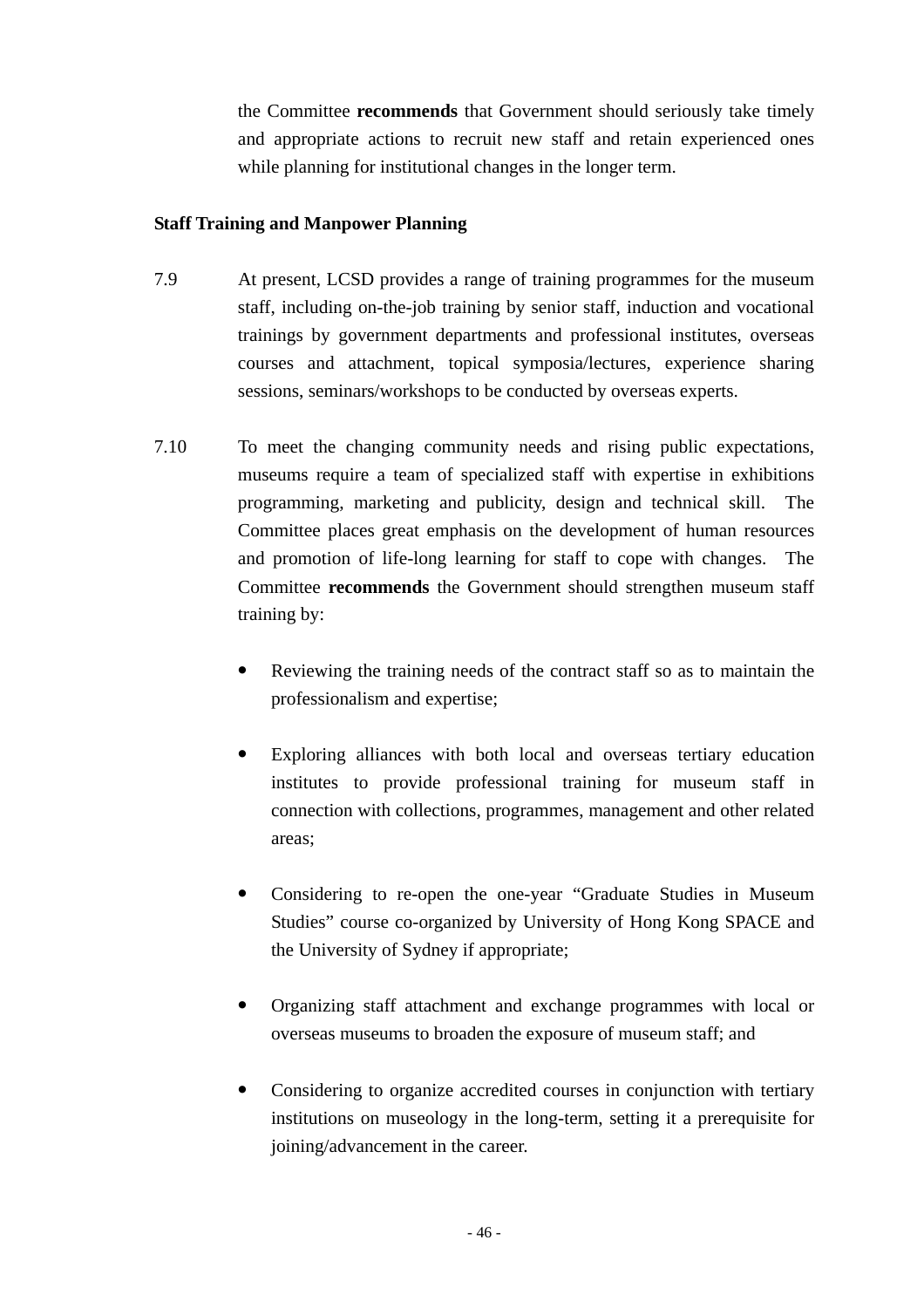the Committee **recommends** that Government should seriously take timely and appropriate actions to recruit new staff and retain experienced ones while planning for institutional changes in the longer term.

**Staff Training and Manpower Planning**

7.9 At present, LCSD provides a range of training programmes for the museum staff, including on-the-job training by senior staff, induction and vocational trainings by government departments and professional institutes, overseas courses and attachment, topical symposia/lectures, experience sharing sessions, seminars/workshops to be conducted by overseas experts.

7.10 To meet the changing community needs and rising public expectations, museums require a team of specialized staff with expertise in exhibitions programming, marketing and publicity, design and technical skill. The Committee places great emphasis on the development of human resources and promotion of life-long learning for staff to cope with changes. The Committee **recommends** the Government should strengthen museum staff training by:

- Reviewing the training needs of the contract staff so as to maintain the professionalism and expertise;

- Exploring alliances with both local and overseas tertiary education institutes to provide professional training for museum staff in connection with collections, programmes, management and other related areas;

- Considering to re-open the one-year "Graduate Studies in Museum Studies" course co-organized by University of Hong Kong SPACE and the University of Sydney if appropriate;

- Organizing staff attachment and exchange programmes with local or overseas museums to broaden the exposure of museum staff; and

- Considering to organize accredited courses in conjunction with tertiary institutions on museology in the long-term, setting it a prerequisite for joining/advancement in the career.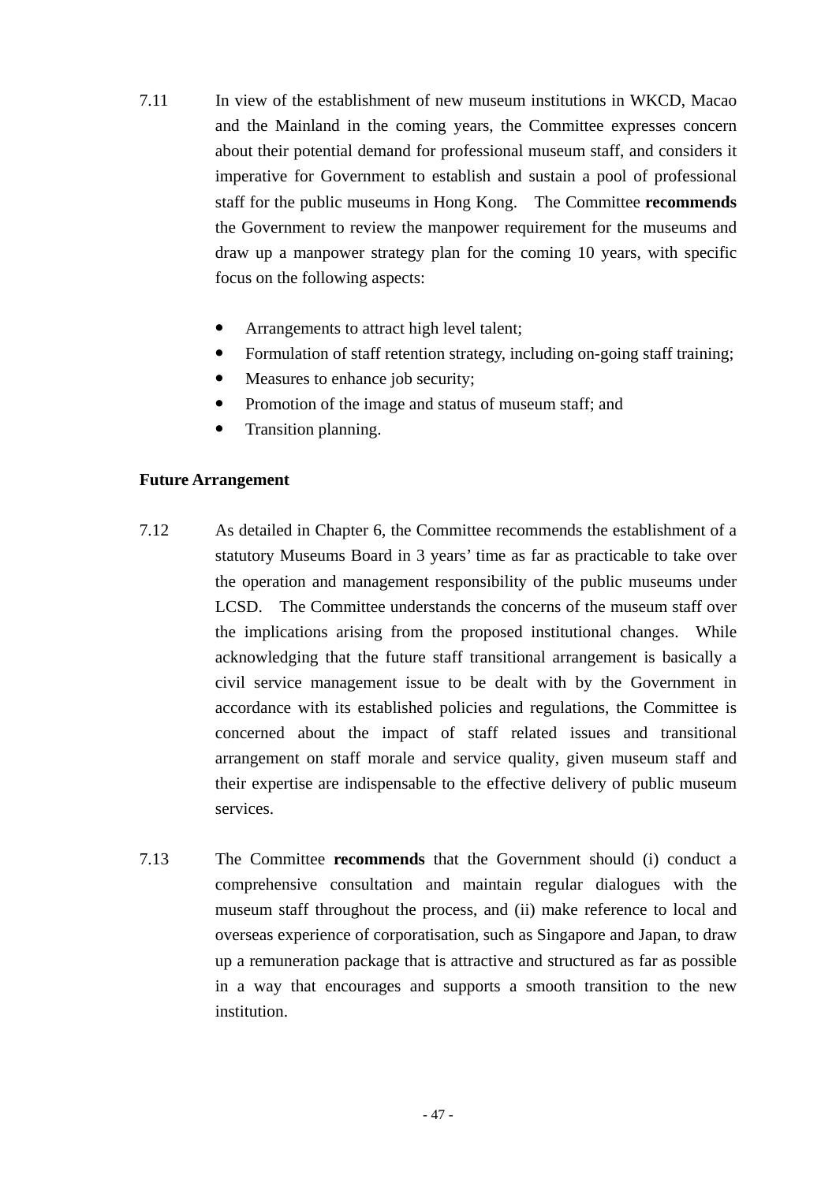7.11 In view of the establishment of new museum institutions in WKCD, Macao and the Mainland in the coming years, the Committee expresses concern about their potential demand for professional museum staff, and considers it imperative for Government to establish and sustain a pool of professional staff for the public museums in Hong Kong. The Committee **recommends** the Government to review the manpower requirement for the museums and draw up a manpower strategy plan for the coming 10 years, with specific focus on the following aspects:

- Arrangements to attract high level talent;
- Formulation of staff retention strategy, including on-going staff training;
- Measures to enhance job security;
- Promotion of the image and status of museum staff; and
- Transition planning.

**Future Arrangement**

7.12 As detailed in Chapter 6, the Committee recommends the establishment of a statutory Museums Board in 3 years' time as far as practicable to take over the operation and management responsibility of the public museums under LCSD. The Committee understands the concerns of the museum staff over the implications arising from the proposed institutional changes. While acknowledging that the future staff transitional arrangement is basically a civil service management issue to be dealt with by the Government in accordance with its established policies and regulations, the Committee is concerned about the impact of staff related issues and transitional arrangement on staff morale and service quality, given museum staff and their expertise are indispensable to the effective delivery of public museum services.

7.13 The Committee **recommends** that the Government should (i) conduct a comprehensive consultation and maintain regular dialogues with the museum staff throughout the process, and (ii) make reference to local and overseas experience of corporatisation, such as Singapore and Japan, to draw up a remuneration package that is attractive and structured as far as possible in a way that encourages and supports a smooth transition to the new institution.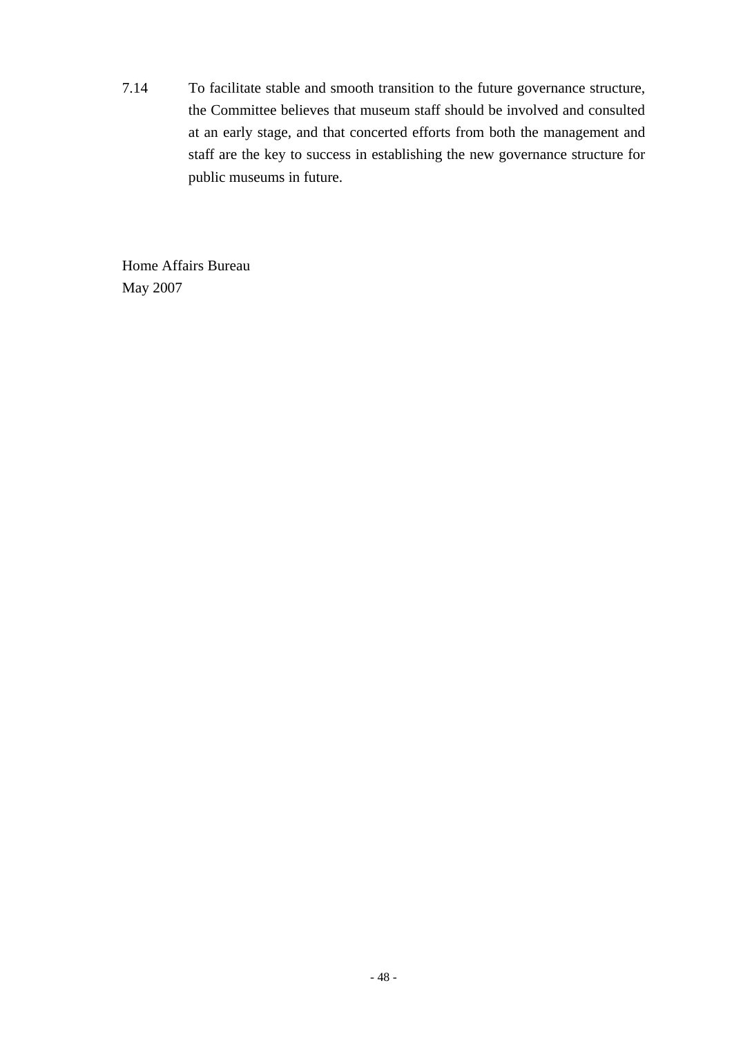7.14 To facilitate stable and smooth transition to the future governance structure, the Committee believes that museum staff should be involved and consulted at an early stage, and that concerted efforts from both the management and staff are the key to success in establishing the new governance structure for public museums in future.

Home Affairs Bureau
May 2007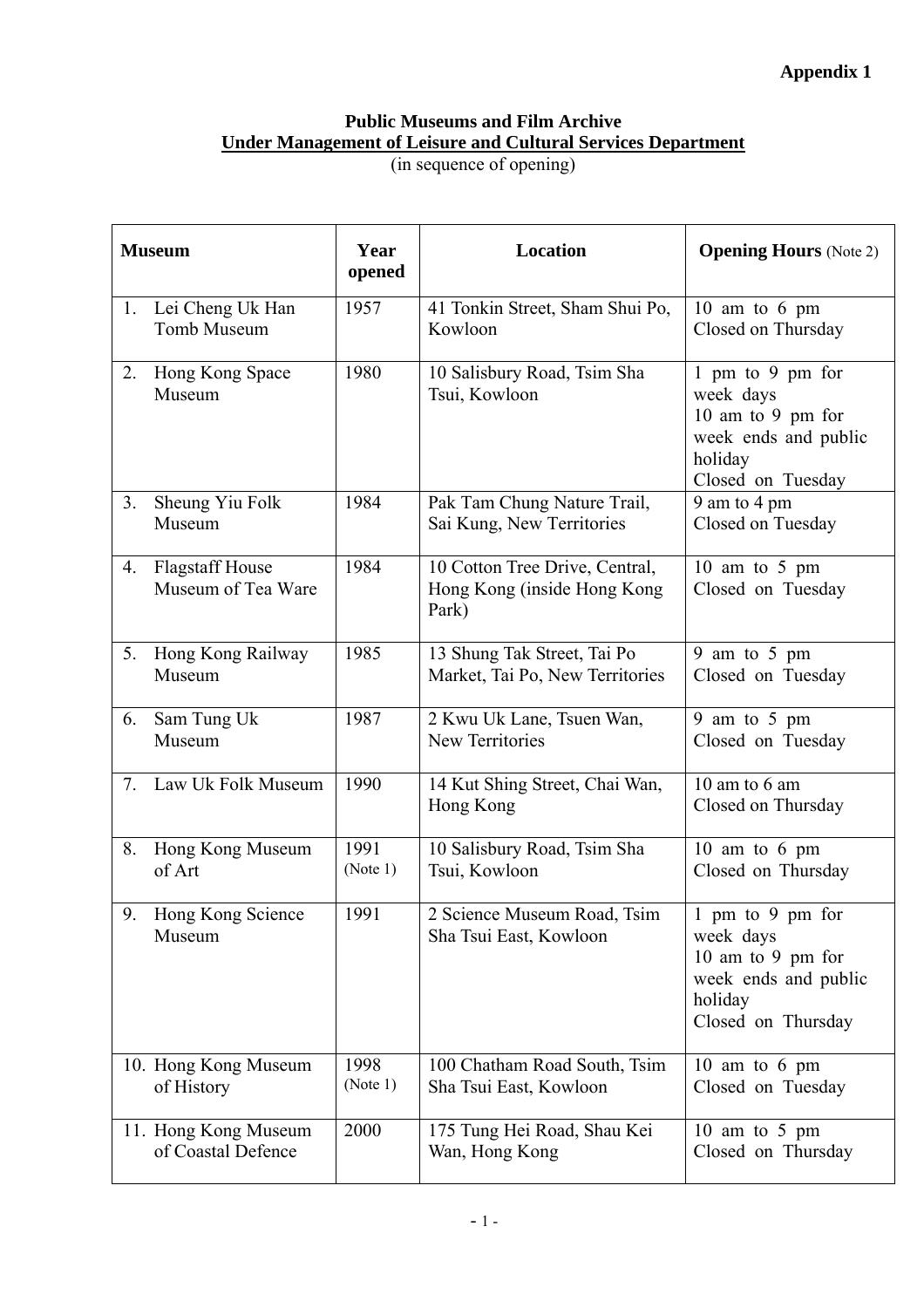**Appendix 1**

**Public Museums and Film Archive**
**Under Management of Leisure and Cultural Services Department**
(in sequence of opening)

| Museum | Year opened | Location | Opening Hours (Note 2) |
|---|---|---|---|
| 1. Lei Cheng Uk Han Tomb Museum | 1957 | 41 Tonkin Street, Sham Shui Po, Kowloon | 10 am to 6 pm<br>Closed on Thursday |
| 2. Hong Kong Space Museum | 1980 | 10 Salisbury Road, Tsim Sha Tsui, Kowloon | 1 pm to 9 pm for week days<br>10 am to 9 pm for week ends and public holiday<br>Closed on Tuesday |
| 3. Sheung Yiu Folk Museum | 1984 | Pak Tam Chung Nature Trail, Sai Kung, New Territories | 9 am to 4 pm<br>Closed on Tuesday |
| 4. Flagstaff House Museum of Tea Ware | 1984 | 10 Cotton Tree Drive, Central, Hong Kong (inside Hong Kong Park) | 10 am to 5 pm<br>Closed on Tuesday |
| 5. Hong Kong Railway Museum | 1985 | 13 Shung Tak Street, Tai Po Market, Tai Po, New Territories | 9 am to 5 pm<br>Closed on Tuesday |
| 6. Sam Tung Uk Museum | 1987 | 2 Kwu Uk Lane, Tsuen Wan, New Territories | 9 am to 5 pm<br>Closed on Tuesday |
| 7. Law Uk Folk Museum | 1990 | 14 Kut Shing Street, Chai Wan, Hong Kong | 10 am to 6 am<br>Closed on Thursday |
| 8. Hong Kong Museum of Art | 1991 (Note 1) | 10 Salisbury Road, Tsim Sha Tsui, Kowloon | 10 am to 6 pm<br>Closed on Thursday |
| 9. Hong Kong Science Museum | 1991 | 2 Science Museum Road, Tsim Sha Tsui East, Kowloon | 1 pm to 9 pm for week days<br>10 am to 9 pm for week ends and public holiday<br>Closed on Thursday |
| 10. Hong Kong Museum of History | 1998 (Note 1) | 100 Chatham Road South, Tsim Sha Tsui East, Kowloon | 10 am to 6 pm<br>Closed on Tuesday |
| 11. Hong Kong Museum of Coastal Defence | 2000 | 175 Tung Hei Road, Shau Kei Wan, Hong Kong | 10 am to 5 pm<br>Closed on Thursday |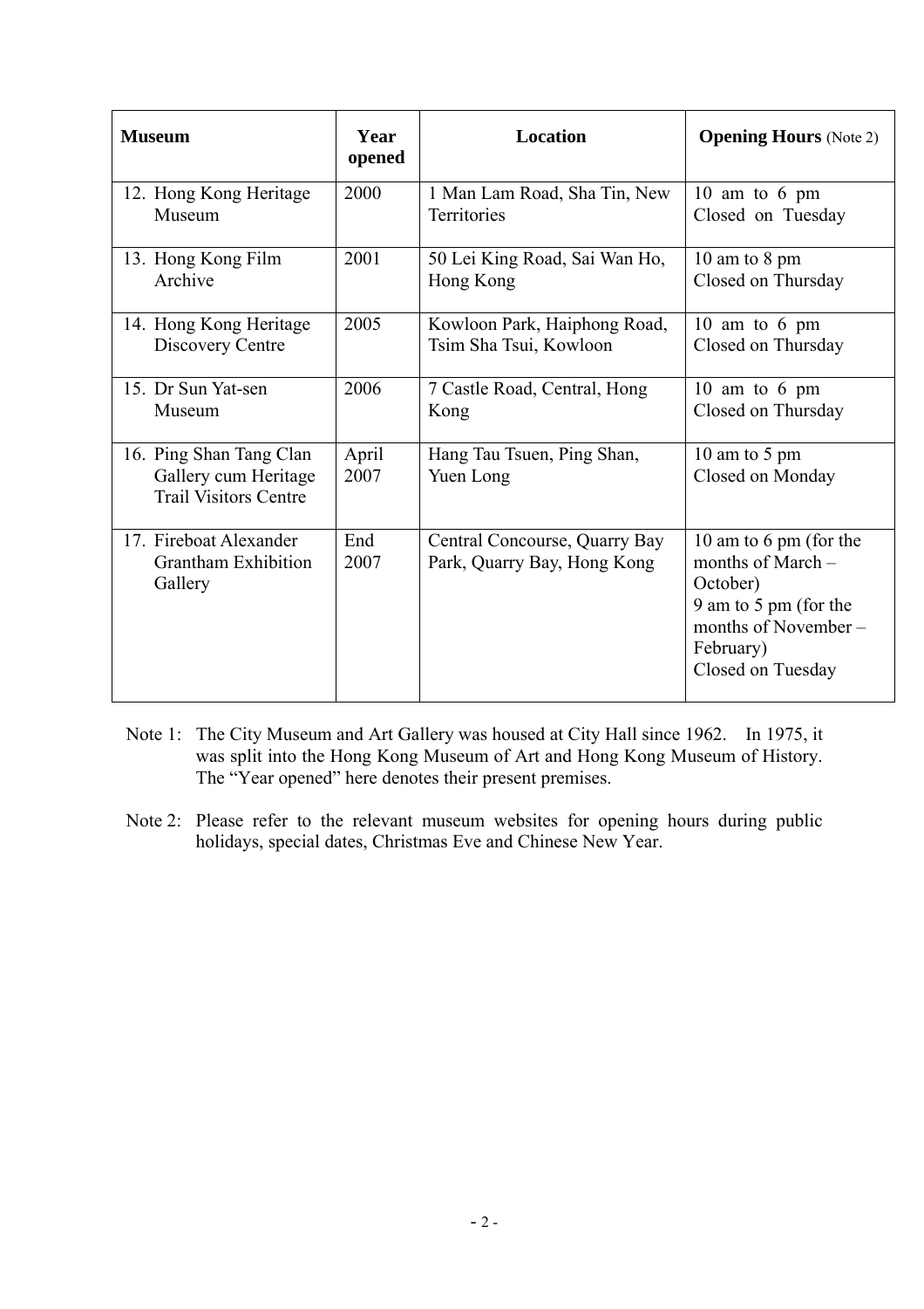| Museum | Year opened | Location | **Opening Hours** (Note 2) |
|---|---|---|---|
| 12. Hong Kong Heritage Museum | 2000 | 1 Man Lam Road, Sha Tin, New Territories | 10 am to 6 pm<br>Closed on Tuesday |
| 13. Hong Kong Film Archive | 2001 | 50 Lei King Road, Sai Wan Ho, Hong Kong | 10 am to 8 pm<br>Closed on Thursday |
| 14. Hong Kong Heritage Discovery Centre | 2005 | Kowloon Park, Haiphong Road, Tsim Sha Tsui, Kowloon | 10 am to 6 pm<br>Closed on Thursday |
| 15. Dr Sun Yat-sen Museum | 2006 | 7 Castle Road, Central, Hong Kong | 10 am to 6 pm<br>Closed on Thursday |
| 16. Ping Shan Tang Clan Gallery cum Heritage Trail Visitors Centre | April 2007 | Hang Tau Tsuen, Ping Shan, Yuen Long | 10 am to 5 pm<br>Closed on Monday |
| 17. Fireboat Alexander Grantham Exhibition Gallery | End 2007 | Central Concourse, Quarry Bay Park, Quarry Bay, Hong Kong | 10 am to 6 pm (for the months of March – October)<br>9 am to 5 pm (for the months of November – February)<br>Closed on Tuesday |

Note 1: The City Museum and Art Gallery was housed at City Hall since 1962. In 1975, it was split into the Hong Kong Museum of Art and Hong Kong Museum of History. The "Year opened" here denotes their present premises.

Note 2: Please refer to the relevant museum websites for opening hours during public holidays, special dates, Christmas Eve and Chinese New Year.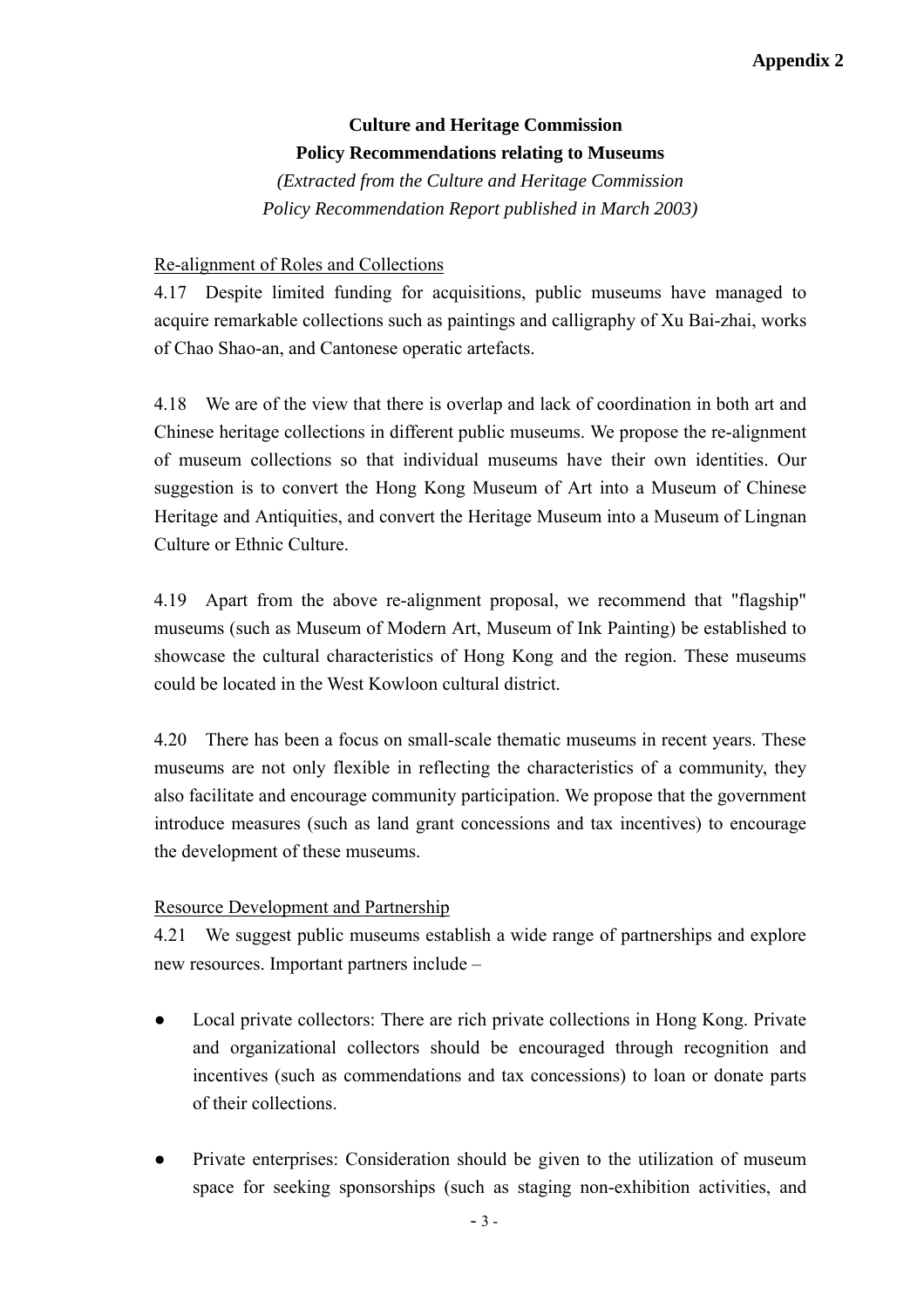**Appendix 2**

**Culture and Heritage Commission**
**Policy Recommendations relating to Museums**

*(Extracted from the Culture and Heritage Commission Policy Recommendation Report published in March 2003)*

Re-alignment of Roles and Collections

4.17 Despite limited funding for acquisitions, public museums have managed to acquire remarkable collections such as paintings and calligraphy of Xu Bai-zhai, works of Chao Shao-an, and Cantonese operatic artefacts.

4.18 We are of the view that there is overlap and lack of coordination in both art and Chinese heritage collections in different public museums. We propose the re-alignment of museum collections so that individual museums have their own identities. Our suggestion is to convert the Hong Kong Museum of Art into a Museum of Chinese Heritage and Antiquities, and convert the Heritage Museum into a Museum of Lingnan Culture or Ethnic Culture.

4.19 Apart from the above re-alignment proposal, we recommend that "flagship" museums (such as Museum of Modern Art, Museum of Ink Painting) be established to showcase the cultural characteristics of Hong Kong and the region. These museums could be located in the West Kowloon cultural district.

4.20 There has been a focus on small-scale thematic museums in recent years. These museums are not only flexible in reflecting the characteristics of a community, they also facilitate and encourage community participation. We propose that the government introduce measures (such as land grant concessions and tax incentives) to encourage the development of these museums.

Resource Development and Partnership

4.21 We suggest public museums establish a wide range of partnerships and explore new resources. Important partners include –

- Local private collectors: There are rich private collections in Hong Kong. Private and organizational collectors should be encouraged through recognition and incentives (such as commendations and tax concessions) to loan or donate parts of their collections.

- Private enterprises: Consideration should be given to the utilization of museum space for seeking sponsorships (such as staging non-exhibition activities, and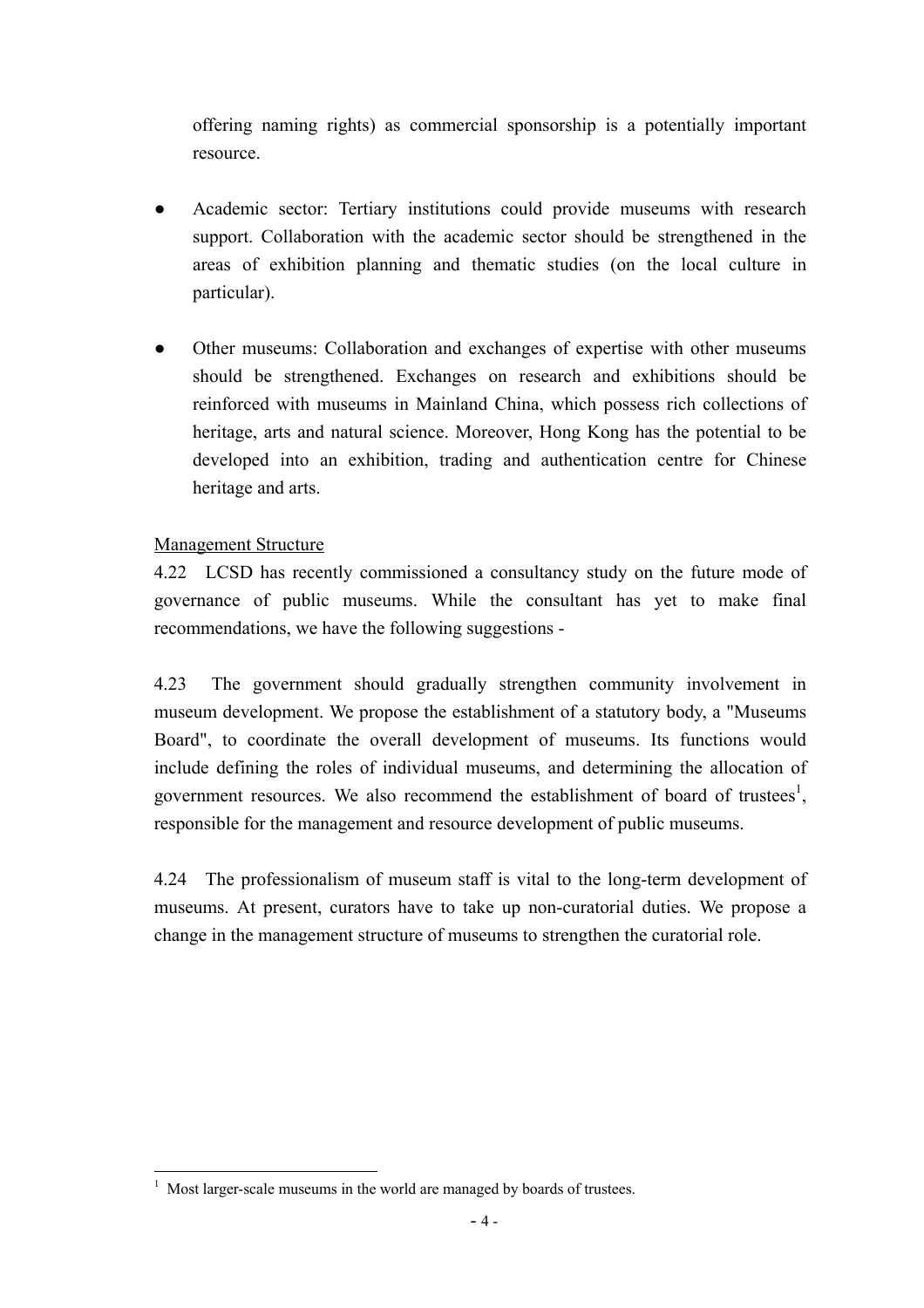offering naming rights) as commercial sponsorship is a potentially important resource.

- Academic sector: Tertiary institutions could provide museums with research support. Collaboration with the academic sector should be strengthened in the areas of exhibition planning and thematic studies (on the local culture in particular).

- Other museums: Collaboration and exchanges of expertise with other museums should be strengthened. Exchanges on research and exhibitions should be reinforced with museums in Mainland China, which possess rich collections of heritage, arts and natural science. Moreover, Hong Kong has the potential to be developed into an exhibition, trading and authentication centre for Chinese heritage and arts.

<u>Management Structure</u>

4.22 LCSD has recently commissioned a consultancy study on the future mode of governance of public museums. While the consultant has yet to make final recommendations, we have the following suggestions -

4.23 The government should gradually strengthen community involvement in museum development. We propose the establishment of a statutory body, a "Museums Board", to coordinate the overall development of museums. Its functions would include defining the roles of individual museums, and determining the allocation of government resources. We also recommend the establishment of board of trustees[1], responsible for the management and resource development of public museums.

4.24 The professionalism of museum staff is vital to the long-term development of museums. At present, curators have to take up non-curatorial duties. We propose a change in the management structure of museums to strengthen the curatorial role.

---

[1] Most larger-scale museums in the world are managed by boards of trustees.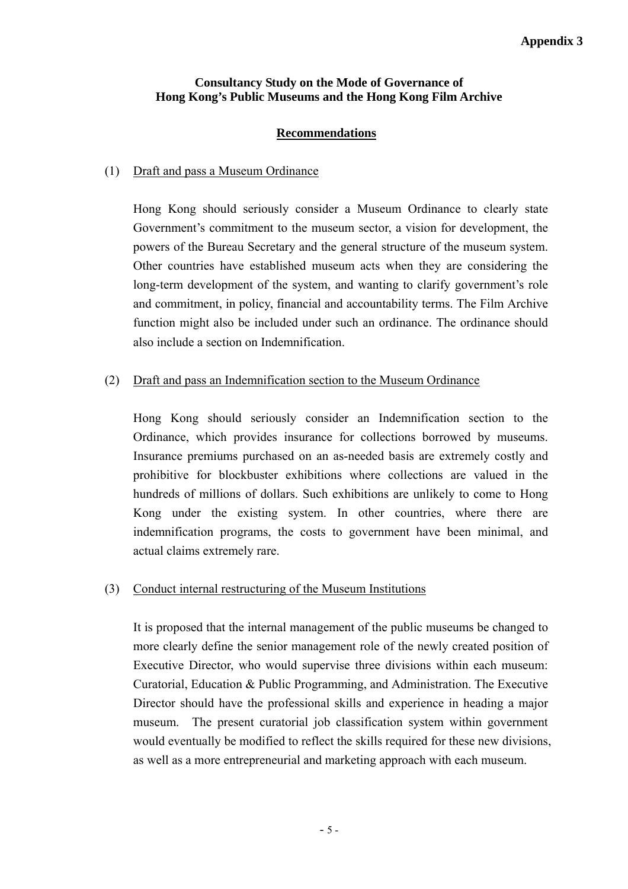**Appendix 3**

**Consultancy Study on the Mode of Governance of Hong Kong's Public Museums and the Hong Kong Film Archive**

## Recommendations

(1) Draft and pass a Museum Ordinance

Hong Kong should seriously consider a Museum Ordinance to clearly state Government's commitment to the museum sector, a vision for development, the powers of the Bureau Secretary and the general structure of the museum system. Other countries have established museum acts when they are considering the long-term development of the system, and wanting to clarify government's role and commitment, in policy, financial and accountability terms. The Film Archive function might also be included under such an ordinance. The ordinance should also include a section on Indemnification.

(2) Draft and pass an Indemnification section to the Museum Ordinance

Hong Kong should seriously consider an Indemnification section to the Ordinance, which provides insurance for collections borrowed by museums. Insurance premiums purchased on an as-needed basis are extremely costly and prohibitive for blockbuster exhibitions where collections are valued in the hundreds of millions of dollars. Such exhibitions are unlikely to come to Hong Kong under the existing system. In other countries, where there are indemnification programs, the costs to government have been minimal, and actual claims extremely rare.

(3) Conduct internal restructuring of the Museum Institutions

It is proposed that the internal management of the public museums be changed to more clearly define the senior management role of the newly created position of Executive Director, who would supervise three divisions within each museum: Curatorial, Education & Public Programming, and Administration. The Executive Director should have the professional skills and experience in heading a major museum. The present curatorial job classification system within government would eventually be modified to reflect the skills required for these new divisions, as well as a more entrepreneurial and marketing approach with each museum.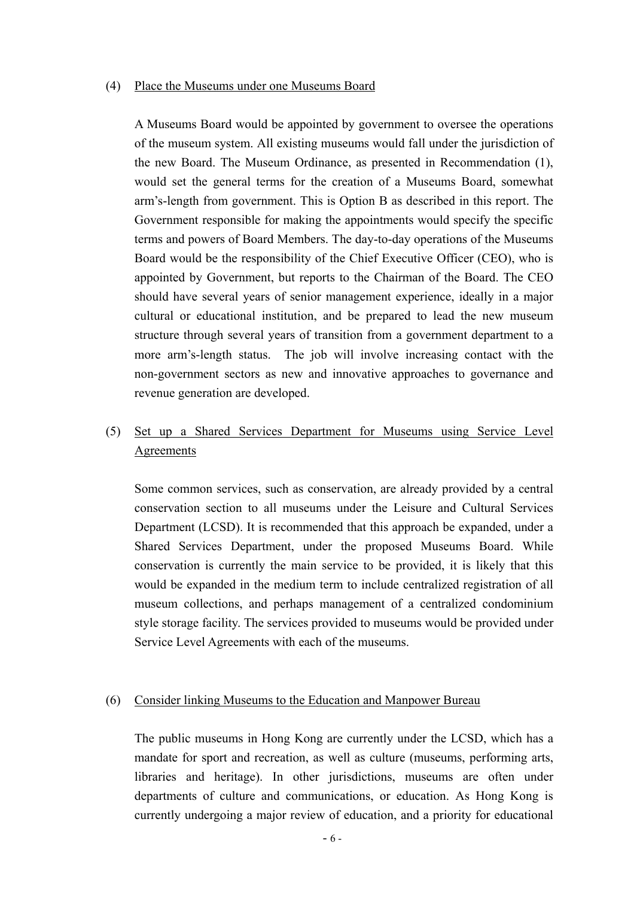(4) Place the Museums under one Museums Board

A Museums Board would be appointed by government to oversee the operations of the museum system. All existing museums would fall under the jurisdiction of the new Board. The Museum Ordinance, as presented in Recommendation (1), would set the general terms for the creation of a Museums Board, somewhat arm's-length from government. This is Option B as described in this report. The Government responsible for making the appointments would specify the specific terms and powers of Board Members. The day-to-day operations of the Museums Board would be the responsibility of the Chief Executive Officer (CEO), who is appointed by Government, but reports to the Chairman of the Board. The CEO should have several years of senior management experience, ideally in a major cultural or educational institution, and be prepared to lead the new museum structure through several years of transition from a government department to a more arm's-length status. The job will involve increasing contact with the non-government sectors as new and innovative approaches to governance and revenue generation are developed.

(5) Set up a Shared Services Department for Museums using Service Level Agreements

Some common services, such as conservation, are already provided by a central conservation section to all museums under the Leisure and Cultural Services Department (LCSD). It is recommended that this approach be expanded, under a Shared Services Department, under the proposed Museums Board. While conservation is currently the main service to be provided, it is likely that this would be expanded in the medium term to include centralized registration of all museum collections, and perhaps management of a centralized condominium style storage facility. The services provided to museums would be provided under Service Level Agreements with each of the museums.

(6) Consider linking Museums to the Education and Manpower Bureau

The public museums in Hong Kong are currently under the LCSD, which has a mandate for sport and recreation, as well as culture (museums, performing arts, libraries and heritage). In other jurisdictions, museums are often under departments of culture and communications, or education. As Hong Kong is currently undergoing a major review of education, and a priority for educational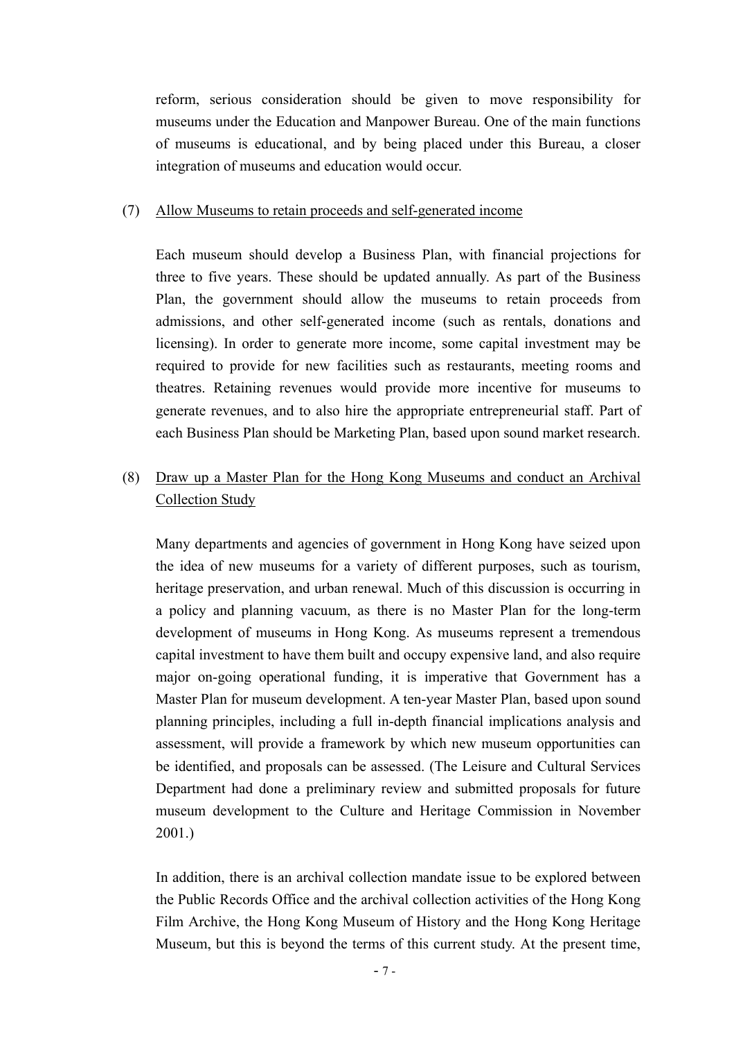reform, serious consideration should be given to move responsibility for museums under the Education and Manpower Bureau. One of the main functions of museums is educational, and by being placed under this Bureau, a closer integration of museums and education would occur.

(7) <u>Allow Museums to retain proceeds and self-generated income</u>

Each museum should develop a Business Plan, with financial projections for three to five years. These should be updated annually. As part of the Business Plan, the government should allow the museums to retain proceeds from admissions, and other self-generated income (such as rentals, donations and licensing). In order to generate more income, some capital investment may be required to provide for new facilities such as restaurants, meeting rooms and theatres. Retaining revenues would provide more incentive for museums to generate revenues, and to also hire the appropriate entrepreneurial staff. Part of each Business Plan should be Marketing Plan, based upon sound market research.

(8) <u>Draw up a Master Plan for the Hong Kong Museums and conduct an Archival Collection Study</u>

Many departments and agencies of government in Hong Kong have seized upon the idea of new museums for a variety of different purposes, such as tourism, heritage preservation, and urban renewal. Much of this discussion is occurring in a policy and planning vacuum, as there is no Master Plan for the long-term development of museums in Hong Kong. As museums represent a tremendous capital investment to have them built and occupy expensive land, and also require major on-going operational funding, it is imperative that Government has a Master Plan for museum development. A ten-year Master Plan, based upon sound planning principles, including a full in-depth financial implications analysis and assessment, will provide a framework by which new museum opportunities can be identified, and proposals can be assessed. (The Leisure and Cultural Services Department had done a preliminary review and submitted proposals for future museum development to the Culture and Heritage Commission in November 2001.)

In addition, there is an archival collection mandate issue to be explored between the Public Records Office and the archival collection activities of the Hong Kong Film Archive, the Hong Kong Museum of History and the Hong Kong Heritage Museum, but this is beyond the terms of this current study. At the present time,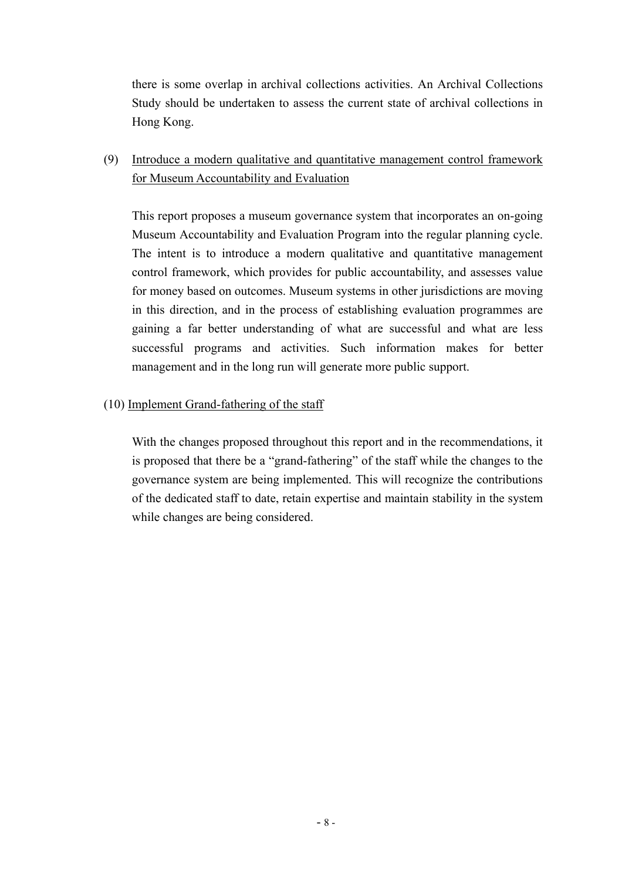there is some overlap in archival collections activities. An Archival Collections Study should be undertaken to assess the current state of archival collections in Hong Kong.

(9) <u>Introduce a modern qualitative and quantitative management control framework for Museum Accountability and Evaluation</u>

This report proposes a museum governance system that incorporates an on-going Museum Accountability and Evaluation Program into the regular planning cycle. The intent is to introduce a modern qualitative and quantitative management control framework, which provides for public accountability, and assesses value for money based on outcomes. Museum systems in other jurisdictions are moving in this direction, and in the process of establishing evaluation programmes are gaining a far better understanding of what are successful and what are less successful programs and activities. Such information makes for better management and in the long run will generate more public support.

(10) <u>Implement Grand-fathering of the staff</u>

With the changes proposed throughout this report and in the recommendations, it is proposed that there be a "grand-fathering" of the staff while the changes to the governance system are being implemented. This will recognize the contributions of the dedicated staff to date, retain expertise and maintain stability in the system while changes are being considered.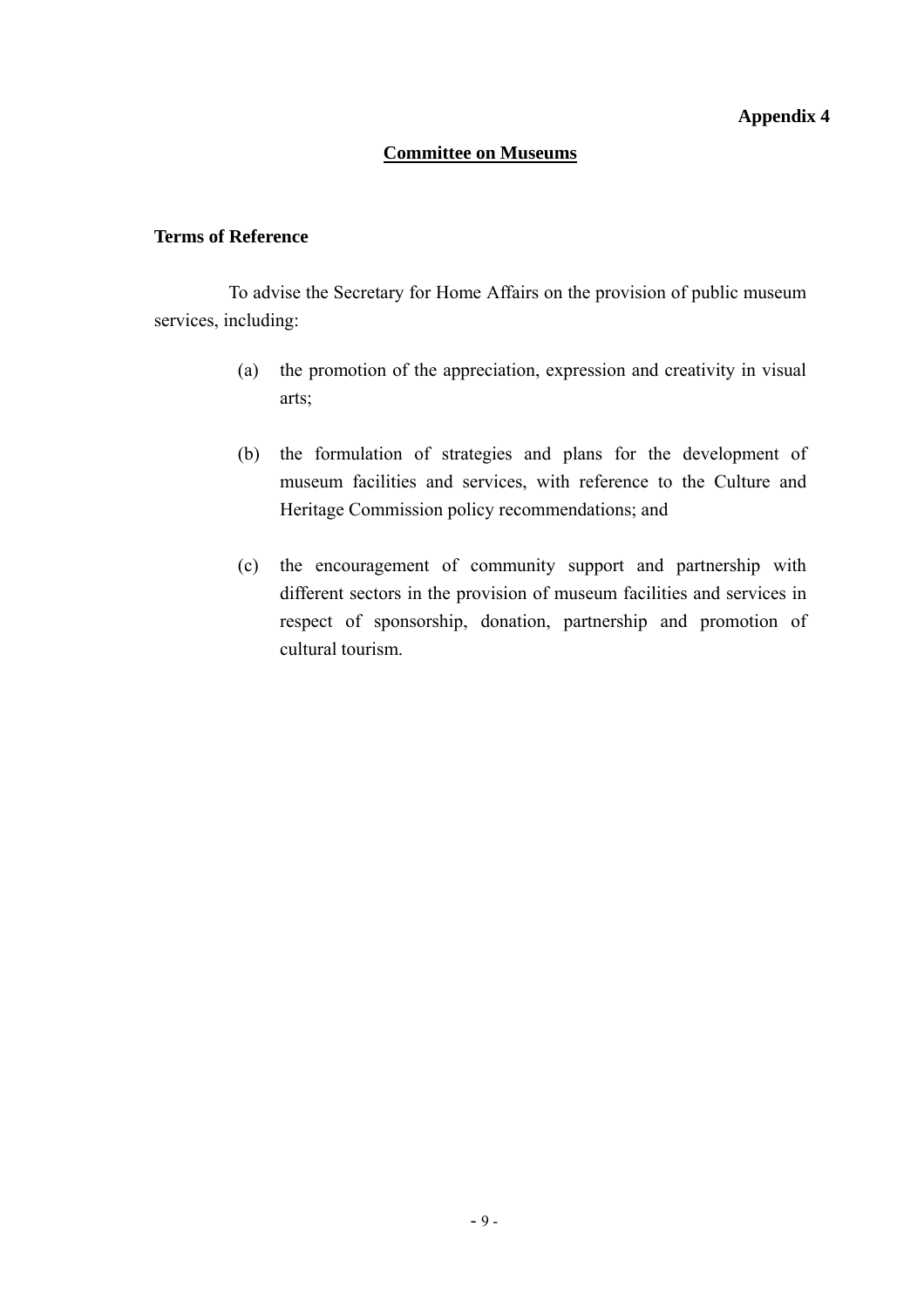**Appendix 4**

## Committee on Museums

### Terms of Reference

To advise the Secretary for Home Affairs on the provision of public museum services, including:

(a) the promotion of the appreciation, expression and creativity in visual arts;

(b) the formulation of strategies and plans for the development of museum facilities and services, with reference to the Culture and Heritage Commission policy recommendations; and

(c) the encouragement of community support and partnership with different sectors in the provision of museum facilities and services in respect of sponsorship, donation, partnership and promotion of cultural tourism.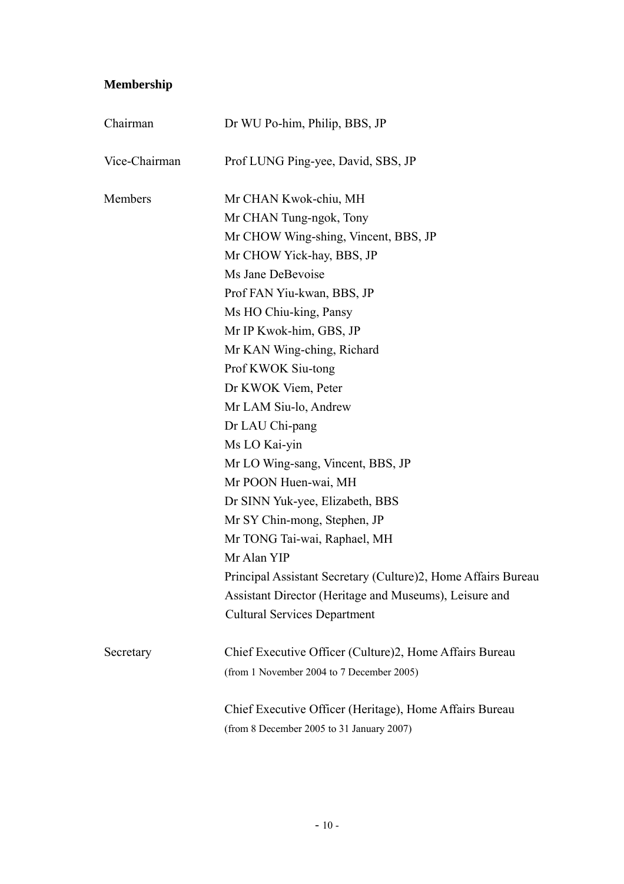**Membership**

| | |
|---|---|
| Chairman | Dr WU Po-him, Philip, BBS, JP |
| Vice-Chairman | Prof LUNG Ping-yee, David, SBS, JP |
| Members | Mr CHAN Kwok-chiu, MH |
| | Mr CHAN Tung-ngok, Tony |
| | Mr CHOW Wing-shing, Vincent, BBS, JP |
| | Mr CHOW Yick-hay, BBS, JP |
| | Ms Jane DeBevoise |
| | Prof FAN Yiu-kwan, BBS, JP |
| | Ms HO Chiu-king, Pansy |
| | Mr IP Kwok-him, GBS, JP |
| | Mr KAN Wing-ching, Richard |
| | Prof KWOK Siu-tong |
| | Dr KWOK Viem, Peter |
| | Mr LAM Siu-lo, Andrew |
| | Dr LAU Chi-pang |
| | Ms LO Kai-yin |
| | Mr LO Wing-sang, Vincent, BBS, JP |
| | Mr POON Huen-wai, MH |
| | Dr SINN Yuk-yee, Elizabeth, BBS |
| | Mr SY Chin-mong, Stephen, JP |
| | Mr TONG Tai-wai, Raphael, MH |
| | Mr Alan YIP |
| | Principal Assistant Secretary (Culture)2, Home Affairs Bureau |
| | Assistant Director (Heritage and Museums), Leisure and Cultural Services Department |
| Secretary | Chief Executive Officer (Culture)2, Home Affairs Bureau (from 1 November 2004 to 7 December 2005) |
| | Chief Executive Officer (Heritage), Home Affairs Bureau (from 8 December 2005 to 31 January 2007) |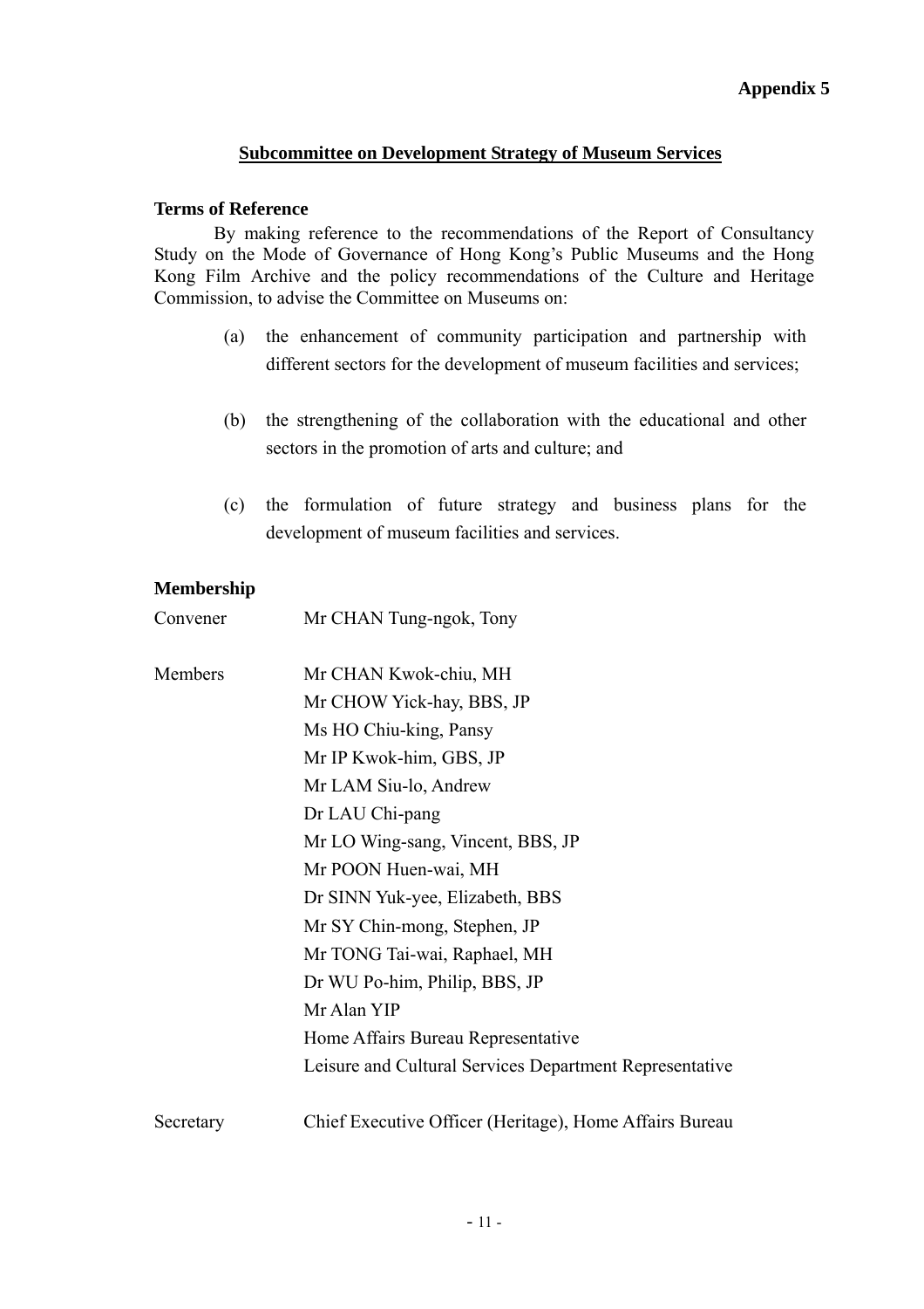**Appendix 5**

## Subcommittee on Development Strategy of Museum Services

### Terms of Reference

By making reference to the recommendations of the Report of Consultancy Study on the Mode of Governance of Hong Kong's Public Museums and the Hong Kong Film Archive and the policy recommendations of the Culture and Heritage Commission, to advise the Committee on Museums on:

(a) the enhancement of community participation and partnership with different sectors for the development of museum facilities and services;

(b) the strengthening of the collaboration with the educational and other sectors in the promotion of arts and culture; and

(c) the formulation of future strategy and business plans for the development of museum facilities and services.

### Membership

| | |
|---|---|
| Convener | Mr CHAN Tung-ngok, Tony |
| Members | Mr CHAN Kwok-chiu, MH |
| | Mr CHOW Yick-hay, BBS, JP |
| | Ms HO Chiu-king, Pansy |
| | Mr IP Kwok-him, GBS, JP |
| | Mr LAM Siu-lo, Andrew |
| | Dr LAU Chi-pang |
| | Mr LO Wing-sang, Vincent, BBS, JP |
| | Mr POON Huen-wai, MH |
| | Dr SINN Yuk-yee, Elizabeth, BBS |
| | Mr SY Chin-mong, Stephen, JP |
| | Mr TONG Tai-wai, Raphael, MH |
| | Dr WU Po-him, Philip, BBS, JP |
| | Mr Alan YIP |
| | Home Affairs Bureau Representative |
| | Leisure and Cultural Services Department Representative |
| Secretary | Chief Executive Officer (Heritage), Home Affairs Bureau |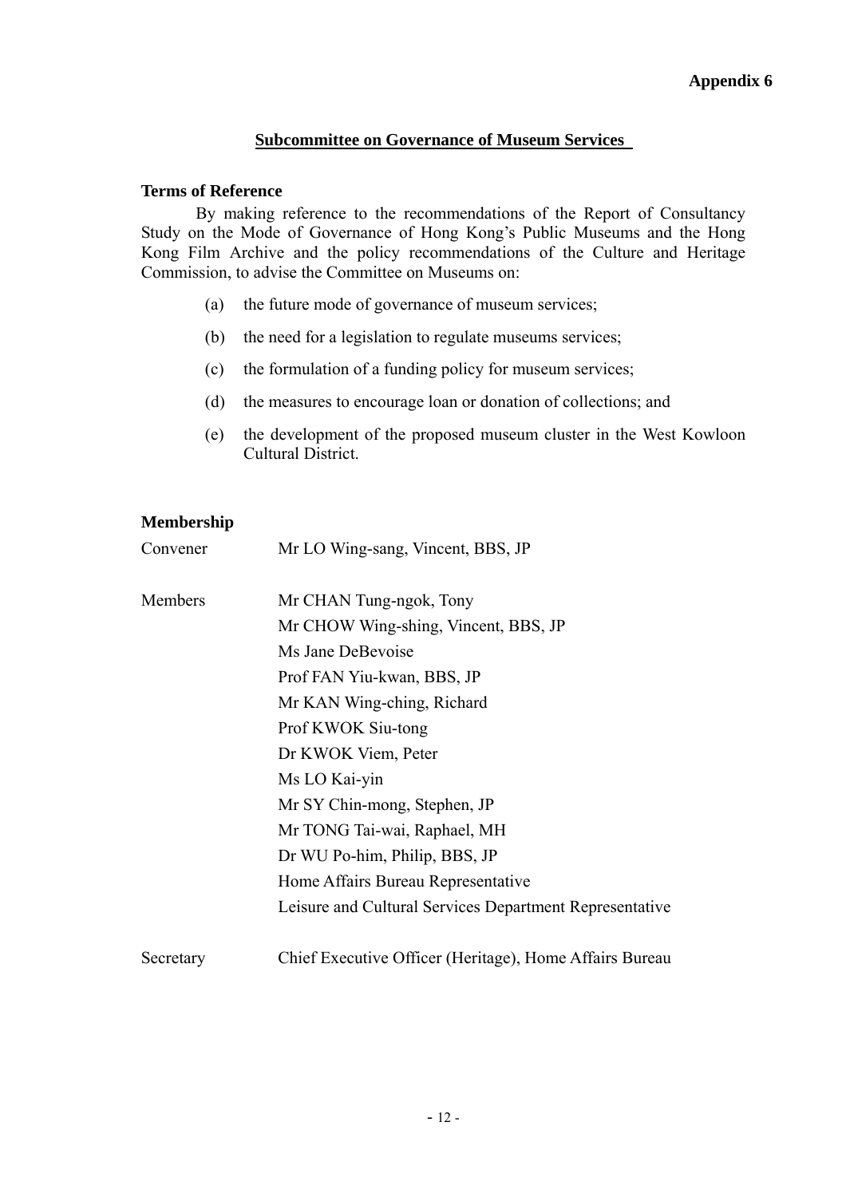**Appendix 6**

## Subcommittee on Governance of Museum Services

**Terms of Reference**

By making reference to the recommendations of the Report of Consultancy Study on the Mode of Governance of Hong Kong's Public Museums and the Hong Kong Film Archive and the policy recommendations of the Culture and Heritage Commission, to advise the Committee on Museums on:

(a) the future mode of governance of museum services;

(b) the need for a legislation to regulate museums services;

(c) the formulation of a funding policy for museum services;

(d) the measures to encourage loan or donation of collections; and

(e) the development of the proposed museum cluster in the West Kowloon Cultural District.

**Membership**

| | |
|---|---|
| Convener | Mr LO Wing-sang, Vincent, BBS, JP |
| Members | Mr CHAN Tung-ngok, Tony |
| | Mr CHOW Wing-shing, Vincent, BBS, JP |
| | Ms Jane DeBevoise |
| | Prof FAN Yiu-kwan, BBS, JP |
| | Mr KAN Wing-ching, Richard |
| | Prof KWOK Siu-tong |
| | Dr KWOK Viem, Peter |
| | Ms LO Kai-yin |
| | Mr SY Chin-mong, Stephen, JP |
| | Mr TONG Tai-wai, Raphael, MH |
| | Dr WU Po-him, Philip, BBS, JP |
| | Home Affairs Bureau Representative |
| | Leisure and Cultural Services Department Representative |
| Secretary | Chief Executive Officer (Heritage), Home Affairs Bureau |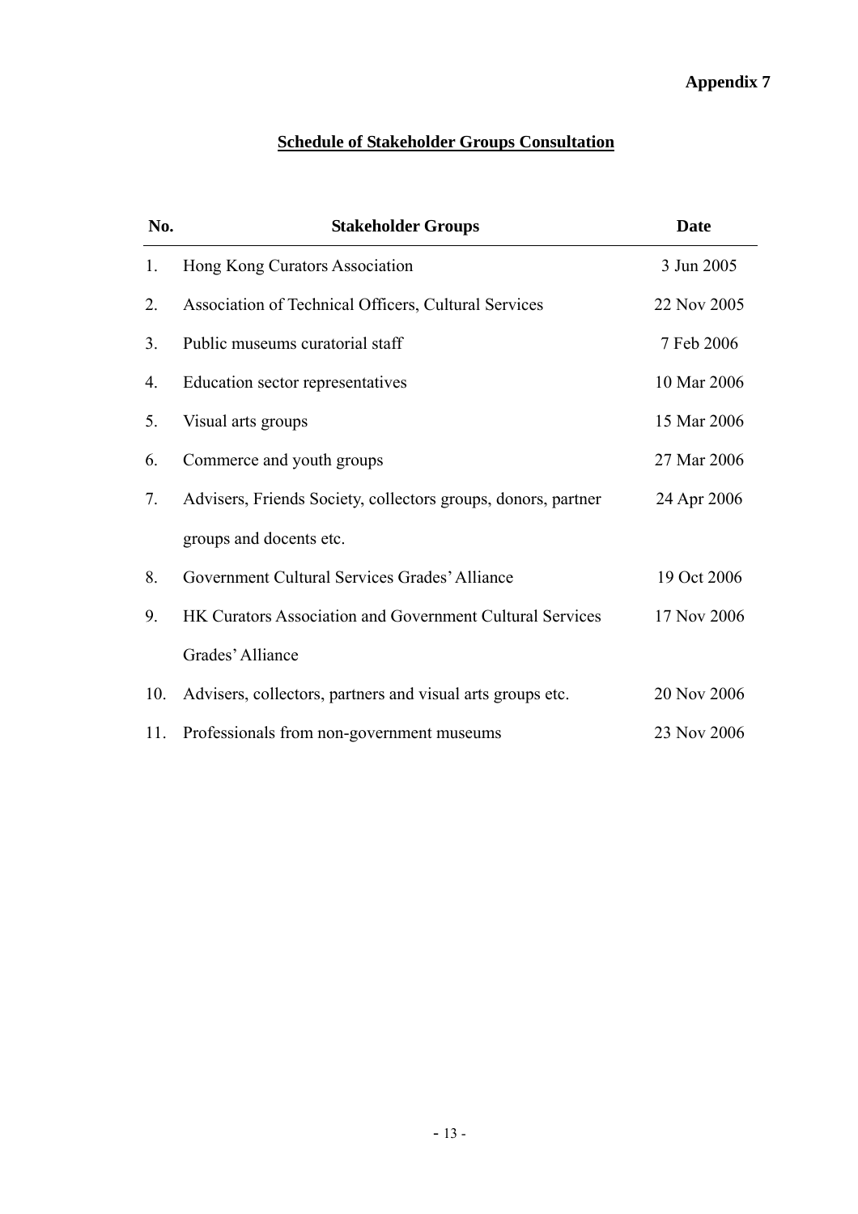**Appendix 7**

## Schedule of Stakeholder Groups Consultation

| No. | Stakeholder Groups | Date |
|---|---|---|
| 1. | Hong Kong Curators Association | 3 Jun 2005 |
| 2. | Association of Technical Officers, Cultural Services | 22 Nov 2005 |
| 3. | Public museums curatorial staff | 7 Feb 2006 |
| 4. | Education sector representatives | 10 Mar 2006 |
| 5. | Visual arts groups | 15 Mar 2006 |
| 6. | Commerce and youth groups | 27 Mar 2006 |
| 7. | Advisers, Friends Society, collectors groups, donors, partner groups and docents etc. | 24 Apr 2006 |
| 8. | Government Cultural Services Grades' Alliance | 19 Oct 2006 |
| 9. | HK Curators Association and Government Cultural Services Grades' Alliance | 17 Nov 2006 |
| 10. | Advisers, collectors, partners and visual arts groups etc. | 20 Nov 2006 |
| 11. | Professionals from non-government museums | 23 Nov 2006 |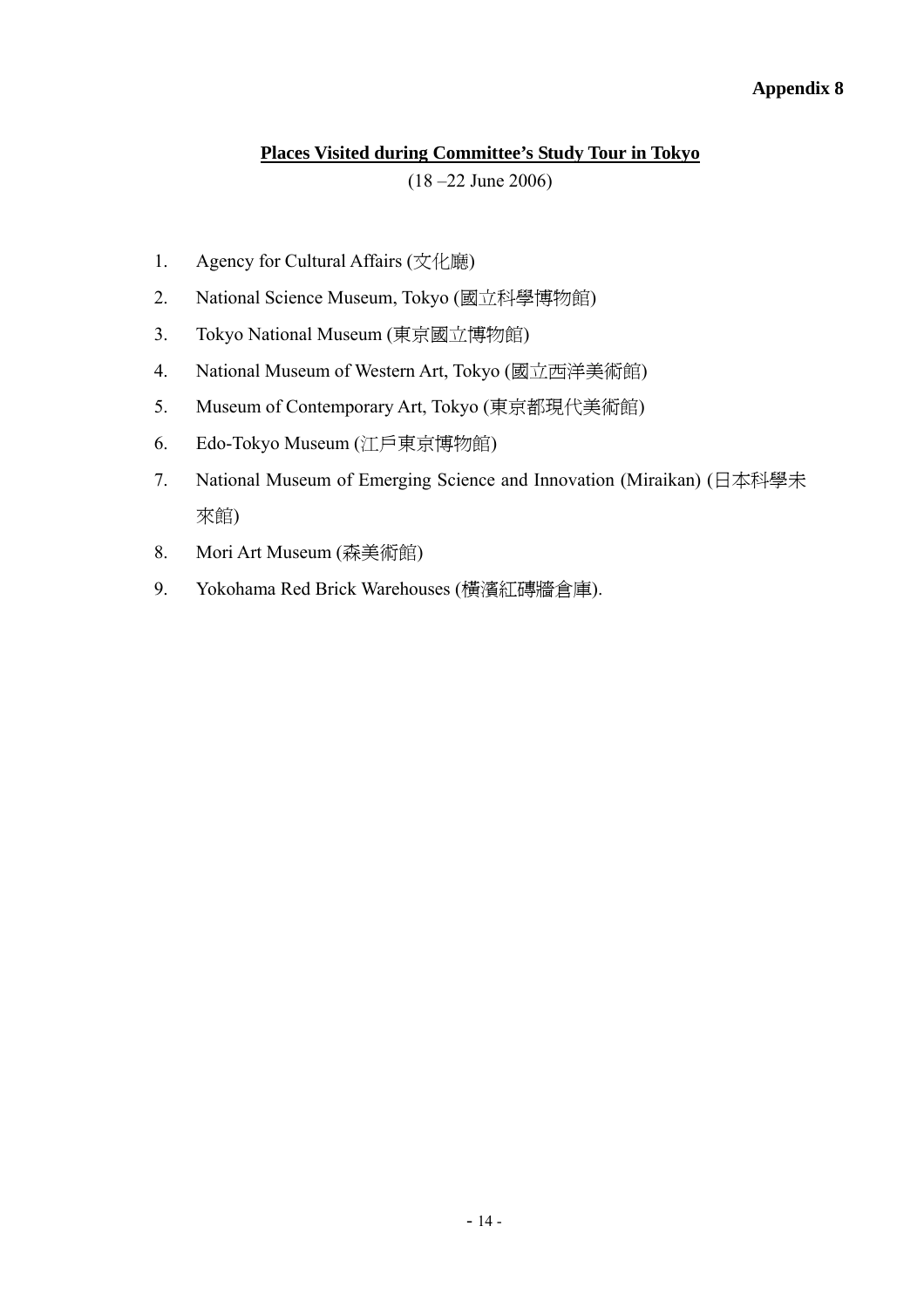**Appendix 8**

## Places Visited during Committee's Study Tour in Tokyo

(18 –22 June 2006)

1. Agency for Cultural Affairs (文化廳)
2. National Science Museum, Tokyo (國立科學博物館)
3. Tokyo National Museum (東京國立博物館)
4. National Museum of Western Art, Tokyo (國立西洋美術館)
5. Museum of Contemporary Art, Tokyo (東京都現代美術館)
6. Edo-Tokyo Museum (江戶東京博物館)
7. National Museum of Emerging Science and Innovation (Miraikan) (日本科學未來館)
8. Mori Art Museum (森美術館)
9. Yokohama Red Brick Warehouses (橫濱紅磚牆倉庫).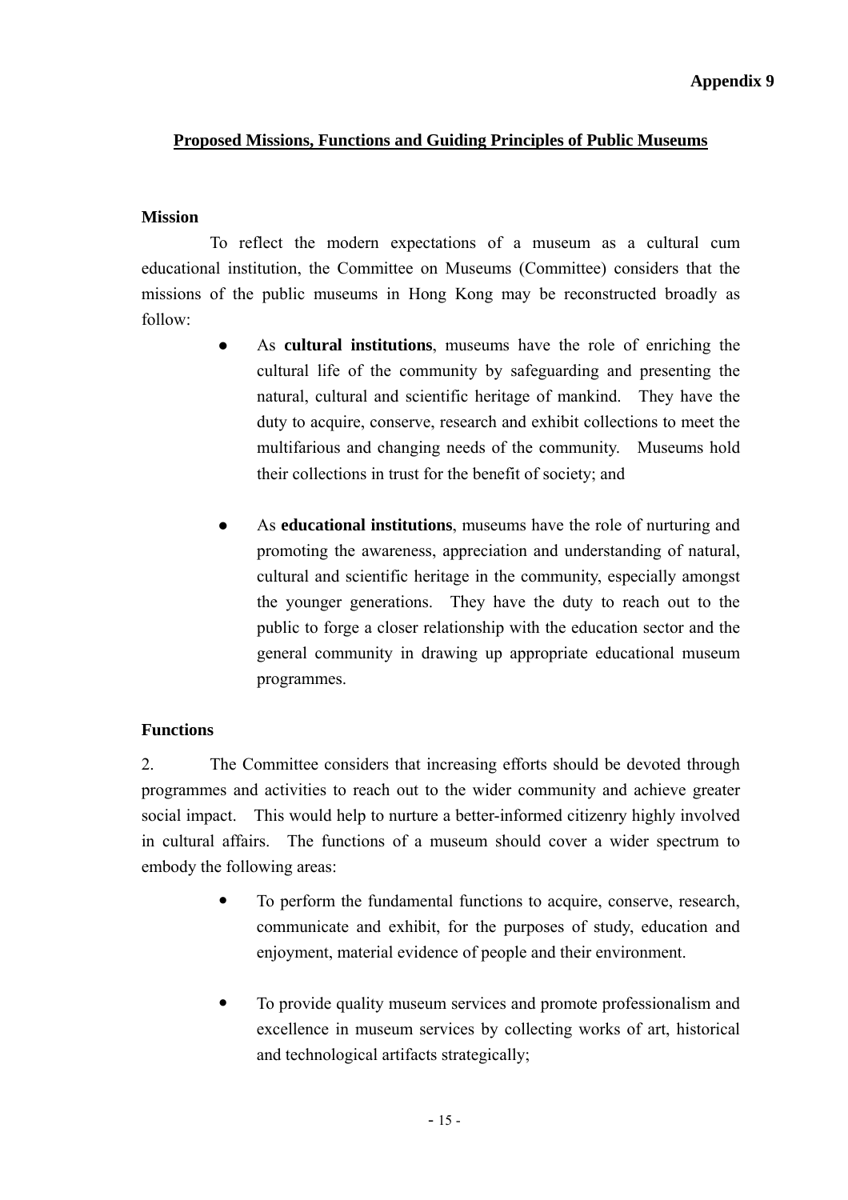**Appendix 9**

## Proposed Missions, Functions and Guiding Principles of Public Museums

### Mission

To reflect the modern expectations of a museum as a cultural cum educational institution, the Committee on Museums (Committee) considers that the missions of the public museums in Hong Kong may be reconstructed broadly as follow:

- As **cultural institutions**, museums have the role of enriching the cultural life of the community by safeguarding and presenting the natural, cultural and scientific heritage of mankind. They have the duty to acquire, conserve, research and exhibit collections to meet the multifarious and changing needs of the community. Museums hold their collections in trust for the benefit of society; and

- As **educational institutions**, museums have the role of nurturing and promoting the awareness, appreciation and understanding of natural, cultural and scientific heritage in the community, especially amongst the younger generations. They have the duty to reach out to the public to forge a closer relationship with the education sector and the general community in drawing up appropriate educational museum programmes.

### Functions

2. The Committee considers that increasing efforts should be devoted through programmes and activities to reach out to the wider community and achieve greater social impact. This would help to nurture a better-informed citizenry highly involved in cultural affairs. The functions of a museum should cover a wider spectrum to embody the following areas:

- To perform the fundamental functions to acquire, conserve, research, communicate and exhibit, for the purposes of study, education and enjoyment, material evidence of people and their environment.

- To provide quality museum services and promote professionalism and excellence in museum services by collecting works of art, historical and technological artifacts strategically;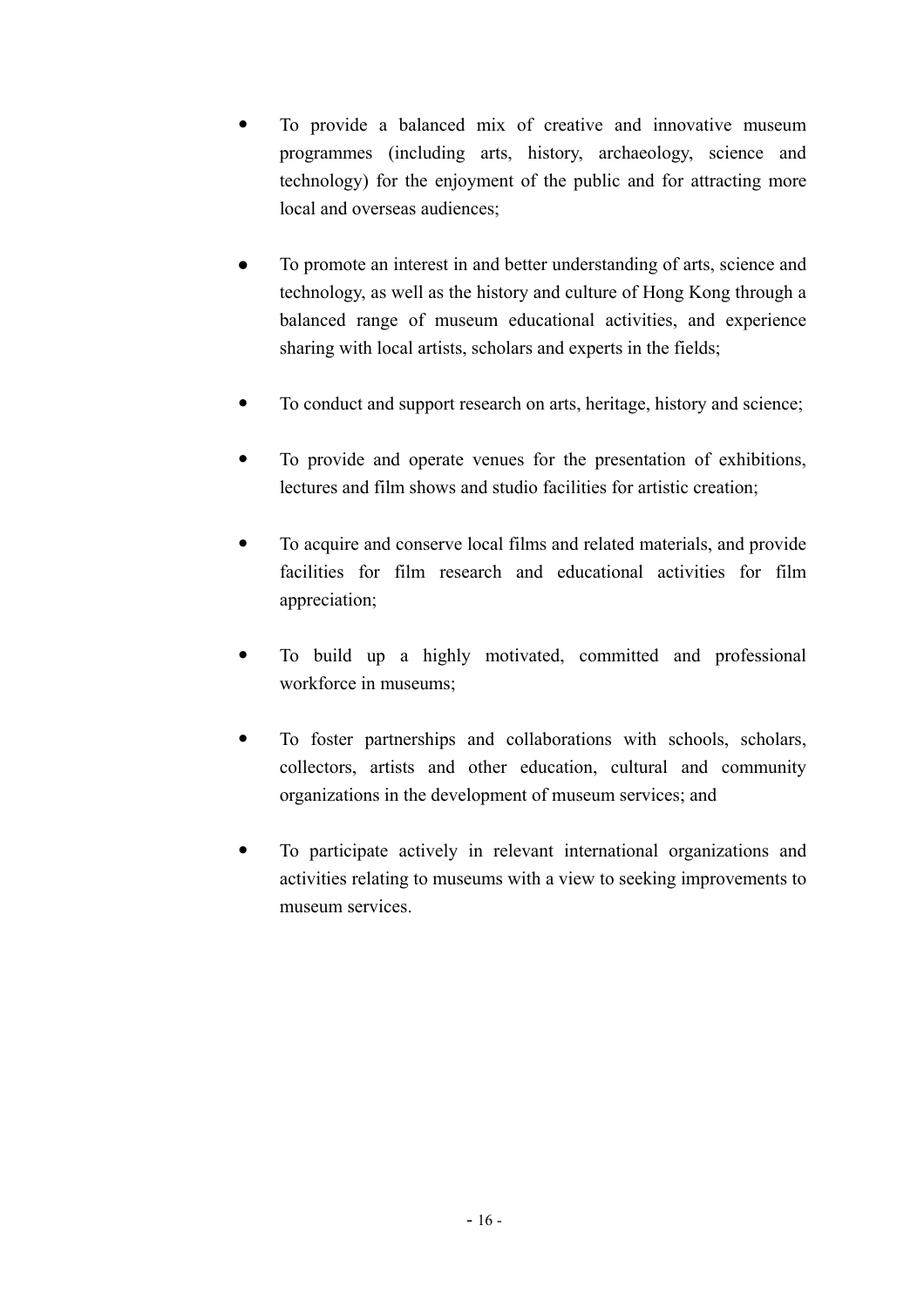- To provide a balanced mix of creative and innovative museum programmes (including arts, history, archaeology, science and technology) for the enjoyment of the public and for attracting more local and overseas audiences;

- To promote an interest in and better understanding of arts, science and technology, as well as the history and culture of Hong Kong through a balanced range of museum educational activities, and experience sharing with local artists, scholars and experts in the fields;

- To conduct and support research on arts, heritage, history and science;

- To provide and operate venues for the presentation of exhibitions, lectures and film shows and studio facilities for artistic creation;

- To acquire and conserve local films and related materials, and provide facilities for film research and educational activities for film appreciation;

- To build up a highly motivated, committed and professional workforce in museums;

- To foster partnerships and collaborations with schools, scholars, collectors, artists and other education, cultural and community organizations in the development of museum services; and

- To participate actively in relevant international organizations and activities relating to museums with a view to seeking improvements to museum services.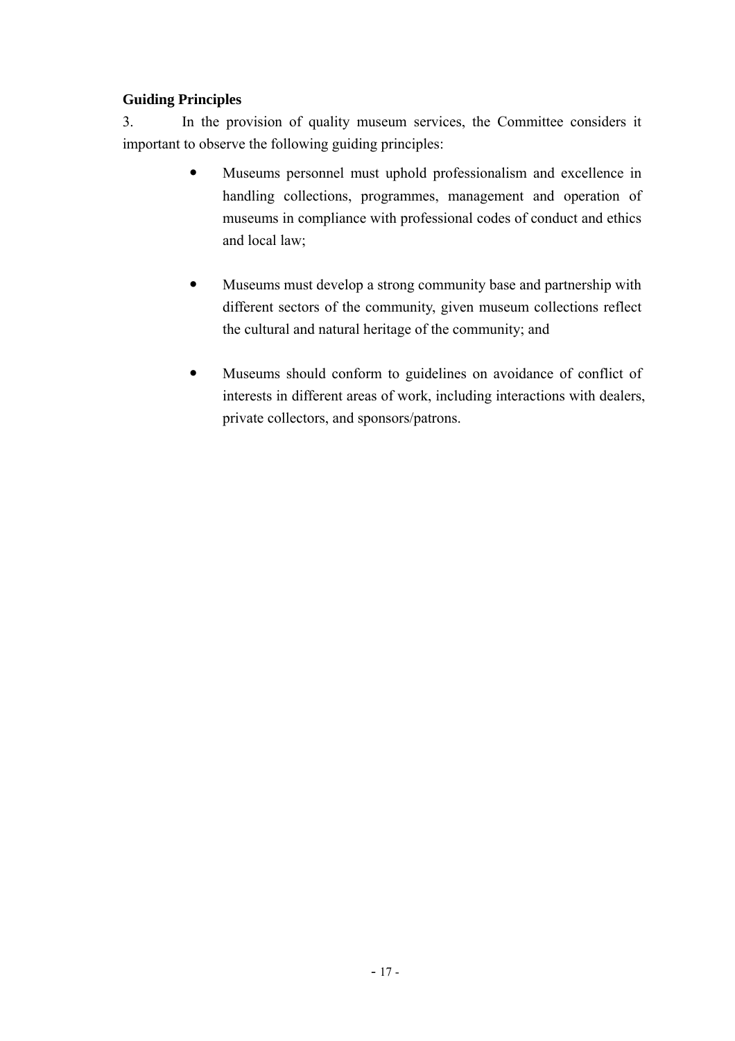**Guiding Principles**

3. In the provision of quality museum services, the Committee considers it important to observe the following guiding principles:

- Museums personnel must uphold professionalism and excellence in handling collections, programmes, management and operation of museums in compliance with professional codes of conduct and ethics and local law;

- Museums must develop a strong community base and partnership with different sectors of the community, given museum collections reflect the cultural and natural heritage of the community; and

- Museums should conform to guidelines on avoidance of conflict of interests in different areas of work, including interactions with dealers, private collectors, and sponsors/patrons.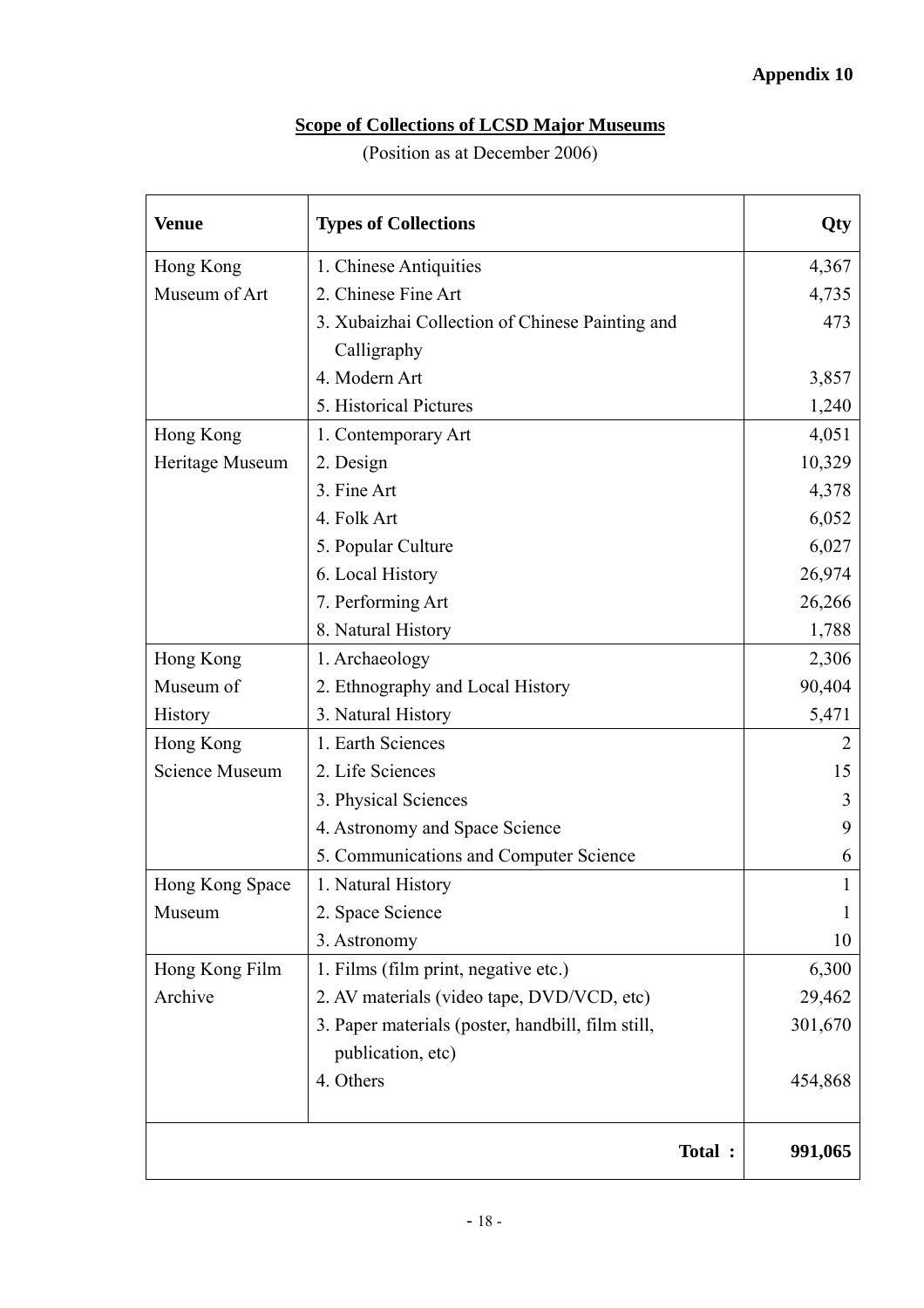**Appendix 10**

## Scope of Collections of LCSD Major Museums

(Position as at December 2006)

| Venue | Types of Collections | Qty |
|---|---|---|
| Hong Kong Museum of Art | 1. Chinese Antiquities | 4,367 |
| | 2. Chinese Fine Art | 4,735 |
| | 3. Xubaizhai Collection of Chinese Painting and Calligraphy | 473 |
| | 4. Modern Art | 3,857 |
| | 5. Historical Pictures | 1,240 |
| Hong Kong Heritage Museum | 1. Contemporary Art | 4,051 |
| | 2. Design | 10,329 |
| | 3. Fine Art | 4,378 |
| | 4. Folk Art | 6,052 |
| | 5. Popular Culture | 6,027 |
| | 6. Local History | 26,974 |
| | 7. Performing Art | 26,266 |
| | 8. Natural History | 1,788 |
| Hong Kong Museum of History | 1. Archaeology | 2,306 |
| | 2. Ethnography and Local History | 90,404 |
| | 3. Natural History | 5,471 |
| Hong Kong Science Museum | 1. Earth Sciences | 2 |
| | 2. Life Sciences | 15 |
| | 3. Physical Sciences | 3 |
| | 4. Astronomy and Space Science | 9 |
| | 5. Communications and Computer Science | 6 |
| Hong Kong Space Museum | 1. Natural History | 1 |
| | 2. Space Science | 1 |
| | 3. Astronomy | 10 |
| Hong Kong Film Archive | 1. Films (film print, negative etc.) | 6,300 |
| | 2. AV materials (video tape, DVD/VCD, etc) | 29,462 |
| | 3. Paper materials (poster, handbill, film still, publication, etc) | 301,670 |
| | 4. Others | 454,868 |
| | **Total :** | **991,065** |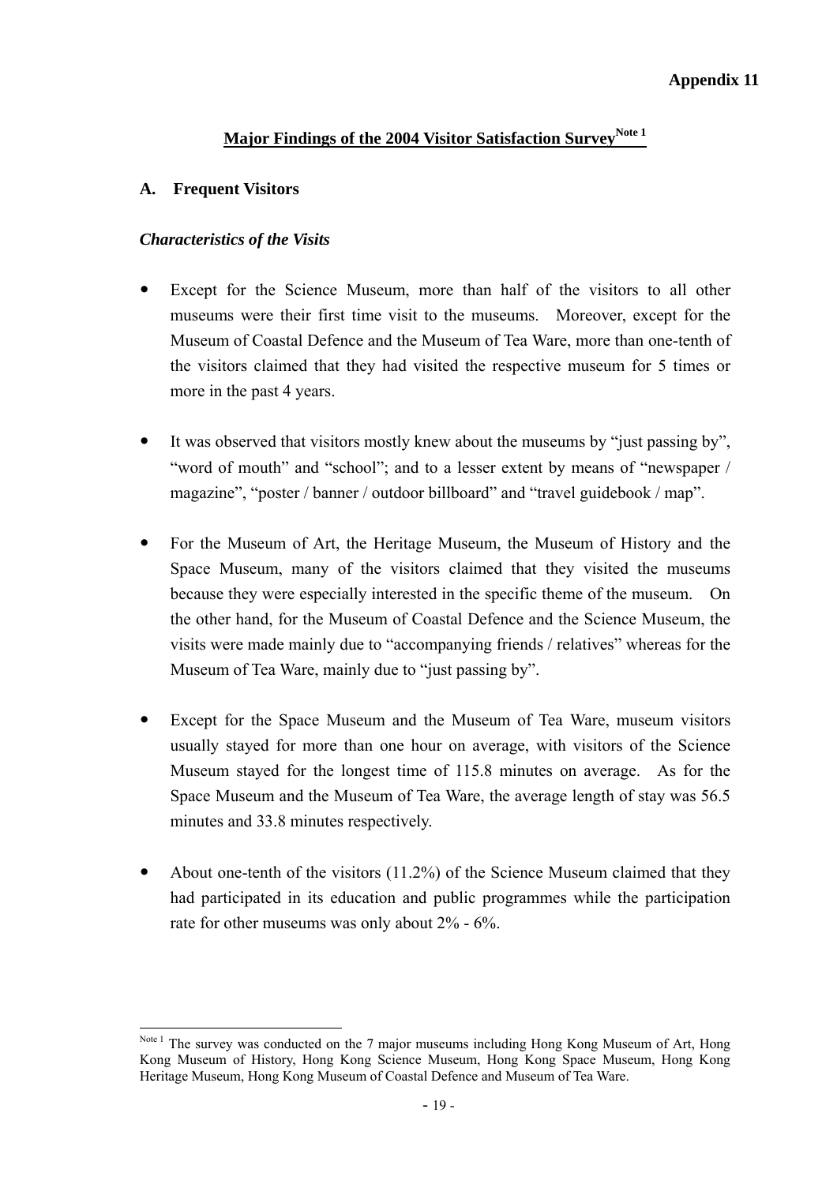**Appendix 11**

## Major Findings of the 2004 Visitor Satisfaction Survey[Note 1]

### A. Frequent Visitors

***Characteristics of the Visits***

- Except for the Science Museum, more than half of the visitors to all other museums were their first time visit to the museums. Moreover, except for the Museum of Coastal Defence and the Museum of Tea Ware, more than one-tenth of the visitors claimed that they had visited the respective museum for 5 times or more in the past 4 years.

- It was observed that visitors mostly knew about the museums by "just passing by", "word of mouth" and "school"; and to a lesser extent by means of "newspaper / magazine", "poster / banner / outdoor billboard" and "travel guidebook / map".

- For the Museum of Art, the Heritage Museum, the Museum of History and the Space Museum, many of the visitors claimed that they visited the museums because they were especially interested in the specific theme of the museum. On the other hand, for the Museum of Coastal Defence and the Science Museum, the visits were made mainly due to "accompanying friends / relatives" whereas for the Museum of Tea Ware, mainly due to "just passing by".

- Except for the Space Museum and the Museum of Tea Ware, museum visitors usually stayed for more than one hour on average, with visitors of the Science Museum stayed for the longest time of 115.8 minutes on average. As for the Space Museum and the Museum of Tea Ware, the average length of stay was 56.5 minutes and 33.8 minutes respectively.

- About one-tenth of the visitors (11.2%) of the Science Museum claimed that they had participated in its education and public programmes while the participation rate for other museums was only about 2% - 6%.

---

[Note 1] The survey was conducted on the 7 major museums including Hong Kong Museum of Art, Hong Kong Museum of History, Hong Kong Science Museum, Hong Kong Space Museum, Hong Kong Heritage Museum, Hong Kong Museum of Coastal Defence and Museum of Tea Ware.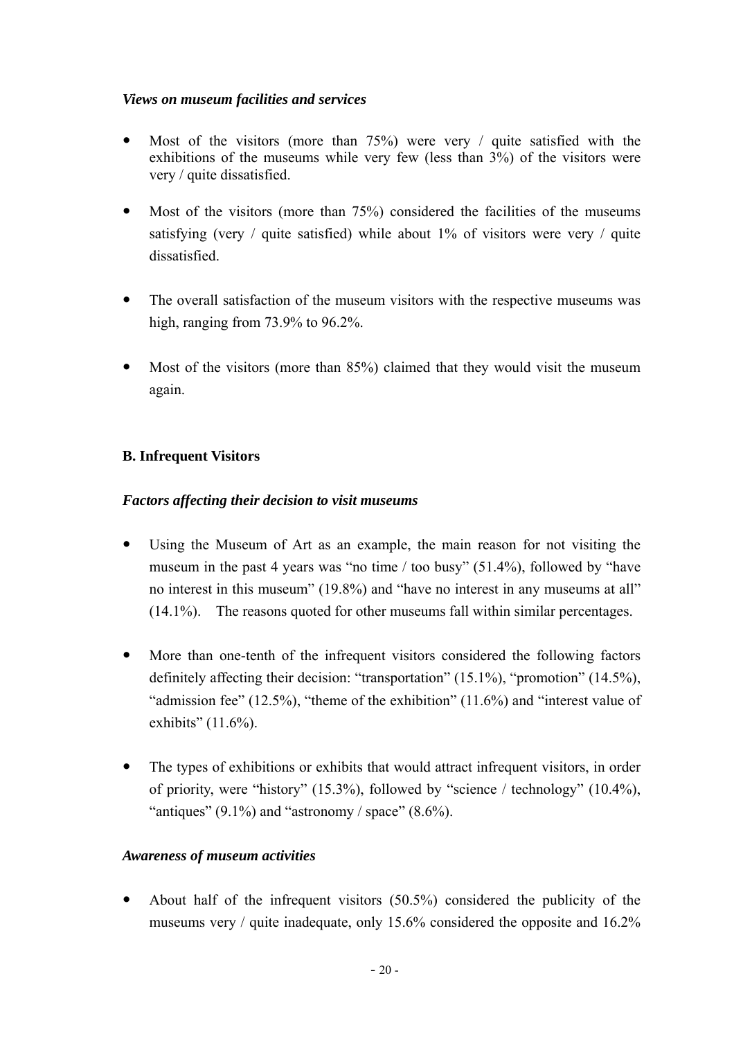*Views on museum facilities and services*

- Most of the visitors (more than 75%) were very / quite satisfied with the exhibitions of the museums while very few (less than 3%) of the visitors were very / quite dissatisfied.

- Most of the visitors (more than 75%) considered the facilities of the museums satisfying (very / quite satisfied) while about 1% of visitors were very / quite dissatisfied.

- The overall satisfaction of the museum visitors with the respective museums was high, ranging from 73.9% to 96.2%.

- Most of the visitors (more than 85%) claimed that they would visit the museum again.

**B. Infrequent Visitors**

*Factors affecting their decision to visit museums*

- Using the Museum of Art as an example, the main reason for not visiting the museum in the past 4 years was "no time / too busy" (51.4%), followed by "have no interest in this museum" (19.8%) and "have no interest in any museums at all" (14.1%). The reasons quoted for other museums fall within similar percentages.

- More than one-tenth of the infrequent visitors considered the following factors definitely affecting their decision: "transportation" (15.1%), "promotion" (14.5%), "admission fee" (12.5%), "theme of the exhibition" (11.6%) and "interest value of exhibits" (11.6%).

- The types of exhibitions or exhibits that would attract infrequent visitors, in order of priority, were "history" (15.3%), followed by "science / technology" (10.4%), "antiques" (9.1%) and "astronomy / space" (8.6%).

*Awareness of museum activities*

- About half of the infrequent visitors (50.5%) considered the publicity of the museums very / quite inadequate, only 15.6% considered the opposite and 16.2%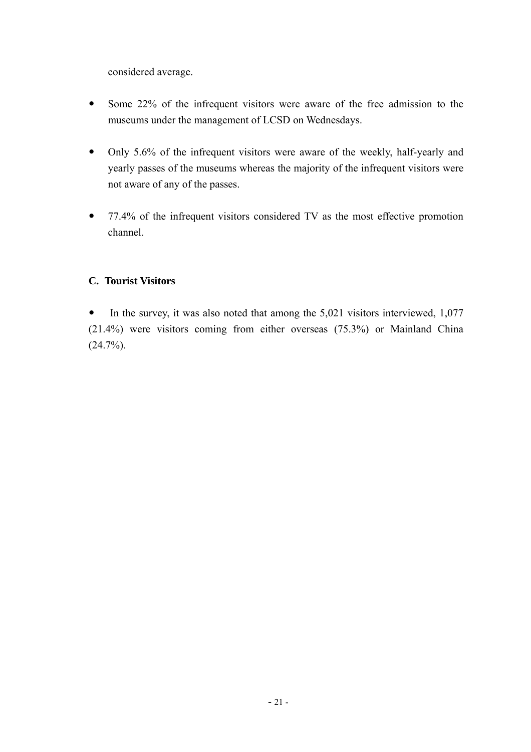considered average.

- Some 22% of the infrequent visitors were aware of the free admission to the museums under the management of LCSD on Wednesdays.

- Only 5.6% of the infrequent visitors were aware of the weekly, half-yearly and yearly passes of the museums whereas the majority of the infrequent visitors were not aware of any of the passes.

- 77.4% of the infrequent visitors considered TV as the most effective promotion channel.

### C. Tourist Visitors

- In the survey, it was also noted that among the 5,021 visitors interviewed, 1,077 (21.4%) were visitors coming from either overseas (75.3%) or Mainland China (24.7%).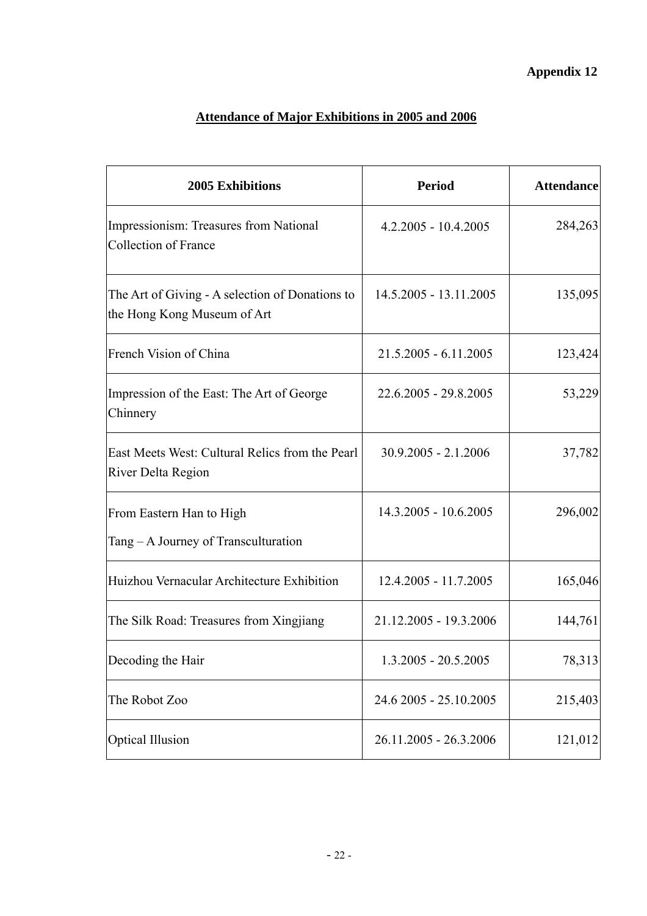**Appendix 12**

**Attendance of Major Exhibitions in 2005 and 2006**

| 2005 Exhibitions | Period | Attendance |
|---|---|---|
| Impressionism: Treasures from National Collection of France | 4.2.2005 - 10.4.2005 | 284,263 |
| The Art of Giving - A selection of Donations to the Hong Kong Museum of Art | 14.5.2005 - 13.11.2005 | 135,095 |
| French Vision of China | 21.5.2005 - 6.11.2005 | 123,424 |
| Impression of the East: The Art of George Chinnery | 22.6.2005 - 29.8.2005 | 53,229 |
| East Meets West: Cultural Relics from the Pearl River Delta Region | 30.9.2005 - 2.1.2006 | 37,782 |
| From Eastern Han to High Tang – A Journey of Transculturation | 14.3.2005 - 10.6.2005 | 296,002 |
| Huizhou Vernacular Architecture Exhibition | 12.4.2005 - 11.7.2005 | 165,046 |
| The Silk Road: Treasures from Xingjiang | 21.12.2005 - 19.3.2006 | 144,761 |
| Decoding the Hair | 1.3.2005 - 20.5.2005 | 78,313 |
| The Robot Zoo | 24.6 2005 - 25.10.2005 | 215,403 |
| Optical Illusion | 26.11.2005 - 26.3.2006 | 121,012 |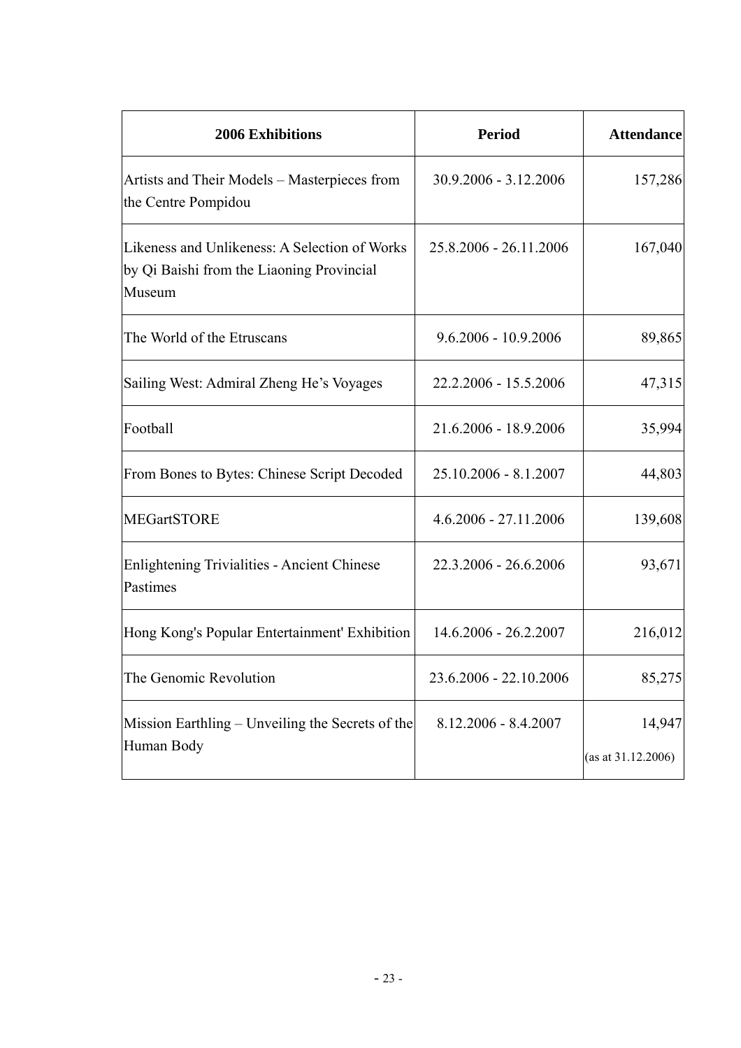| 2006 Exhibitions | Period | Attendance |
|---|---|---|
| Artists and Their Models – Masterpieces from the Centre Pompidou | 30.9.2006 - 3.12.2006 | 157,286 |
| Likeness and Unlikeness: A Selection of Works by Qi Baishi from the Liaoning Provincial Museum | 25.8.2006 - 26.11.2006 | 167,040 |
| The World of the Etruscans | 9.6.2006 - 10.9.2006 | 89,865 |
| Sailing West: Admiral Zheng He's Voyages | 22.2.2006 - 15.5.2006 | 47,315 |
| Football | 21.6.2006 - 18.9.2006 | 35,994 |
| From Bones to Bytes: Chinese Script Decoded | 25.10.2006 - 8.1.2007 | 44,803 |
| MEGartSTORE | 4.6.2006 - 27.11.2006 | 139,608 |
| Enlightening Trivialities - Ancient Chinese Pastimes | 22.3.2006 - 26.6.2006 | 93,671 |
| Hong Kong's Popular Entertainment' Exhibition | 14.6.2006 - 26.2.2007 | 216,012 |
| The Genomic Revolution | 23.6.2006 - 22.10.2006 | 85,275 |
| Mission Earthling – Unveiling the Secrets of the Human Body | 8.12.2006 - 8.4.2007 | 14,947 (as at 31.12.2006) |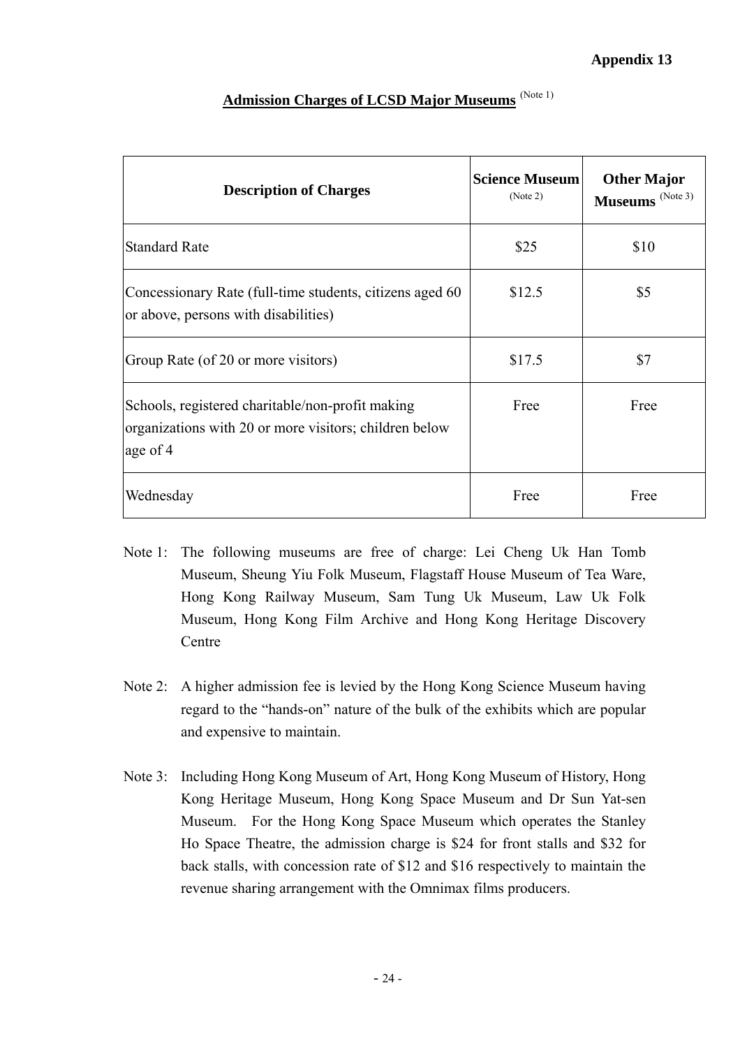**Appendix 13**

## Admission Charges of LCSD Major Museums (Note 1)

| Description of Charges | Science Museum (Note 2) | Other Major Museums (Note 3) |
|---|---|---|
| Standard Rate | $25 | $10 |
| Concessionary Rate (full-time students, citizens aged 60 or above, persons with disabilities) | $12.5 | $5 |
| Group Rate (of 20 or more visitors) | $17.5 | $7 |
| Schools, registered charitable/non-profit making organizations with 20 or more visitors; children below age of 4 | Free | Free |
| Wednesday | Free | Free |

Note 1: The following museums are free of charge: Lei Cheng Uk Han Tomb Museum, Sheung Yiu Folk Museum, Flagstaff House Museum of Tea Ware, Hong Kong Railway Museum, Sam Tung Uk Museum, Law Uk Folk Museum, Hong Kong Film Archive and Hong Kong Heritage Discovery Centre

Note 2: A higher admission fee is levied by the Hong Kong Science Museum having regard to the "hands-on" nature of the bulk of the exhibits which are popular and expensive to maintain.

Note 3: Including Hong Kong Museum of Art, Hong Kong Museum of History, Hong Kong Heritage Museum, Hong Kong Space Museum and Dr Sun Yat-sen Museum. For the Hong Kong Space Museum which operates the Stanley Ho Space Theatre, the admission charge is $24 for front stalls and $32 for back stalls, with concession rate of $12 and $16 respectively to maintain the revenue sharing arrangement with the Omnimax films producers.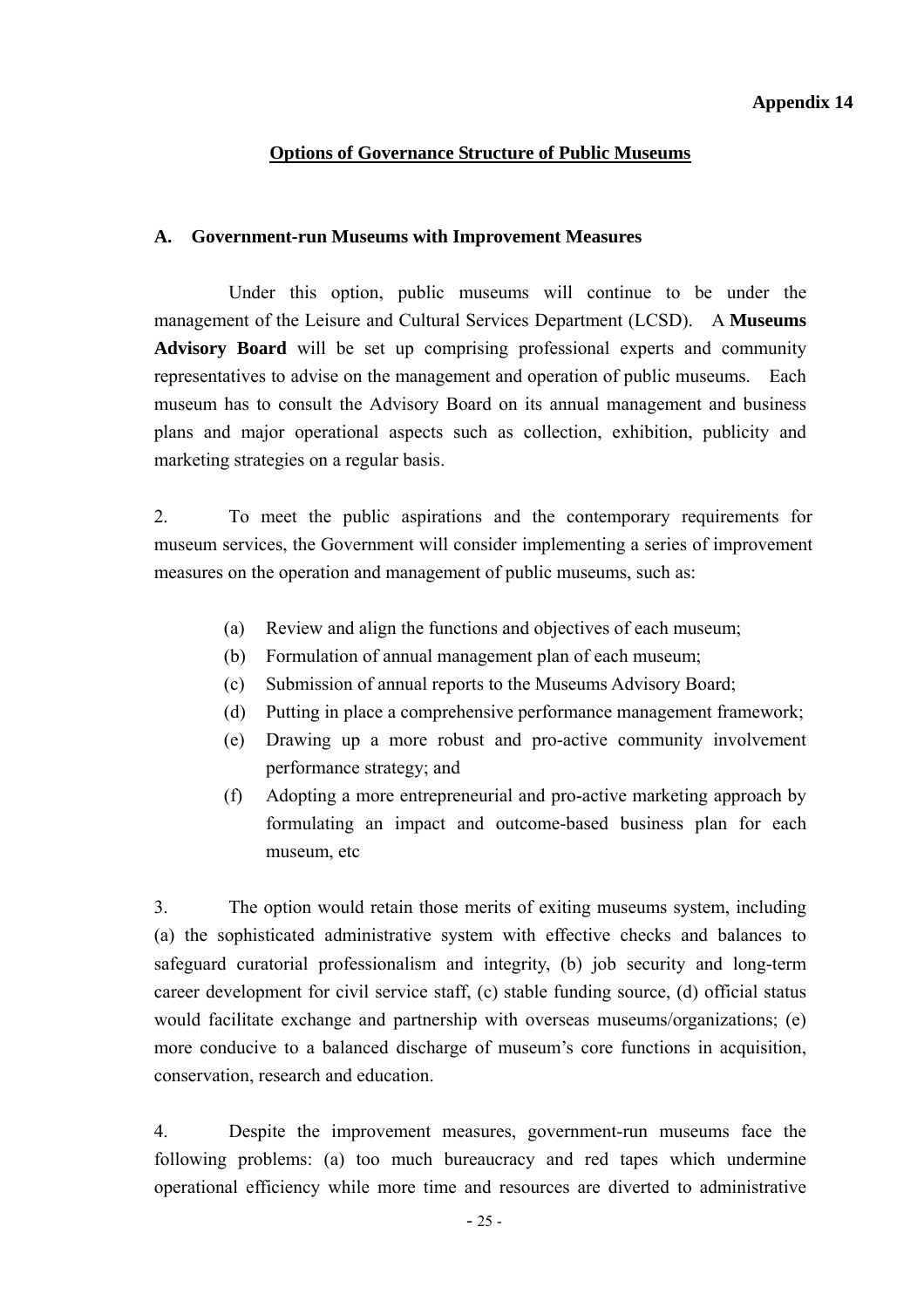**Appendix 14**

## Options of Governance Structure of Public Museums

### A. Government-run Museums with Improvement Measures

Under this option, public museums will continue to be under the management of the Leisure and Cultural Services Department (LCSD). A **Museums Advisory Board** will be set up comprising professional experts and community representatives to advise on the management and operation of public museums. Each museum has to consult the Advisory Board on its annual management and business plans and major operational aspects such as collection, exhibition, publicity and marketing strategies on a regular basis.

2. To meet the public aspirations and the contemporary requirements for museum services, the Government will consider implementing a series of improvement measures on the operation and management of public museums, such as:

- (a) Review and align the functions and objectives of each museum;
- (b) Formulation of annual management plan of each museum;
- (c) Submission of annual reports to the Museums Advisory Board;
- (d) Putting in place a comprehensive performance management framework;
- (e) Drawing up a more robust and pro-active community involvement performance strategy; and
- (f) Adopting a more entrepreneurial and pro-active marketing approach by formulating an impact and outcome-based business plan for each museum, etc

3. The option would retain those merits of exiting museums system, including (a) the sophisticated administrative system with effective checks and balances to safeguard curatorial professionalism and integrity, (b) job security and long-term career development for civil service staff, (c) stable funding source, (d) official status would facilitate exchange and partnership with overseas museums/organizations; (e) more conducive to a balanced discharge of museum's core functions in acquisition, conservation, research and education.

4. Despite the improvement measures, government-run museums face the following problems: (a) too much bureaucracy and red tapes which undermine operational efficiency while more time and resources are diverted to administrative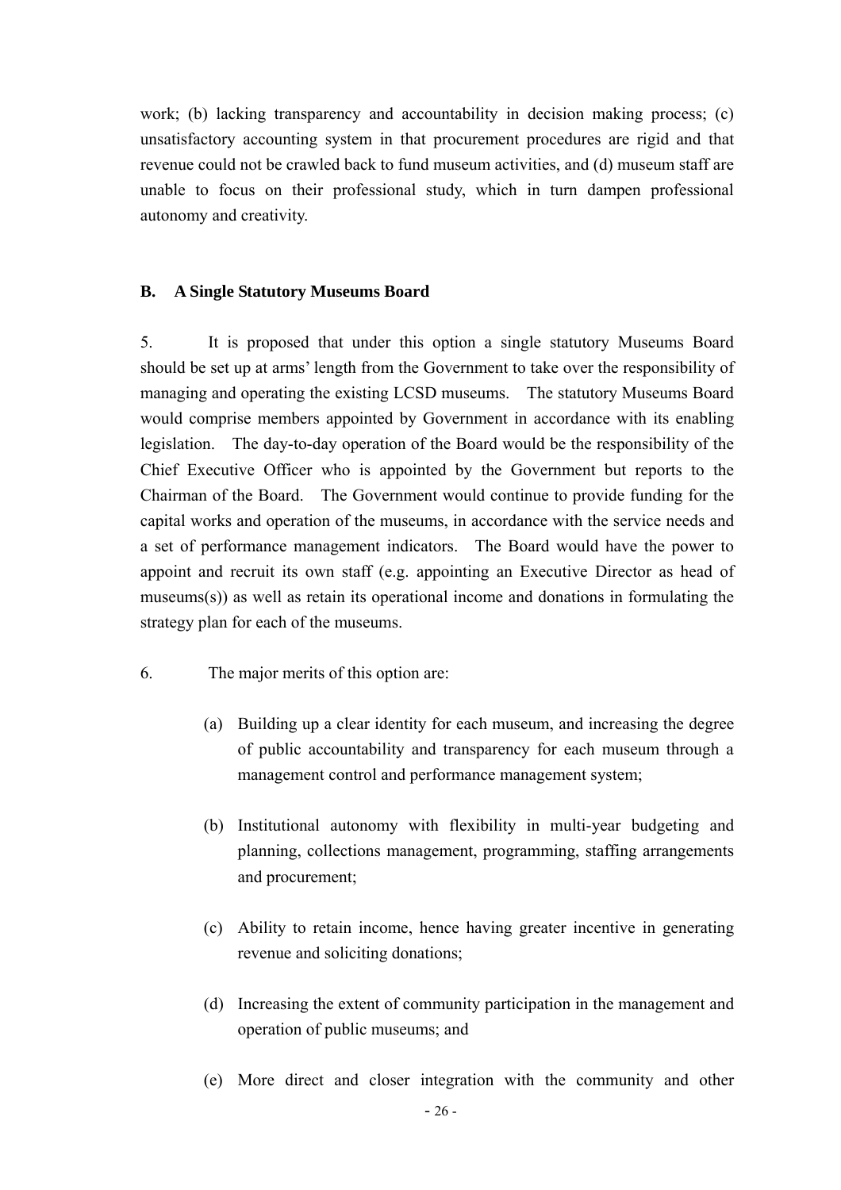work; (b) lacking transparency and accountability in decision making process; (c) unsatisfactory accounting system in that procurement procedures are rigid and that revenue could not be crawled back to fund museum activities, and (d) museum staff are unable to focus on their professional study, which in turn dampen professional autonomy and creativity.

## B. A Single Statutory Museums Board

5. It is proposed that under this option a single statutory Museums Board should be set up at arms' length from the Government to take over the responsibility of managing and operating the existing LCSD museums. The statutory Museums Board would comprise members appointed by Government in accordance with its enabling legislation. The day-to-day operation of the Board would be the responsibility of the Chief Executive Officer who is appointed by the Government but reports to the Chairman of the Board. The Government would continue to provide funding for the capital works and operation of the museums, in accordance with the service needs and a set of performance management indicators. The Board would have the power to appoint and recruit its own staff (e.g. appointing an Executive Director as head of museums(s)) as well as retain its operational income and donations in formulating the strategy plan for each of the museums.

6. The major merits of this option are:

(a) Building up a clear identity for each museum, and increasing the degree of public accountability and transparency for each museum through a management control and performance management system;

(b) Institutional autonomy with flexibility in multi-year budgeting and planning, collections management, programming, staffing arrangements and procurement;

(c) Ability to retain income, hence having greater incentive in generating revenue and soliciting donations;

(d) Increasing the extent of community participation in the management and operation of public museums; and

(e) More direct and closer integration with the community and other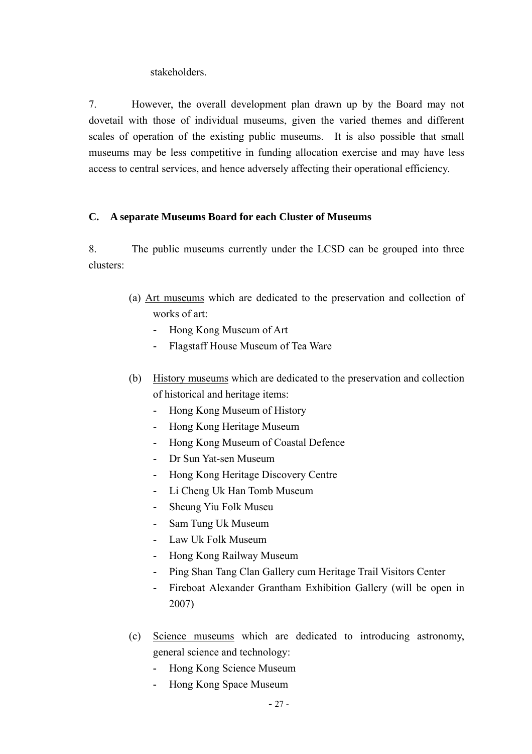stakeholders.

7. However, the overall development plan drawn up by the Board may not dovetail with those of individual museums, given the varied themes and different scales of operation of the existing public museums. It is also possible that small museums may be less competitive in funding allocation exercise and may have less access to central services, and hence adversely affecting their operational efficiency.

**C. A separate Museums Board for each Cluster of Museums**

8. The public museums currently under the LCSD can be grouped into three clusters:

(a) Art museums which are dedicated to the preservation and collection of works of art:
- Hong Kong Museum of Art
- Flagstaff House Museum of Tea Ware

(b) History museums which are dedicated to the preservation and collection of historical and heritage items:
- Hong Kong Museum of History
- Hong Kong Heritage Museum
- Hong Kong Museum of Coastal Defence
- Dr Sun Yat-sen Museum
- Hong Kong Heritage Discovery Centre
- Li Cheng Uk Han Tomb Museum
- Sheung Yiu Folk Museu
- Sam Tung Uk Museum
- Law Uk Folk Museum
- Hong Kong Railway Museum
- Ping Shan Tang Clan Gallery cum Heritage Trail Visitors Center
- Fireboat Alexander Grantham Exhibition Gallery (will be open in 2007)

(c) Science museums which are dedicated to introducing astronomy, general science and technology:
- Hong Kong Science Museum
- Hong Kong Space Museum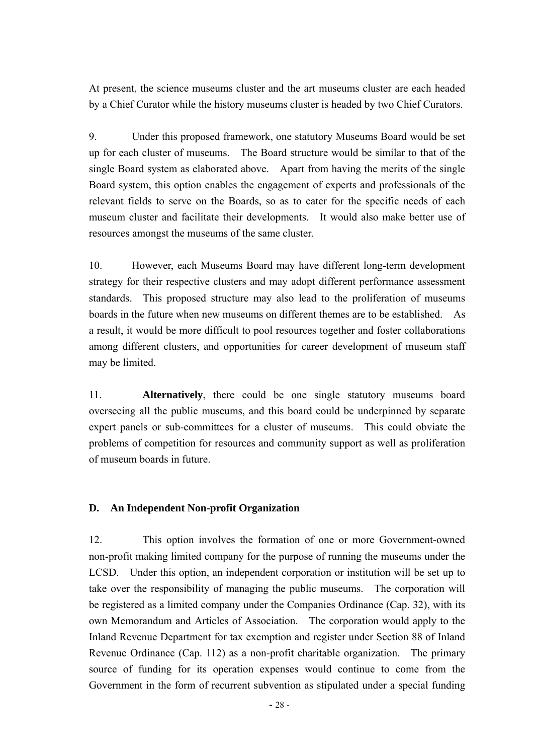At present, the science museums cluster and the art museums cluster are each headed by a Chief Curator while the history museums cluster is headed by two Chief Curators.

9. Under this proposed framework, one statutory Museums Board would be set up for each cluster of museums. The Board structure would be similar to that of the single Board system as elaborated above. Apart from having the merits of the single Board system, this option enables the engagement of experts and professionals of the relevant fields to serve on the Boards, so as to cater for the specific needs of each museum cluster and facilitate their developments. It would also make better use of resources amongst the museums of the same cluster.

10. However, each Museums Board may have different long-term development strategy for their respective clusters and may adopt different performance assessment standards. This proposed structure may also lead to the proliferation of museums boards in the future when new museums on different themes are to be established. As a result, it would be more difficult to pool resources together and foster collaborations among different clusters, and opportunities for career development of museum staff may be limited.

11. **Alternatively**, there could be one single statutory museums board overseeing all the public museums, and this board could be underpinned by separate expert panels or sub-committees for a cluster of museums. This could obviate the problems of competition for resources and community support as well as proliferation of museum boards in future.

### D. An Independent Non-profit Organization

12. This option involves the formation of one or more Government-owned non-profit making limited company for the purpose of running the museums under the LCSD. Under this option, an independent corporation or institution will be set up to take over the responsibility of managing the public museums. The corporation will be registered as a limited company under the Companies Ordinance (Cap. 32), with its own Memorandum and Articles of Association. The corporation would apply to the Inland Revenue Department for tax exemption and register under Section 88 of Inland Revenue Ordinance (Cap. 112) as a non-profit charitable organization. The primary source of funding for its operation expenses would continue to come from the Government in the form of recurrent subvention as stipulated under a special funding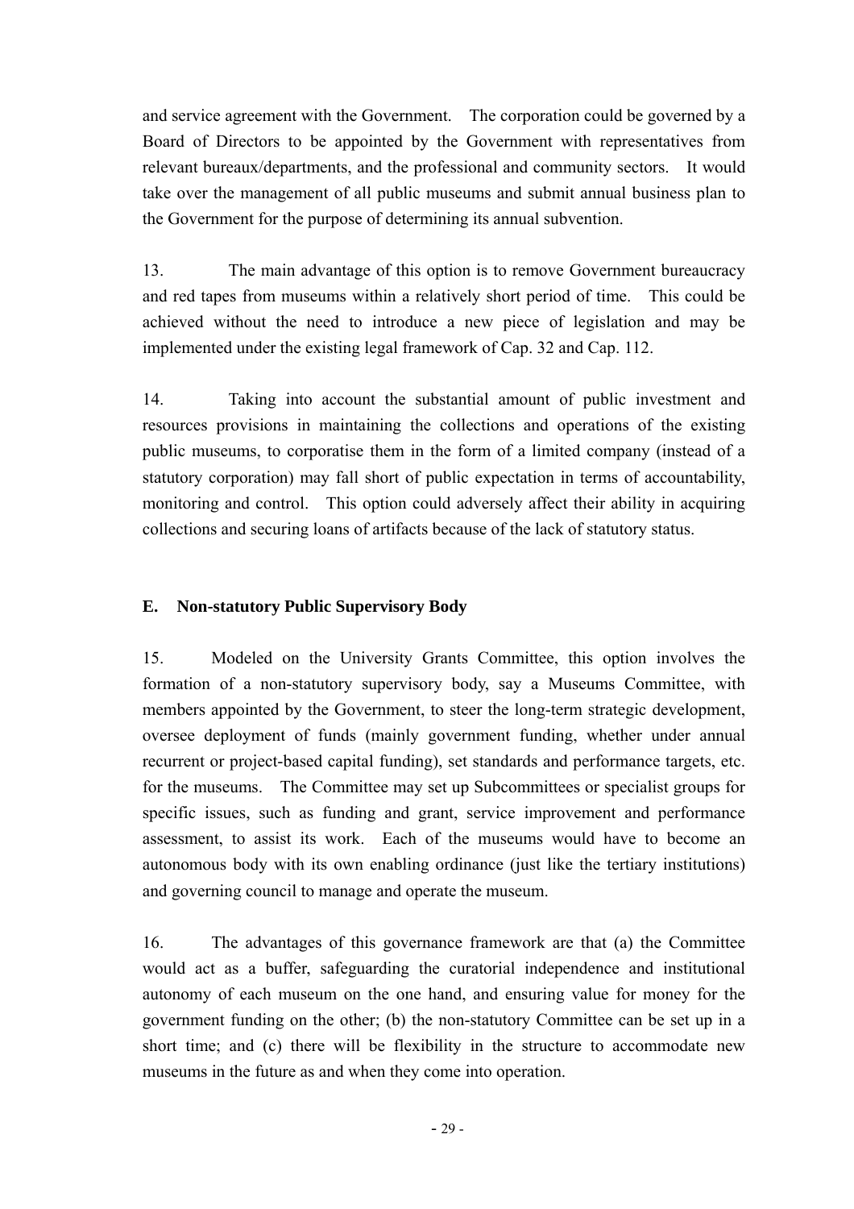and service agreement with the Government. The corporation could be governed by a Board of Directors to be appointed by the Government with representatives from relevant bureaux/departments, and the professional and community sectors. It would take over the management of all public museums and submit annual business plan to the Government for the purpose of determining its annual subvention.

13. The main advantage of this option is to remove Government bureaucracy and red tapes from museums within a relatively short period of time. This could be achieved without the need to introduce a new piece of legislation and may be implemented under the existing legal framework of Cap. 32 and Cap. 112.

14. Taking into account the substantial amount of public investment and resources provisions in maintaining the collections and operations of the existing public museums, to corporatise them in the form of a limited company (instead of a statutory corporation) may fall short of public expectation in terms of accountability, monitoring and control. This option could adversely affect their ability in acquiring collections and securing loans of artifacts because of the lack of statutory status.

### E. Non-statutory Public Supervisory Body

15. Modeled on the University Grants Committee, this option involves the formation of a non-statutory supervisory body, say a Museums Committee, with members appointed by the Government, to steer the long-term strategic development, oversee deployment of funds (mainly government funding, whether under annual recurrent or project-based capital funding), set standards and performance targets, etc. for the museums. The Committee may set up Subcommittees or specialist groups for specific issues, such as funding and grant, service improvement and performance assessment, to assist its work. Each of the museums would have to become an autonomous body with its own enabling ordinance (just like the tertiary institutions) and governing council to manage and operate the museum.

16. The advantages of this governance framework are that (a) the Committee would act as a buffer, safeguarding the curatorial independence and institutional autonomy of each museum on the one hand, and ensuring value for money for the government funding on the other; (b) the non-statutory Committee can be set up in a short time; and (c) there will be flexibility in the structure to accommodate new museums in the future as and when they come into operation.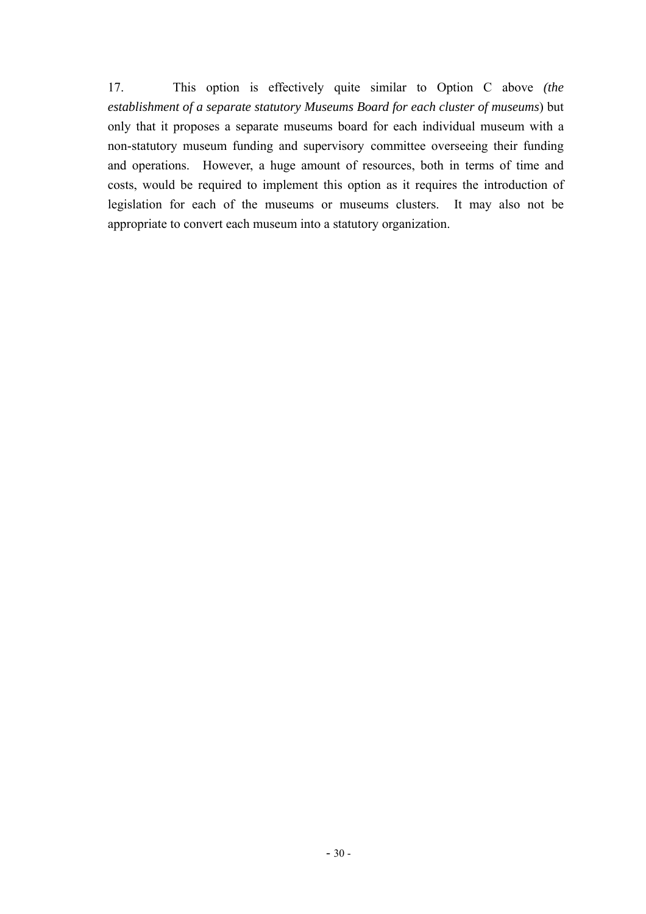17. This option is effectively quite similar to Option C above *(the establishment of a separate statutory Museums Board for each cluster of museums*) but only that it proposes a separate museums board for each individual museum with a non-statutory museum funding and supervisory committee overseeing their funding and operations. However, a huge amount of resources, both in terms of time and costs, would be required to implement this option as it requires the introduction of legislation for each of the museums or museums clusters. It may also not be appropriate to convert each museum into a statutory organization.